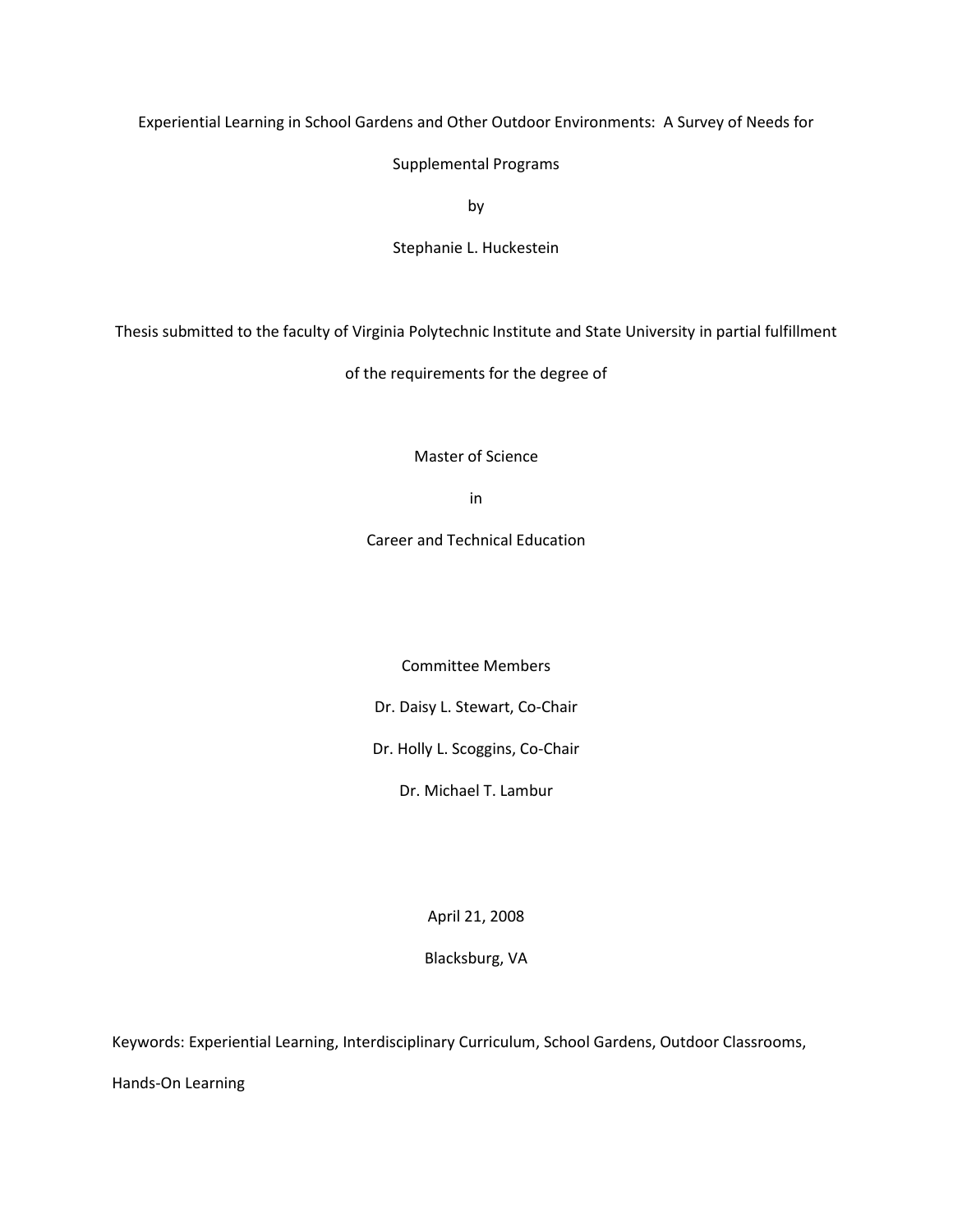# Experiential Learning in School Gardens and Other Outdoor Environments: A Survey of Needs for Supplemental Programs

by

Stephanie L. Huckestein

Thesis submitted to the faculty of Virginia Polytechnic Institute and State University in partial fulfillment of the requirements for the degree of

Master of Science

in

Career and Technical Education

Committee Members

Dr. Daisy L. Stewart, Co-Chair

Dr. Holly L. Scoggins, Co-Chair

Dr. Michael T. Lambur

April 21, 2008

Blacksburg, VA

Keywords: Experiential Learning, Interdisciplinary Curriculum, School Gardens, Outdoor Classrooms, Hands-On Learning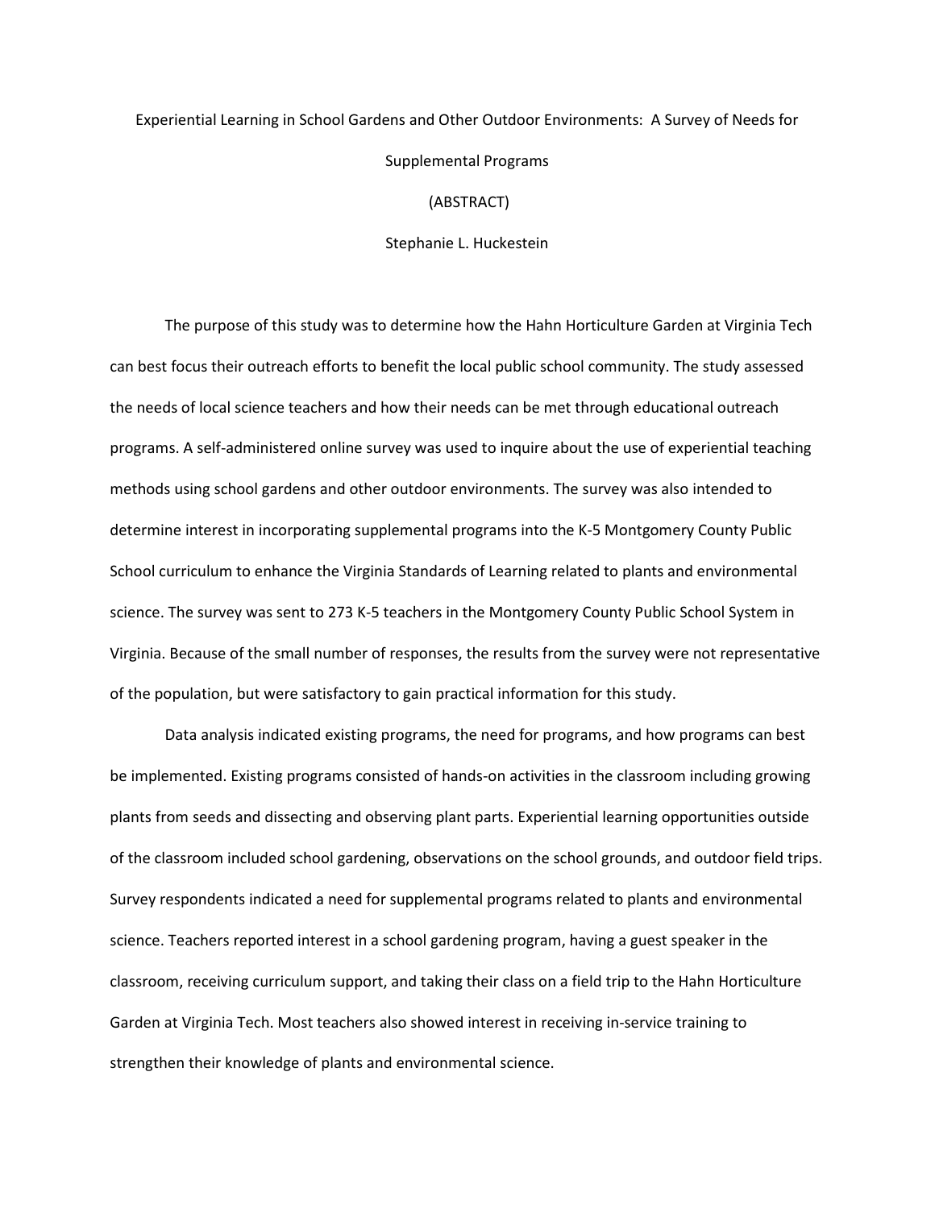# Experiential Learning in School Gardens and Other Outdoor Environments: A Survey of Needs for Supplemental Programs

(ABSTRACT)

Stephanie L. Huckestein

The purpose of this study was to determine how the Hahn Horticulture Garden at Virginia Tech can best focus their outreach efforts to benefit the local public school community. The study assessed the needs of local science teachers and how their needs can be met through educational outreach programs. A self-administered online survey was used to inquire about the use of experiential teaching methods using school gardens and other outdoor environments. The survey was also intended to determine interest in incorporating supplemental programs into the K-5 Montgomery County Public School curriculum to enhance the Virginia Standards of Learning related to plants and environmental science. The survey was sent to 273 K-5 teachers in the Montgomery County Public School System in Virginia. Because of the small number of responses, the results from the survey were not representative of the population, but were satisfactory to gain practical information for this study.

Data analysis indicated existing programs, the need for programs, and how programs can best be implemented. Existing programs consisted of hands-on activities in the classroom including growing plants from seeds and dissecting and observing plant parts. Experiential learning opportunities outside of the classroom included school gardening, observations on the school grounds, and outdoor field trips. Survey respondents indicated a need for supplemental programs related to plants and environmental science. Teachers reported interest in a school gardening program, having a guest speaker in the classroom, receiving curriculum support, and taking their class on a field trip to the Hahn Horticulture Garden at Virginia Tech. Most teachers also showed interest in receiving in-service training to strengthen their knowledge of plants and environmental science.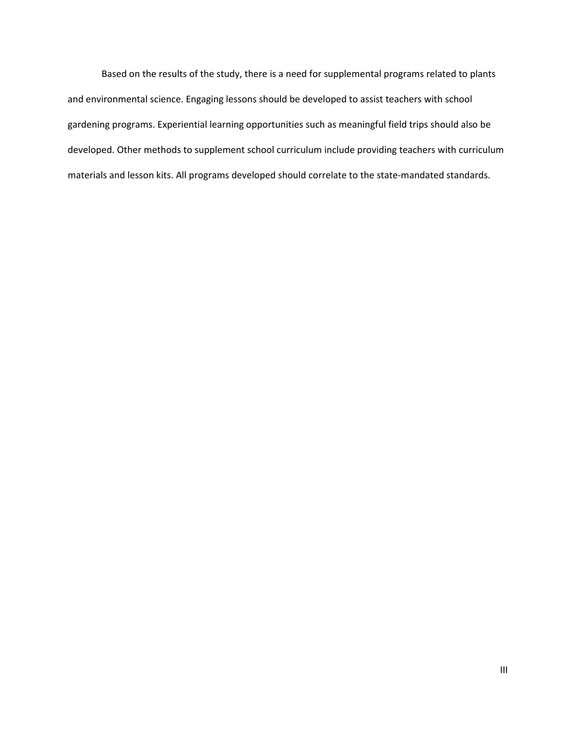Based on the results of the study, there is a need for supplemental programs related to plants and environmental science. Engaging lessons should be developed to assist teachers with school gardening programs. Experiential learning opportunities such as meaningful field trips should also be developed. Other methods to supplement school curriculum include providing teachers with curriculum materials and lesson kits. All programs developed should correlate to the state-mandated standards.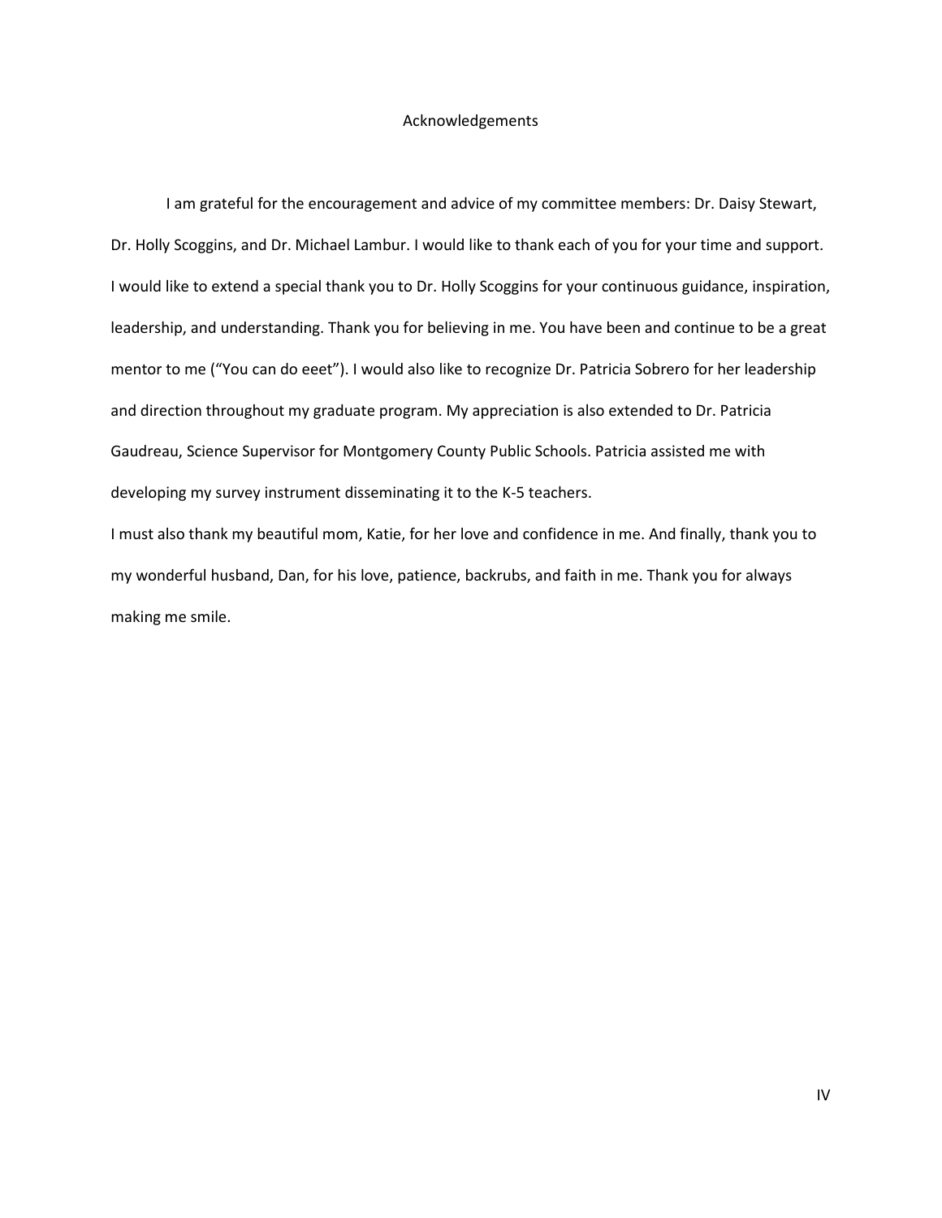# Acknowledgements

I am grateful for the encouragement and advice of my committee members: Dr. Daisy Stewart, Dr. Holly Scoggins, and Dr. Michael Lambur. I would like to thank each of you for your time and support. I would like to extend a special thank you to Dr. Holly Scoggins for your continuous guidance, inspiration, leadership, and understanding. Thank you for believing in me. You have been and continue to be a great mentor to me ("You can do eeet"). I would also like to recognize Dr. Patricia Sobrero for her leadership and direction throughout my graduate program. My appreciation is also extended to Dr. Patricia Gaudreau, Science Supervisor for Montgomery County Public Schools. Patricia assisted me with developing my survey instrument disseminating it to the K-5 teachers.

I must also thank my beautiful mom, Katie, for her love and confidence in me. And finally, thank you to my wonderful husband, Dan, for his love, patience, backrubs, and faith in me. Thank you for always making me smile.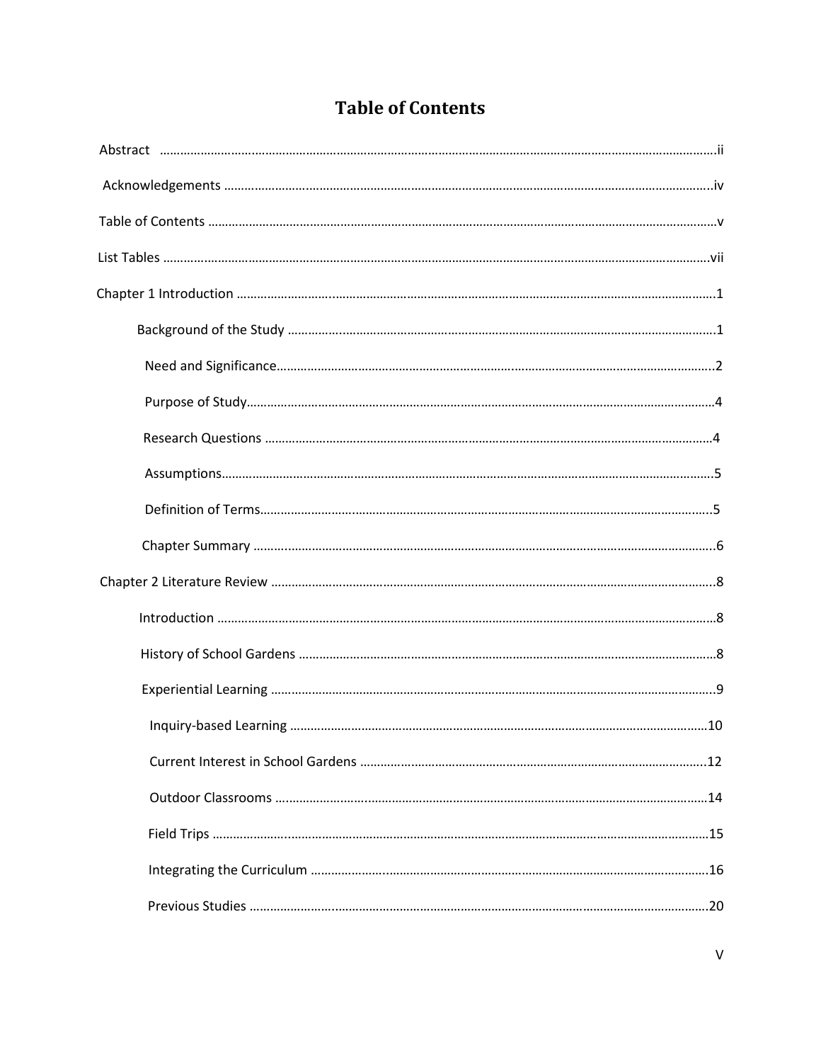# Table of Contents

Abstract ....................................................................................................................................................ii

Acknowledgements ..................................................................................................................................iv

Table of Contents .......................................................................................................................................v

List Tables ................................................................................................................................................vii

Chapter 1 Introduction ...............................................................................................................................1

- Background of the Study ..........................................................................................................1
- Need and Significance................................................................................................................2
- Purpose of Study........................................................................................................................4
- Research Questions ...................................................................................................................4
- Assumptions...............................................................................................................................5
- Definition of Terms.....................................................................................................................5
- Chapter Summary .....................................................................................................................6

Chapter 2 Literature Review .......................................................................................................................8

- Introduction ...............................................................................................................................8
- History of School Gardens .........................................................................................................8
- Experiential Learning .................................................................................................................9
  - Inquiry-based Learning ...........................................................................................................10
  - Current Interest in School Gardens .........................................................................................12
  - Outdoor Classrooms ...............................................................................................................14
  - Field Trips ...............................................................................................................................15
  - Integrating the Curriculum .....................................................................................................16
  - Previous Studies .....................................................................................................................20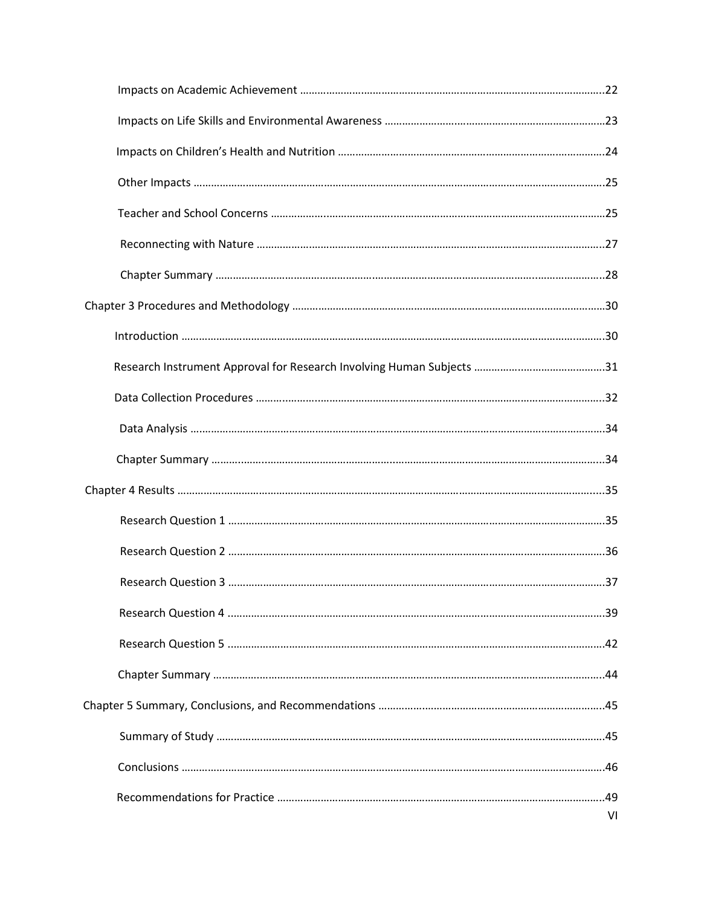Impacts on Academic Achievement ........................................................................................................22

Impacts on Life Skills and Environmental Awareness ...........................................................................23

Impacts on Children's Health and Nutrition ...........................................................................................24

Other Impacts ..............................................................................................................................................25

Teacher and School Concerns ...................................................................................................................25

Reconnecting with Nature .........................................................................................................................27

Chapter Summary .......................................................................................................................................28

Chapter 3 Procedures and Methodology ........................................................................................................30

Introduction ..................................................................................................................................................30

Research Instrument Approval for Research Involving Human Subjects ............................................31

Data Collection Procedures .........................................................................................................................32

Data Analysis ...............................................................................................................................................34

Chapter Summary .......................................................................................................................................34

Chapter 4 Results .............................................................................................................................................35

Research Question 1 ...................................................................................................................................35

Research Question 2 ...................................................................................................................................36

Research Question 3 ...................................................................................................................................37

Research Question 4 ...................................................................................................................................39

Research Question 5 ...................................................................................................................................42

Chapter Summary .......................................................................................................................................44

Chapter 5 Summary, Conclusions, and Recommendations ..........................................................................45

Summary of Study .......................................................................................................................................45

Conclusions ..................................................................................................................................................46

Recommendations for Practice ..................................................................................................................49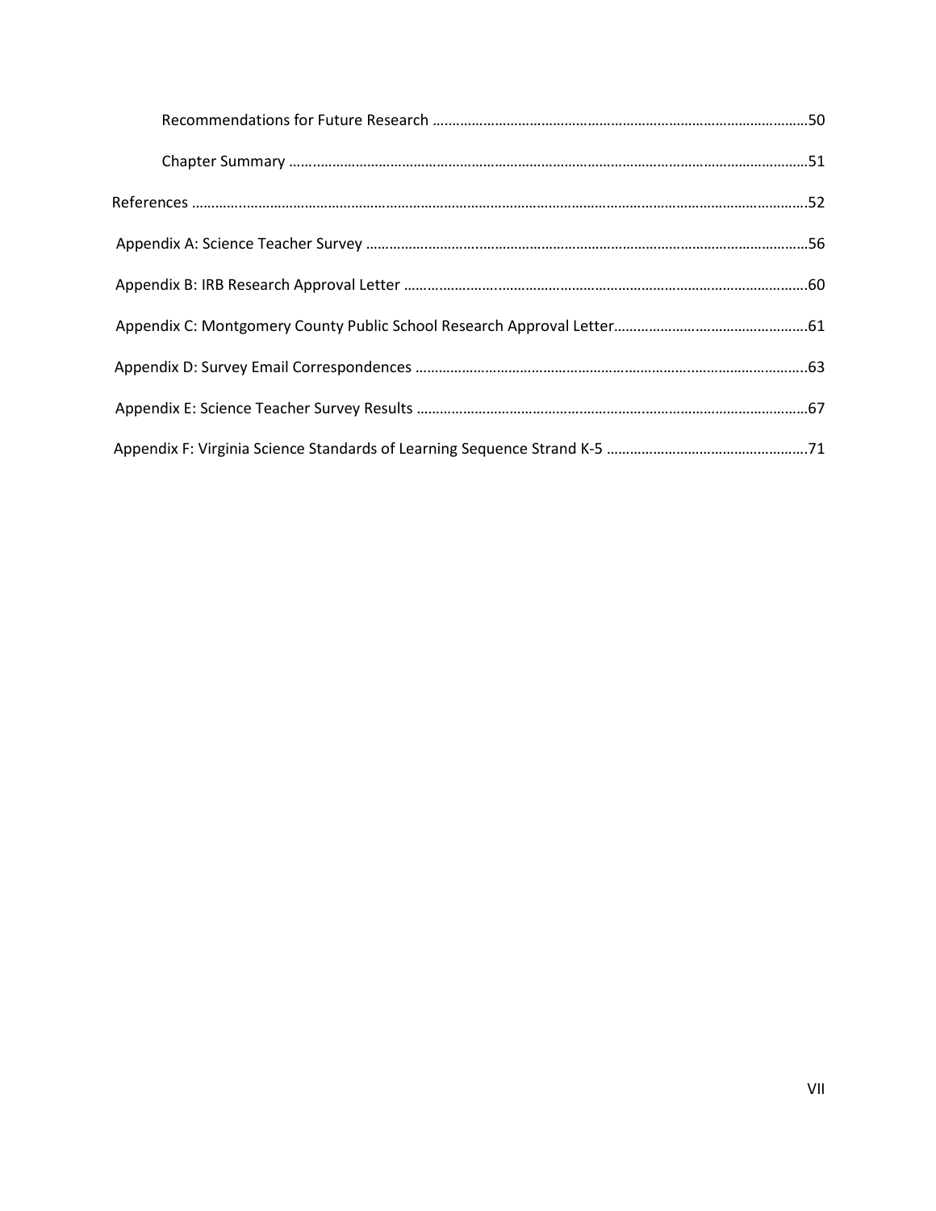Recommendations for Future Research ........................................................................................50

Chapter Summary ..............................................................................................................................51

References ...................................................................................................................................................52

Appendix A: Science Teacher Survey ........................................................................................................56

Appendix B: IRB Research Approval Letter ..............................................................................................60

Appendix C: Montgomery County Public School Research Approval Letter...............................................61

Appendix D: Survey Email Correspondences ...........................................................................................63

Appendix E: Science Teacher Survey Results ..........................................................................................67

Appendix F: Virginia Science Standards of Learning Sequence Strand K-5 ..............................................71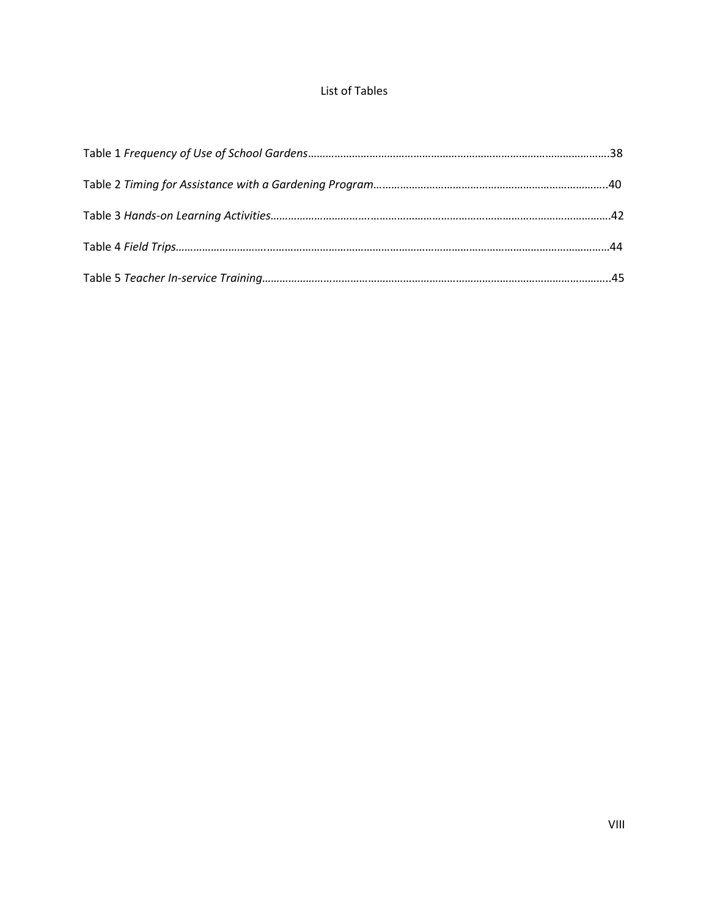# List of Tables

Table 1 *Frequency of Use of School Gardens*……………………………………………………………………………………38

Table 2 *Timing for Assistance with a Gardening Program*……………………………………………………………………..40

Table 3 *Hands-on Learning Activities*………………………………………………………………………………………………….42

Table 4 *Field Trips*……………………………………………………………………………………………………………………………44

Table 5 *Teacher In-service Training*…………………………………………………………………………………………………..45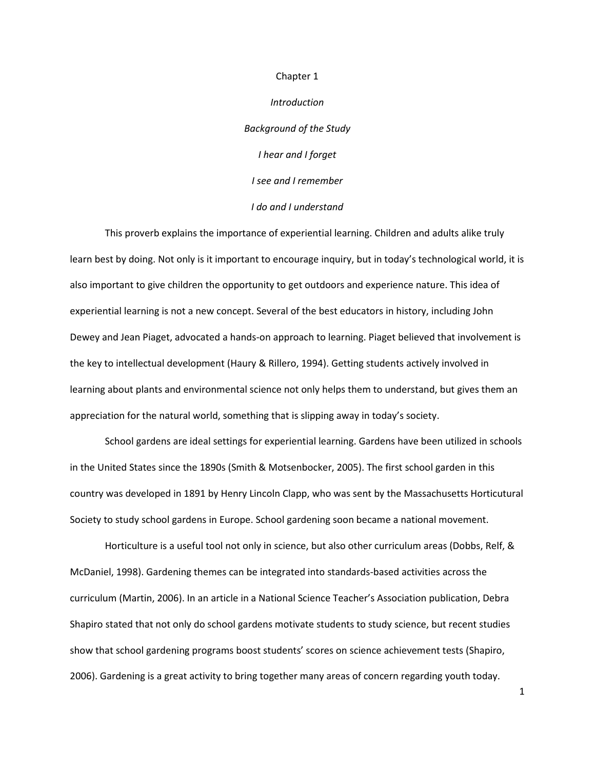# Chapter 1

## *Introduction*

### *Background of the Study*

*I hear and I forget*

*I see and I remember*

*I do and I understand*

This proverb explains the importance of experiential learning. Children and adults alike truly learn best by doing. Not only is it important to encourage inquiry, but in today's technological world, it is also important to give children the opportunity to get outdoors and experience nature. This idea of experiential learning is not a new concept. Several of the best educators in history, including John Dewey and Jean Piaget, advocated a hands-on approach to learning. Piaget believed that involvement is the key to intellectual development (Haury & Rillero, 1994). Getting students actively involved in learning about plants and environmental science not only helps them to understand, but gives them an appreciation for the natural world, something that is slipping away in today's society.

School gardens are ideal settings for experiential learning. Gardens have been utilized in schools in the United States since the 1890s (Smith & Motsenbocker, 2005). The first school garden in this country was developed in 1891 by Henry Lincoln Clapp, who was sent by the Massachusetts Horticutural Society to study school gardens in Europe. School gardening soon became a national movement.

Horticulture is a useful tool not only in science, but also other curriculum areas (Dobbs, Relf, & McDaniel, 1998). Gardening themes can be integrated into standards-based activities across the curriculum (Martin, 2006). In an article in a National Science Teacher's Association publication, Debra Shapiro stated that not only do school gardens motivate students to study science, but recent studies show that school gardening programs boost students' scores on science achievement tests (Shapiro, 2006). Gardening is a great activity to bring together many areas of concern regarding youth today.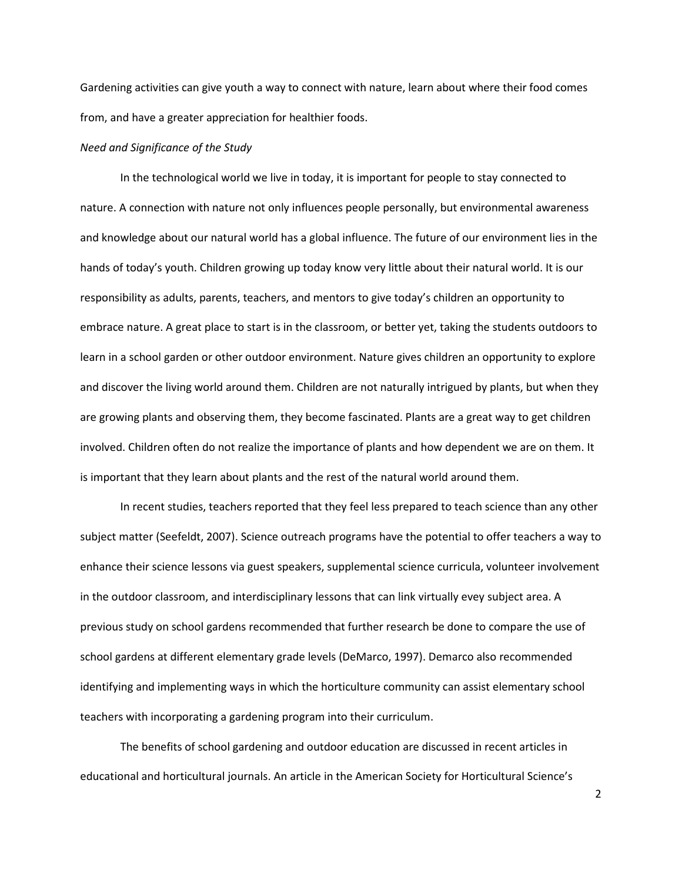Gardening activities can give youth a way to connect with nature, learn about where their food comes from, and have a greater appreciation for healthier foods.

*Need and Significance of the Study*

In the technological world we live in today, it is important for people to stay connected to nature. A connection with nature not only influences people personally, but environmental awareness and knowledge about our natural world has a global influence. The future of our environment lies in the hands of today's youth. Children growing up today know very little about their natural world. It is our responsibility as adults, parents, teachers, and mentors to give today's children an opportunity to embrace nature. A great place to start is in the classroom, or better yet, taking the students outdoors to learn in a school garden or other outdoor environment. Nature gives children an opportunity to explore and discover the living world around them. Children are not naturally intrigued by plants, but when they are growing plants and observing them, they become fascinated. Plants are a great way to get children involved. Children often do not realize the importance of plants and how dependent we are on them. It is important that they learn about plants and the rest of the natural world around them.

In recent studies, teachers reported that they feel less prepared to teach science than any other subject matter (Seefeldt, 2007). Science outreach programs have the potential to offer teachers a way to enhance their science lessons via guest speakers, supplemental science curricula, volunteer involvement in the outdoor classroom, and interdisciplinary lessons that can link virtually evey subject area. A previous study on school gardens recommended that further research be done to compare the use of school gardens at different elementary grade levels (DeMarco, 1997). Demarco also recommended identifying and implementing ways in which the horticulture community can assist elementary school teachers with incorporating a gardening program into their curriculum.

The benefits of school gardening and outdoor education are discussed in recent articles in educational and horticultural journals. An article in the American Society for Horticultural Science's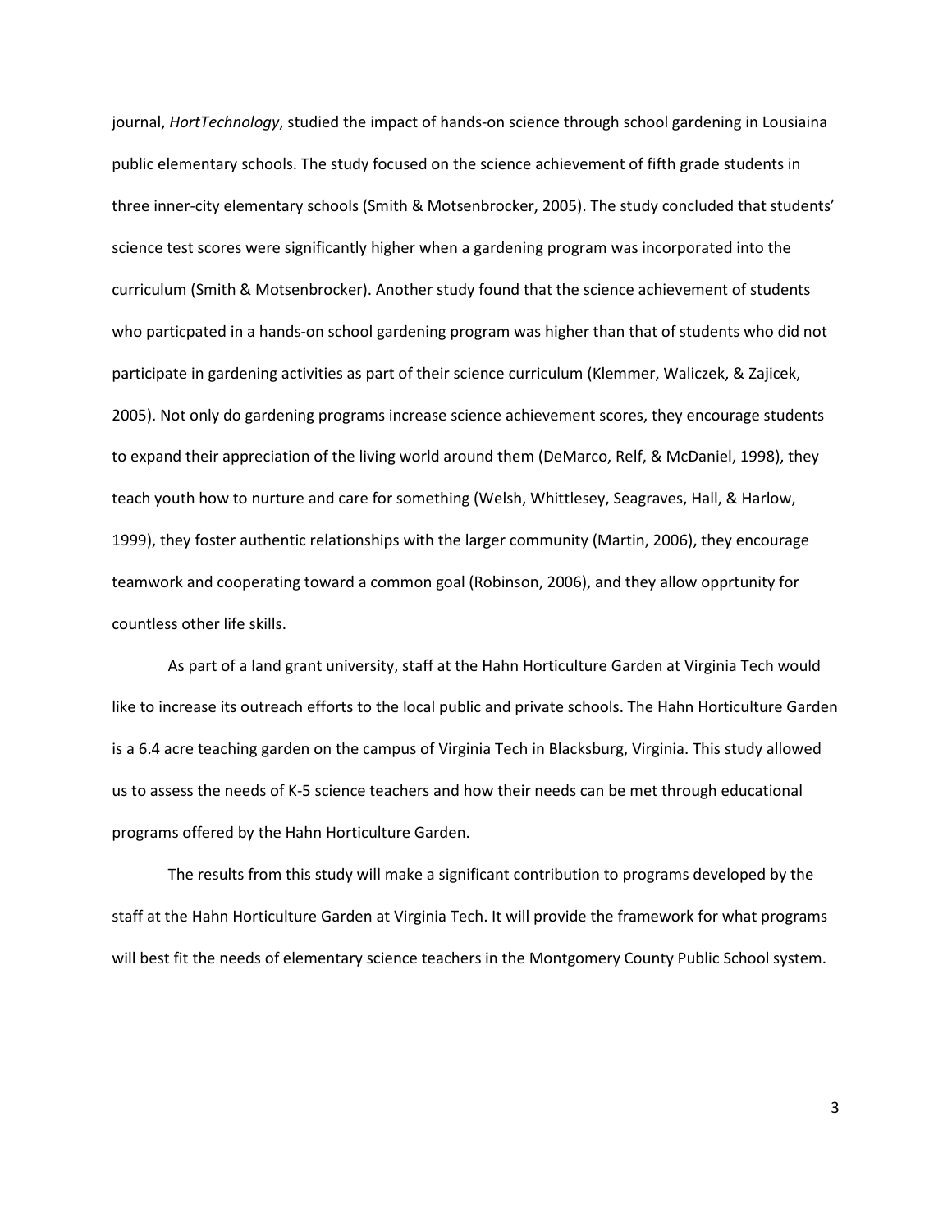journal, *HortTechnology*, studied the impact of hands-on science through school gardening in Lousiaina public elementary schools. The study focused on the science achievement of fifth grade students in three inner-city elementary schools (Smith & Motsenbrocker, 2005). The study concluded that students' science test scores were significantly higher when a gardening program was incorporated into the curriculum (Smith & Motsenbrocker). Another study found that the science achievement of students who particpated in a hands-on school gardening program was higher than that of students who did not participate in gardening activities as part of their science curriculum (Klemmer, Waliczek, & Zajicek, 2005). Not only do gardening programs increase science achievement scores, they encourage students to expand their appreciation of the living world around them (DeMarco, Relf, & McDaniel, 1998), they teach youth how to nurture and care for something (Welsh, Whittlesey, Seagraves, Hall, & Harlow, 1999), they foster authentic relationships with the larger community (Martin, 2006), they encourage teamwork and cooperating toward a common goal (Robinson, 2006), and they allow opprtunity for countless other life skills.

As part of a land grant university, staff at the Hahn Horticulture Garden at Virginia Tech would like to increase its outreach efforts to the local public and private schools. The Hahn Horticulture Garden is a 6.4 acre teaching garden on the campus of Virginia Tech in Blacksburg, Virginia. This study allowed us to assess the needs of K-5 science teachers and how their needs can be met through educational programs offered by the Hahn Horticulture Garden.

The results from this study will make a significant contribution to programs developed by the staff at the Hahn Horticulture Garden at Virginia Tech. It will provide the framework for what programs will best fit the needs of elementary science teachers in the Montgomery County Public School system.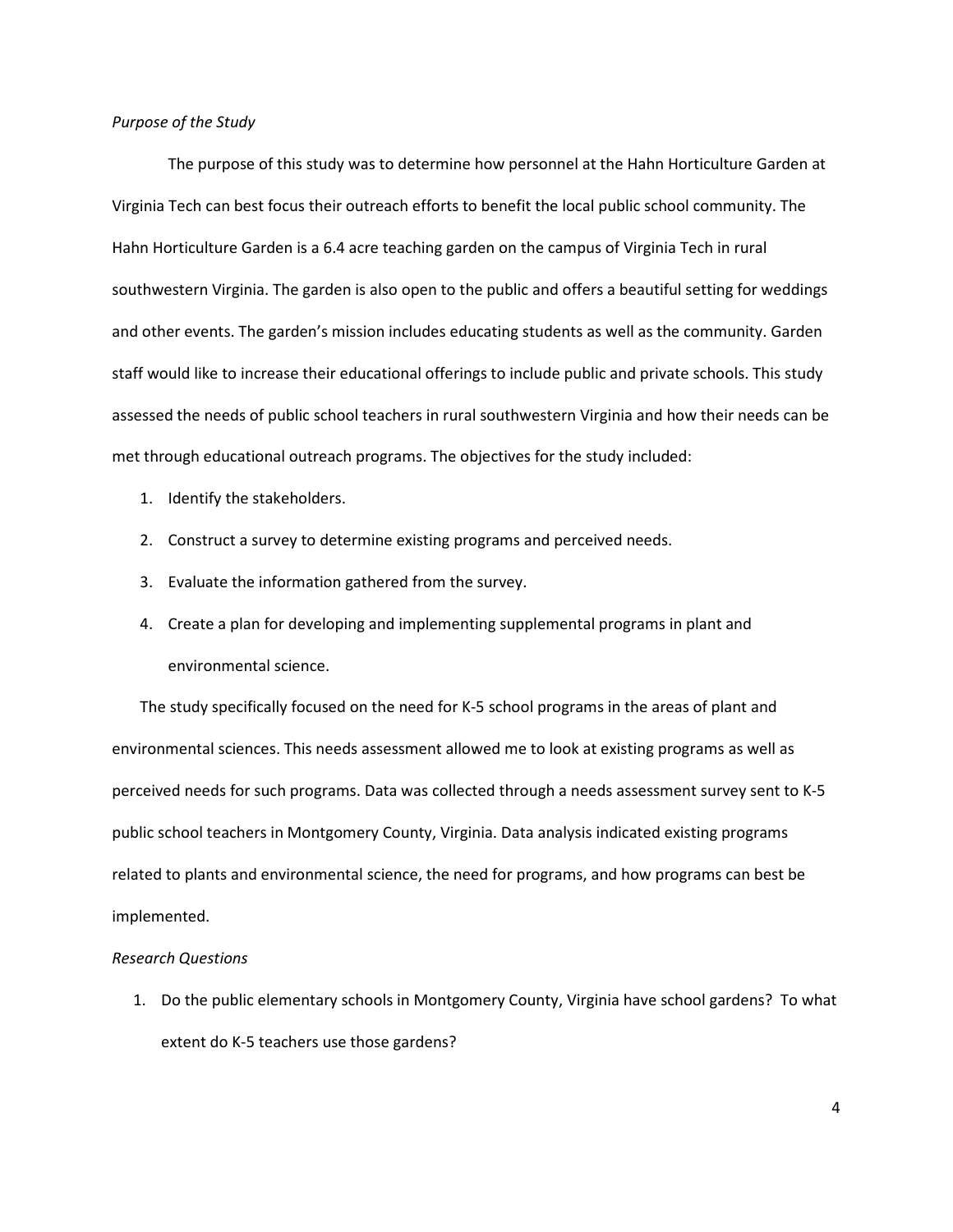*Purpose of the Study*

The purpose of this study was to determine how personnel at the Hahn Horticulture Garden at Virginia Tech can best focus their outreach efforts to benefit the local public school community. The Hahn Horticulture Garden is a 6.4 acre teaching garden on the campus of Virginia Tech in rural southwestern Virginia. The garden is also open to the public and offers a beautiful setting for weddings and other events. The garden's mission includes educating students as well as the community. Garden staff would like to increase their educational offerings to include public and private schools. This study assessed the needs of public school teachers in rural southwestern Virginia and how their needs can be met through educational outreach programs. The objectives for the study included:

1. Identify the stakeholders.
2. Construct a survey to determine existing programs and perceived needs.
3. Evaluate the information gathered from the survey.
4. Create a plan for developing and implementing supplemental programs in plant and environmental science.

The study specifically focused on the need for K-5 school programs in the areas of plant and environmental sciences. This needs assessment allowed me to look at existing programs as well as perceived needs for such programs. Data was collected through a needs assessment survey sent to K-5 public school teachers in Montgomery County, Virginia. Data analysis indicated existing programs related to plants and environmental science, the need for programs, and how programs can best be implemented.

*Research Questions*

1. Do the public elementary schools in Montgomery County, Virginia have school gardens? To what extent do K-5 teachers use those gardens?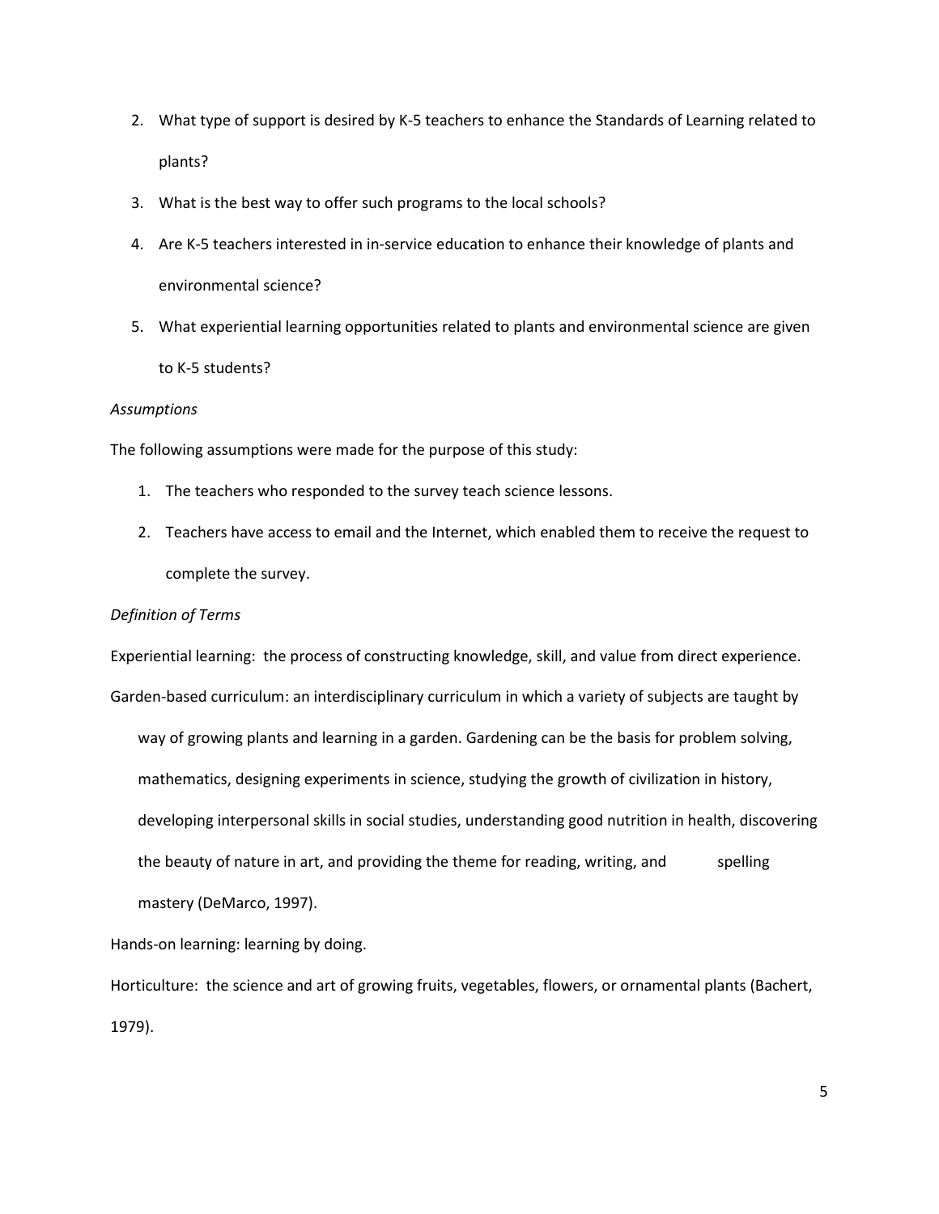2. What type of support is desired by K-5 teachers to enhance the Standards of Learning related to plants?
3. What is the best way to offer such programs to the local schools?
4. Are K-5 teachers interested in in-service education to enhance their knowledge of plants and environmental science?
5. What experiential learning opportunities related to plants and environmental science are given to K-5 students?

*Assumptions*

The following assumptions were made for the purpose of this study:

1. The teachers who responded to the survey teach science lessons.
2. Teachers have access to email and the Internet, which enabled them to receive the request to complete the survey.

*Definition of Terms*

Experiential learning: the process of constructing knowledge, skill, and value from direct experience.

Garden-based curriculum: an interdisciplinary curriculum in which a variety of subjects are taught by way of growing plants and learning in a garden. Gardening can be the basis for problem solving, mathematics, designing experiments in science, studying the growth of civilization in history, developing interpersonal skills in social studies, understanding good nutrition in health, discovering the beauty of nature in art, and providing the theme for reading, writing, and spelling mastery (DeMarco, 1997).

Hands-on learning: learning by doing.

Horticulture: the science and art of growing fruits, vegetables, flowers, or ornamental plants (Bachert, 1979).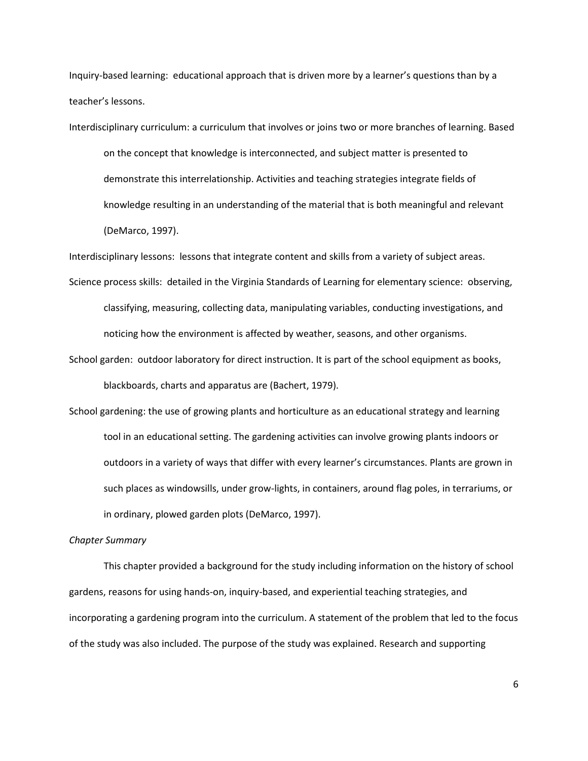Inquiry-based learning: educational approach that is driven more by a learner's questions than by a teacher's lessons.

Interdisciplinary curriculum: a curriculum that involves or joins two or more branches of learning. Based on the concept that knowledge is interconnected, and subject matter is presented to demonstrate this interrelationship. Activities and teaching strategies integrate fields of knowledge resulting in an understanding of the material that is both meaningful and relevant (DeMarco, 1997).

Interdisciplinary lessons: lessons that integrate content and skills from a variety of subject areas.

Science process skills: detailed in the Virginia Standards of Learning for elementary science: observing, classifying, measuring, collecting data, manipulating variables, conducting investigations, and noticing how the environment is affected by weather, seasons, and other organisms.

School garden: outdoor laboratory for direct instruction. It is part of the school equipment as books, blackboards, charts and apparatus are (Bachert, 1979).

School gardening: the use of growing plants and horticulture as an educational strategy and learning tool in an educational setting. The gardening activities can involve growing plants indoors or outdoors in a variety of ways that differ with every learner's circumstances. Plants are grown in such places as windowsills, under grow-lights, in containers, around flag poles, in terrariums, or in ordinary, plowed garden plots (DeMarco, 1997).

*Chapter Summary*

This chapter provided a background for the study including information on the history of school gardens, reasons for using hands-on, inquiry-based, and experiential teaching strategies, and incorporating a gardening program into the curriculum. A statement of the problem that led to the focus of the study was also included. The purpose of the study was explained. Research and supporting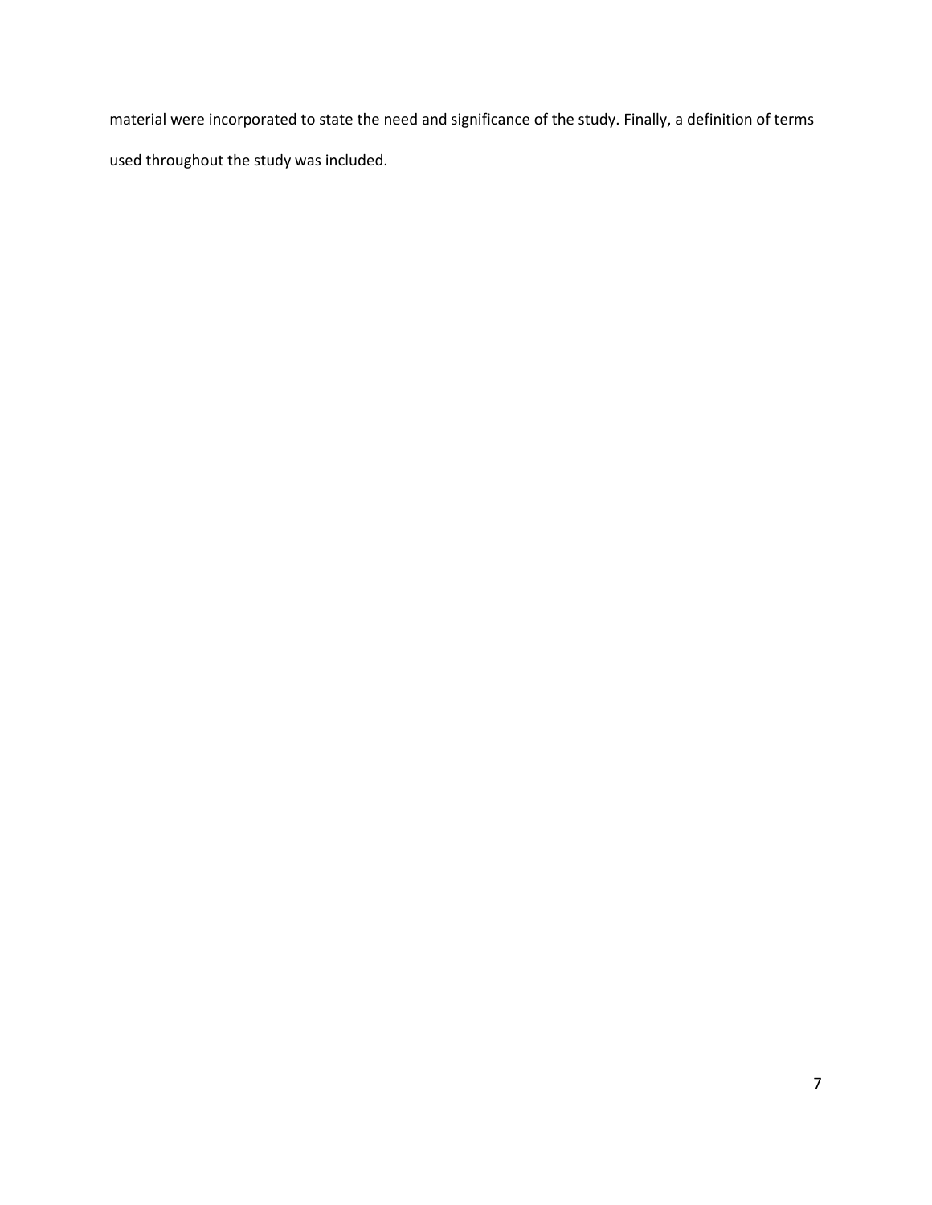material were incorporated to state the need and significance of the study. Finally, a definition of terms used throughout the study was included.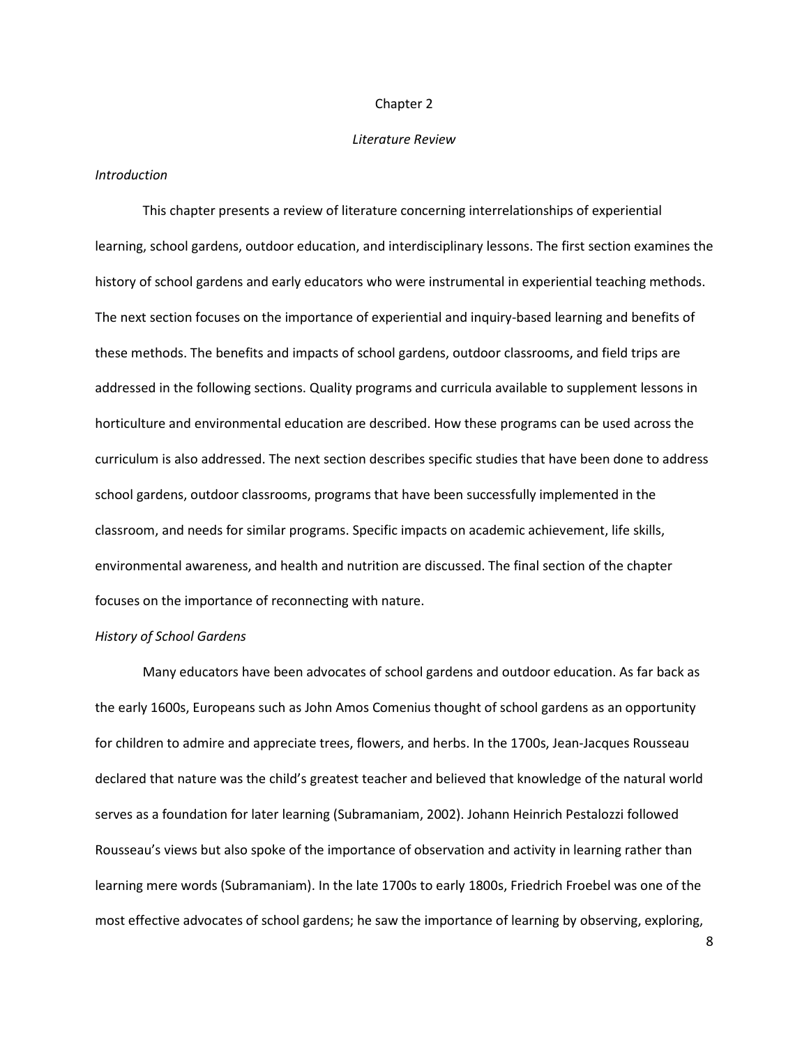# Chapter 2

## *Literature Review*

### *Introduction*

This chapter presents a review of literature concerning interrelationships of experiential learning, school gardens, outdoor education, and interdisciplinary lessons. The first section examines the history of school gardens and early educators who were instrumental in experiential teaching methods. The next section focuses on the importance of experiential and inquiry-based learning and benefits of these methods. The benefits and impacts of school gardens, outdoor classrooms, and field trips are addressed in the following sections. Quality programs and curricula available to supplement lessons in horticulture and environmental education are described. How these programs can be used across the curriculum is also addressed. The next section describes specific studies that have been done to address school gardens, outdoor classrooms, programs that have been successfully implemented in the classroom, and needs for similar programs. Specific impacts on academic achievement, life skills, environmental awareness, and health and nutrition are discussed. The final section of the chapter focuses on the importance of reconnecting with nature.

### *History of School Gardens*

Many educators have been advocates of school gardens and outdoor education. As far back as the early 1600s, Europeans such as John Amos Comenius thought of school gardens as an opportunity for children to admire and appreciate trees, flowers, and herbs. In the 1700s, Jean-Jacques Rousseau declared that nature was the child's greatest teacher and believed that knowledge of the natural world serves as a foundation for later learning (Subramaniam, 2002). Johann Heinrich Pestalozzi followed Rousseau's views but also spoke of the importance of observation and activity in learning rather than learning mere words (Subramaniam). In the late 1700s to early 1800s, Friedrich Froebel was one of the most effective advocates of school gardens; he saw the importance of learning by observing, exploring,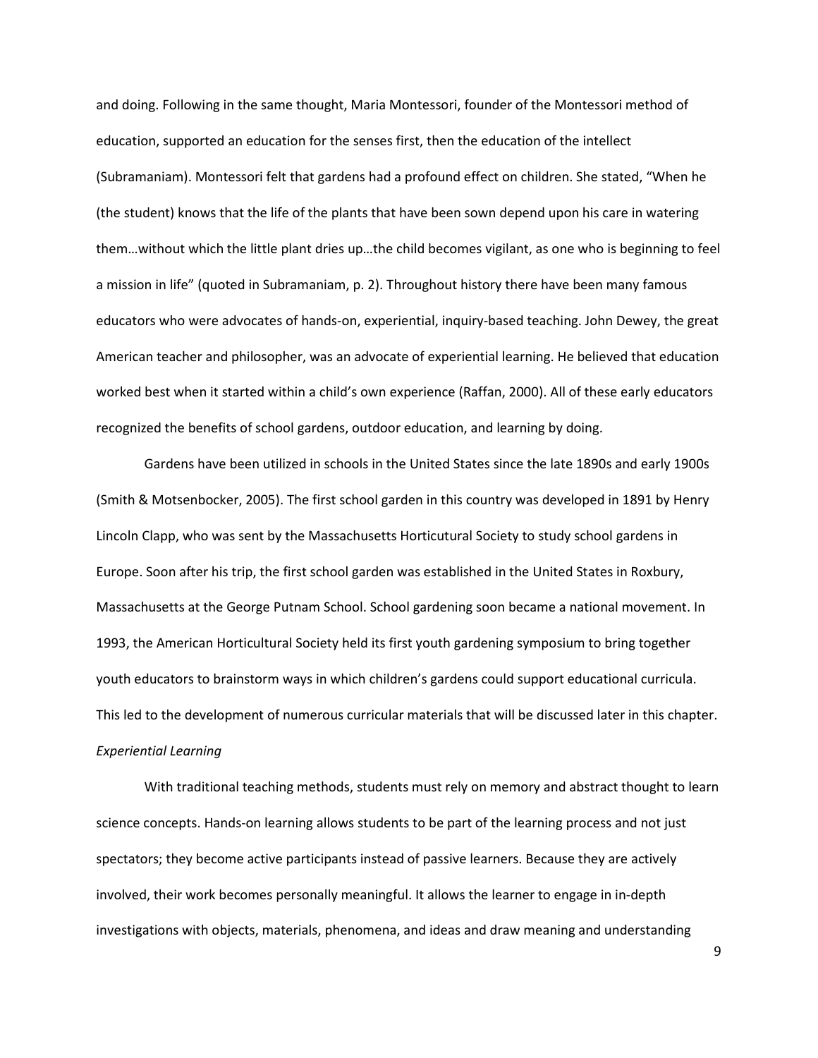and doing. Following in the same thought, Maria Montessori, founder of the Montessori method of education, supported an education for the senses first, then the education of the intellect (Subramaniam). Montessori felt that gardens had a profound effect on children. She stated, "When he (the student) knows that the life of the plants that have been sown depend upon his care in watering them…without which the little plant dries up…the child becomes vigilant, as one who is beginning to feel a mission in life" (quoted in Subramaniam, p. 2). Throughout history there have been many famous educators who were advocates of hands-on, experiential, inquiry-based teaching. John Dewey, the great American teacher and philosopher, was an advocate of experiential learning. He believed that education worked best when it started within a child's own experience (Raffan, 2000). All of these early educators recognized the benefits of school gardens, outdoor education, and learning by doing.

Gardens have been utilized in schools in the United States since the late 1890s and early 1900s (Smith & Motsenbocker, 2005). The first school garden in this country was developed in 1891 by Henry Lincoln Clapp, who was sent by the Massachusetts Horticutural Society to study school gardens in Europe. Soon after his trip, the first school garden was established in the United States in Roxbury, Massachusetts at the George Putnam School. School gardening soon became a national movement. In 1993, the American Horticultural Society held its first youth gardening symposium to bring together youth educators to brainstorm ways in which children's gardens could support educational curricula. This led to the development of numerous curricular materials that will be discussed later in this chapter.

*Experiential Learning*

With traditional teaching methods, students must rely on memory and abstract thought to learn science concepts. Hands-on learning allows students to be part of the learning process and not just spectators; they become active participants instead of passive learners. Because they are actively involved, their work becomes personally meaningful. It allows the learner to engage in in-depth investigations with objects, materials, phenomena, and ideas and draw meaning and understanding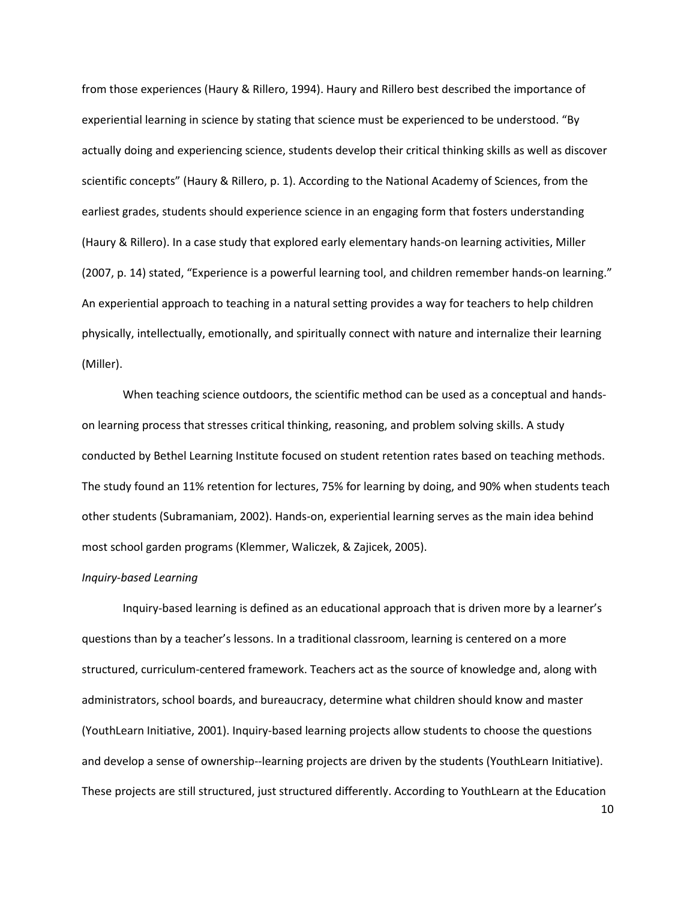from those experiences (Haury & Rillero, 1994). Haury and Rillero best described the importance of experiential learning in science by stating that science must be experienced to be understood. "By actually doing and experiencing science, students develop their critical thinking skills as well as discover scientific concepts" (Haury & Rillero, p. 1). According to the National Academy of Sciences, from the earliest grades, students should experience science in an engaging form that fosters understanding (Haury & Rillero). In a case study that explored early elementary hands-on learning activities, Miller (2007, p. 14) stated, "Experience is a powerful learning tool, and children remember hands-on learning." An experiential approach to teaching in a natural setting provides a way for teachers to help children physically, intellectually, emotionally, and spiritually connect with nature and internalize their learning (Miller).

When teaching science outdoors, the scientific method can be used as a conceptual and hands-on learning process that stresses critical thinking, reasoning, and problem solving skills. A study conducted by Bethel Learning Institute focused on student retention rates based on teaching methods. The study found an 11% retention for lectures, 75% for learning by doing, and 90% when students teach other students (Subramaniam, 2002). Hands-on, experiential learning serves as the main idea behind most school garden programs (Klemmer, Waliczek, & Zajicek, 2005).

*Inquiry-based Learning*

Inquiry-based learning is defined as an educational approach that is driven more by a learner's questions than by a teacher's lessons. In a traditional classroom, learning is centered on a more structured, curriculum-centered framework. Teachers act as the source of knowledge and, along with administrators, school boards, and bureaucracy, determine what children should know and master (YouthLearn Initiative, 2001). Inquiry-based learning projects allow students to choose the questions and develop a sense of ownership--learning projects are driven by the students (YouthLearn Initiative). These projects are still structured, just structured differently. According to YouthLearn at the Education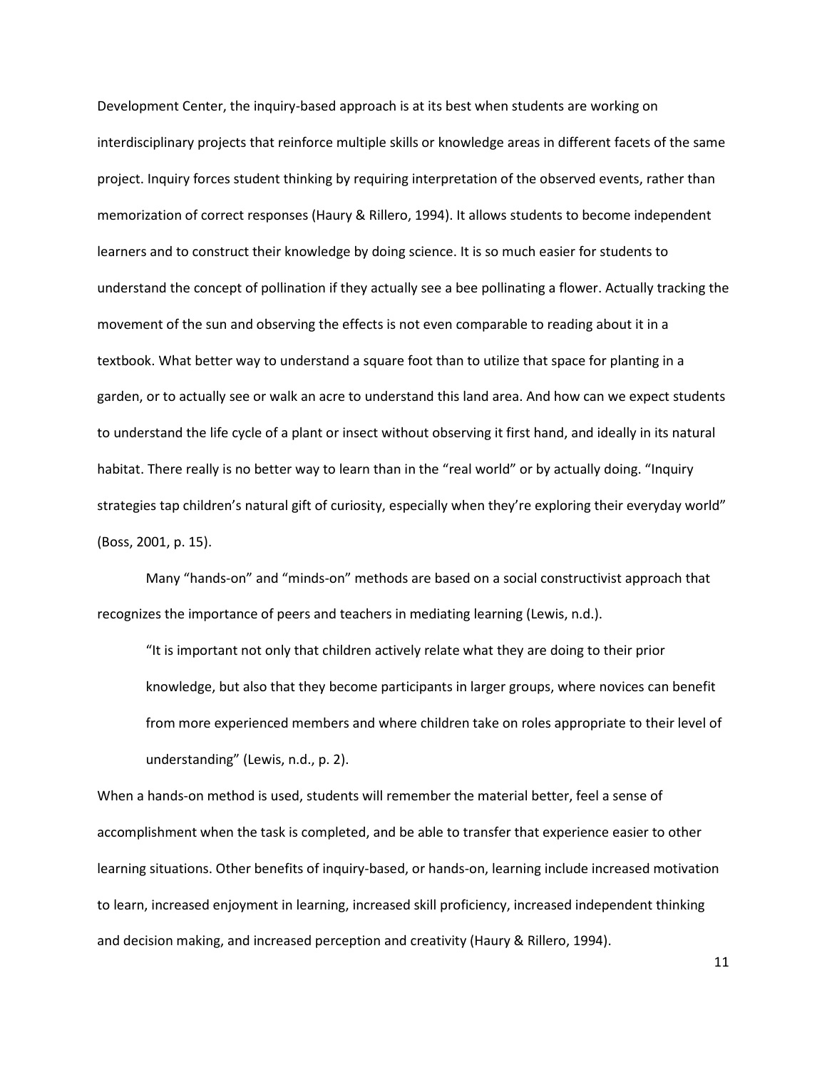Development Center, the inquiry-based approach is at its best when students are working on interdisciplinary projects that reinforce multiple skills or knowledge areas in different facets of the same project. Inquiry forces student thinking by requiring interpretation of the observed events, rather than memorization of correct responses (Haury & Rillero, 1994). It allows students to become independent learners and to construct their knowledge by doing science. It is so much easier for students to understand the concept of pollination if they actually see a bee pollinating a flower. Actually tracking the movement of the sun and observing the effects is not even comparable to reading about it in a textbook. What better way to understand a square foot than to utilize that space for planting in a garden, or to actually see or walk an acre to understand this land area. And how can we expect students to understand the life cycle of a plant or insect without observing it first hand, and ideally in its natural habitat. There really is no better way to learn than in the "real world" or by actually doing. "Inquiry strategies tap children's natural gift of curiosity, especially when they're exploring their everyday world" (Boss, 2001, p. 15).

Many "hands-on" and "minds-on" methods are based on a social constructivist approach that recognizes the importance of peers and teachers in mediating learning (Lewis, n.d.).

> "It is important not only that children actively relate what they are doing to their prior knowledge, but also that they become participants in larger groups, where novices can benefit from more experienced members and where children take on roles appropriate to their level of understanding" (Lewis, n.d., p. 2).

When a hands-on method is used, students will remember the material better, feel a sense of accomplishment when the task is completed, and be able to transfer that experience easier to other learning situations. Other benefits of inquiry-based, or hands-on, learning include increased motivation to learn, increased enjoyment in learning, increased skill proficiency, increased independent thinking and decision making, and increased perception and creativity (Haury & Rillero, 1994).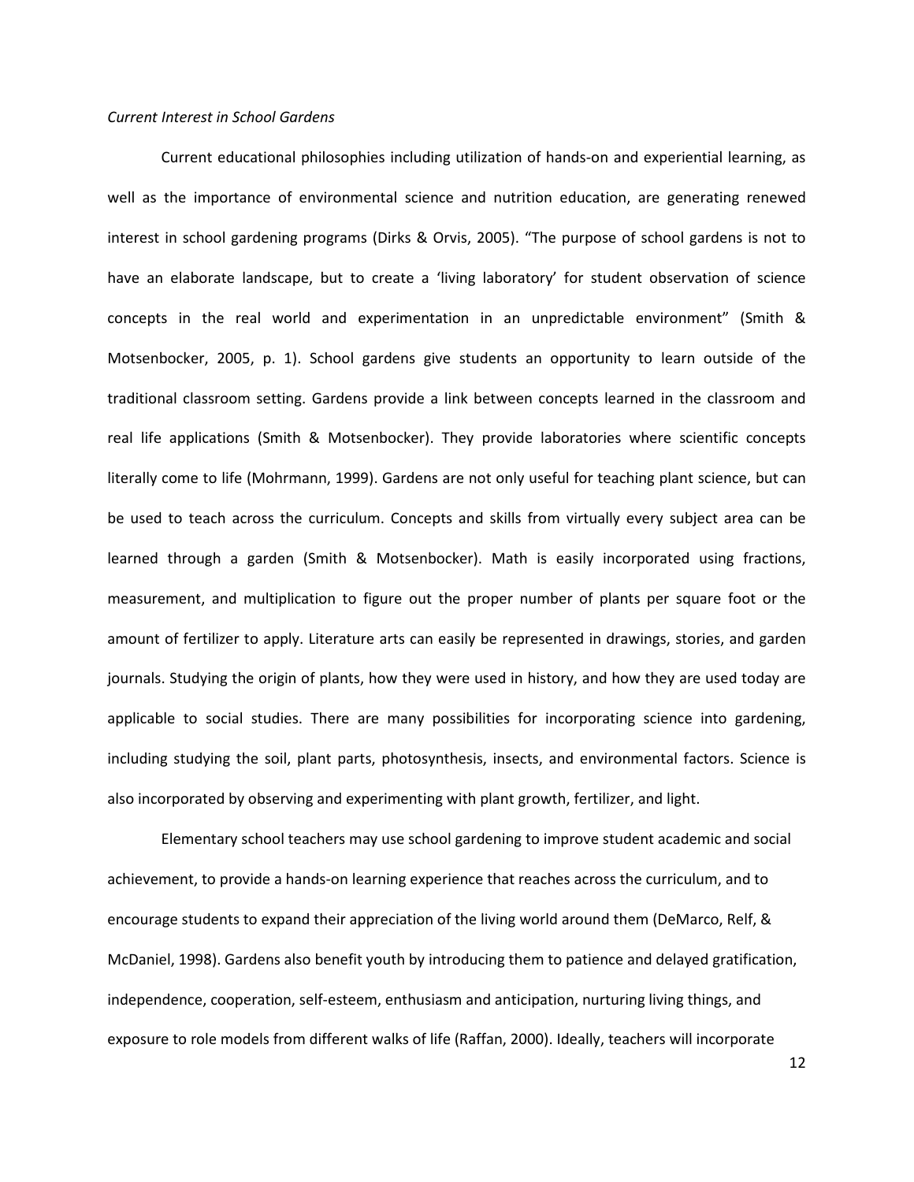*Current Interest in School Gardens*

Current educational philosophies including utilization of hands-on and experiential learning, as well as the importance of environmental science and nutrition education, are generating renewed interest in school gardening programs (Dirks & Orvis, 2005). "The purpose of school gardens is not to have an elaborate landscape, but to create a 'living laboratory' for student observation of science concepts in the real world and experimentation in an unpredictable environment" (Smith & Motsenbocker, 2005, p. 1). School gardens give students an opportunity to learn outside of the traditional classroom setting. Gardens provide a link between concepts learned in the classroom and real life applications (Smith & Motsenbocker). They provide laboratories where scientific concepts literally come to life (Mohrmann, 1999). Gardens are not only useful for teaching plant science, but can be used to teach across the curriculum. Concepts and skills from virtually every subject area can be learned through a garden (Smith & Motsenbocker). Math is easily incorporated using fractions, measurement, and multiplication to figure out the proper number of plants per square foot or the amount of fertilizer to apply. Literature arts can easily be represented in drawings, stories, and garden journals. Studying the origin of plants, how they were used in history, and how they are used today are applicable to social studies. There are many possibilities for incorporating science into gardening, including studying the soil, plant parts, photosynthesis, insects, and environmental factors. Science is also incorporated by observing and experimenting with plant growth, fertilizer, and light.

Elementary school teachers may use school gardening to improve student academic and social achievement, to provide a hands-on learning experience that reaches across the curriculum, and to encourage students to expand their appreciation of the living world around them (DeMarco, Relf, & McDaniel, 1998). Gardens also benefit youth by introducing them to patience and delayed gratification, independence, cooperation, self-esteem, enthusiasm and anticipation, nurturing living things, and exposure to role models from different walks of life (Raffan, 2000). Ideally, teachers will incorporate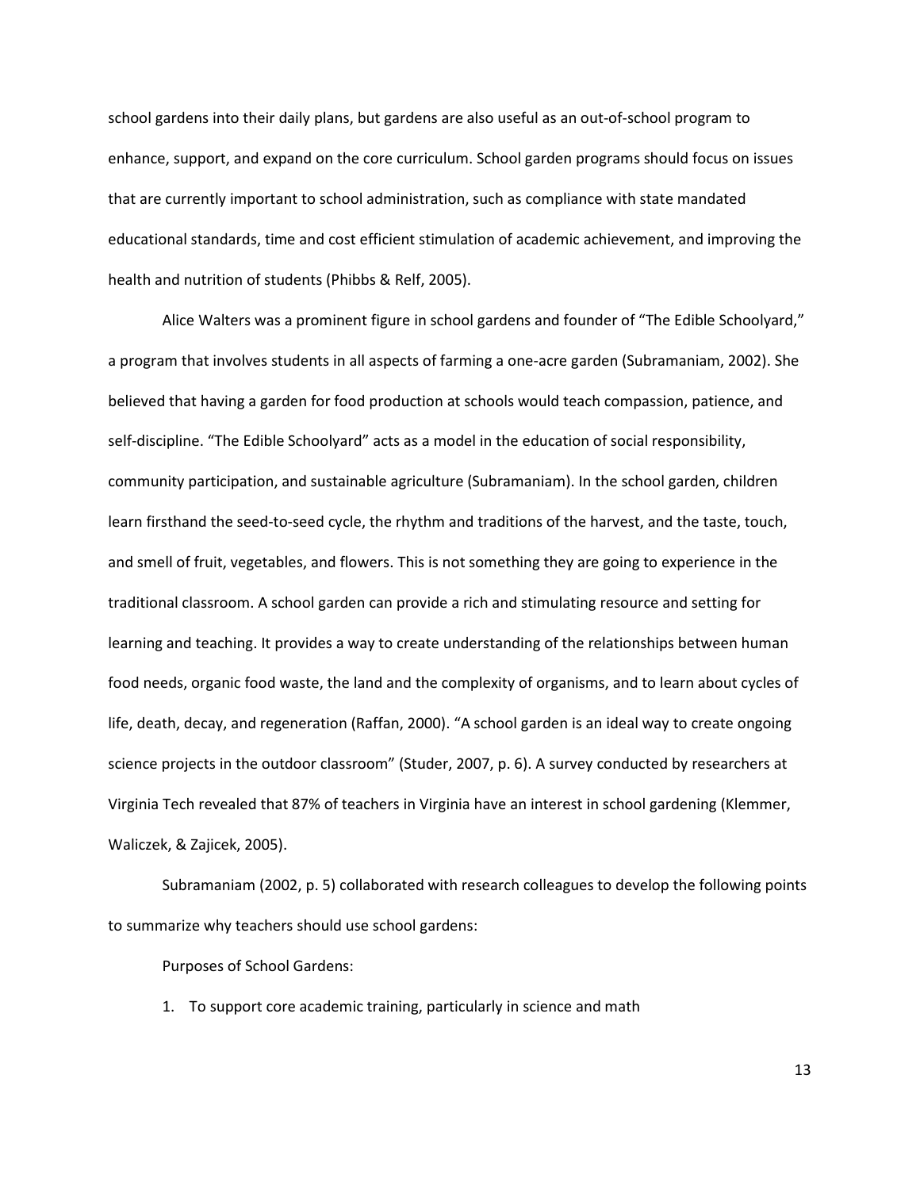school gardens into their daily plans, but gardens are also useful as an out-of-school program to enhance, support, and expand on the core curriculum. School garden programs should focus on issues that are currently important to school administration, such as compliance with state mandated educational standards, time and cost efficient stimulation of academic achievement, and improving the health and nutrition of students (Phibbs & Relf, 2005).

Alice Walters was a prominent figure in school gardens and founder of "The Edible Schoolyard," a program that involves students in all aspects of farming a one-acre garden (Subramaniam, 2002). She believed that having a garden for food production at schools would teach compassion, patience, and self-discipline. "The Edible Schoolyard" acts as a model in the education of social responsibility, community participation, and sustainable agriculture (Subramaniam). In the school garden, children learn firsthand the seed-to-seed cycle, the rhythm and traditions of the harvest, and the taste, touch, and smell of fruit, vegetables, and flowers. This is not something they are going to experience in the traditional classroom. A school garden can provide a rich and stimulating resource and setting for learning and teaching. It provides a way to create understanding of the relationships between human food needs, organic food waste, the land and the complexity of organisms, and to learn about cycles of life, death, decay, and regeneration (Raffan, 2000). "A school garden is an ideal way to create ongoing science projects in the outdoor classroom" (Studer, 2007, p. 6). A survey conducted by researchers at Virginia Tech revealed that 87% of teachers in Virginia have an interest in school gardening (Klemmer, Waliczek, & Zajicek, 2005).

Subramaniam (2002, p. 5) collaborated with research colleagues to develop the following points to summarize why teachers should use school gardens:

Purposes of School Gardens:

1. To support core academic training, particularly in science and math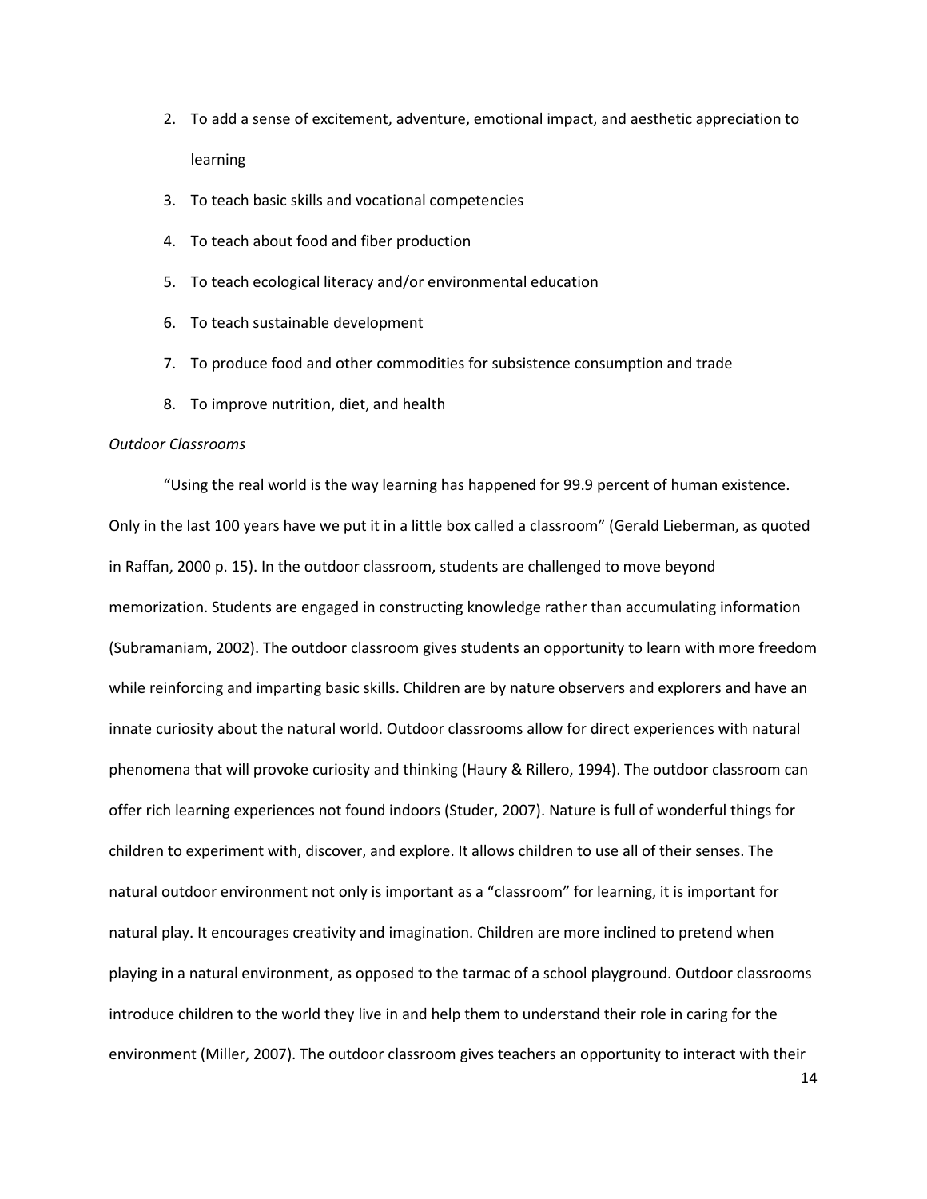2. To add a sense of excitement, adventure, emotional impact, and aesthetic appreciation to learning
3. To teach basic skills and vocational competencies
4. To teach about food and fiber production
5. To teach ecological literacy and/or environmental education
6. To teach sustainable development
7. To produce food and other commodities for subsistence consumption and trade
8. To improve nutrition, diet, and health

*Outdoor Classrooms*

"Using the real world is the way learning has happened for 99.9 percent of human existence. Only in the last 100 years have we put it in a little box called a classroom" (Gerald Lieberman, as quoted in Raffan, 2000 p. 15). In the outdoor classroom, students are challenged to move beyond memorization. Students are engaged in constructing knowledge rather than accumulating information (Subramaniam, 2002). The outdoor classroom gives students an opportunity to learn with more freedom while reinforcing and imparting basic skills. Children are by nature observers and explorers and have an innate curiosity about the natural world. Outdoor classrooms allow for direct experiences with natural phenomena that will provoke curiosity and thinking (Haury & Rillero, 1994). The outdoor classroom can offer rich learning experiences not found indoors (Studer, 2007). Nature is full of wonderful things for children to experiment with, discover, and explore. It allows children to use all of their senses. The natural outdoor environment not only is important as a "classroom" for learning, it is important for natural play. It encourages creativity and imagination. Children are more inclined to pretend when playing in a natural environment, as opposed to the tarmac of a school playground. Outdoor classrooms introduce children to the world they live in and help them to understand their role in caring for the environment (Miller, 2007). The outdoor classroom gives teachers an opportunity to interact with their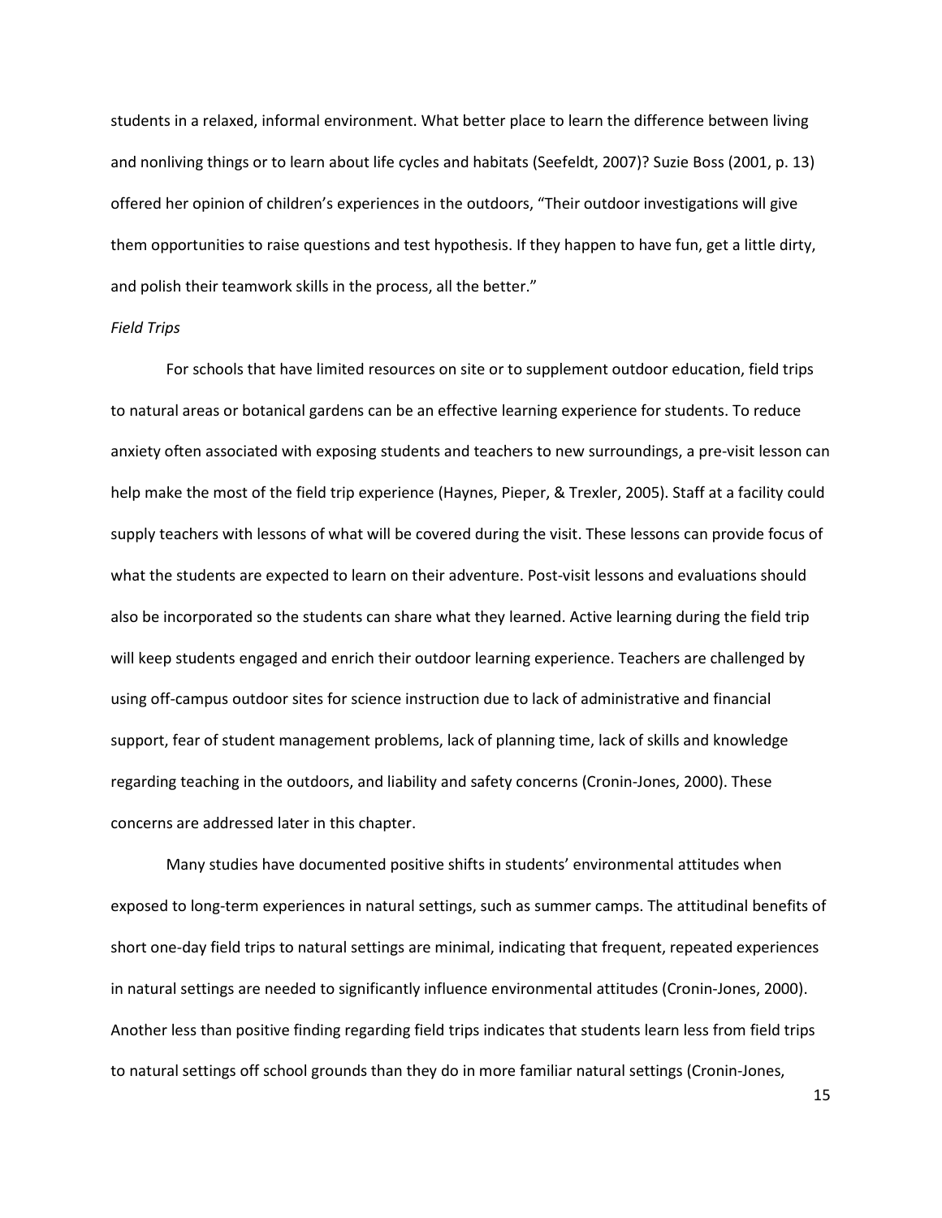students in a relaxed, informal environment. What better place to learn the difference between living and nonliving things or to learn about life cycles and habitats (Seefeldt, 2007)? Suzie Boss (2001, p. 13) offered her opinion of children's experiences in the outdoors, "Their outdoor investigations will give them opportunities to raise questions and test hypothesis. If they happen to have fun, get a little dirty, and polish their teamwork skills in the process, all the better."

*Field Trips*

For schools that have limited resources on site or to supplement outdoor education, field trips to natural areas or botanical gardens can be an effective learning experience for students. To reduce anxiety often associated with exposing students and teachers to new surroundings, a pre-visit lesson can help make the most of the field trip experience (Haynes, Pieper, & Trexler, 2005). Staff at a facility could supply teachers with lessons of what will be covered during the visit. These lessons can provide focus of what the students are expected to learn on their adventure. Post-visit lessons and evaluations should also be incorporated so the students can share what they learned. Active learning during the field trip will keep students engaged and enrich their outdoor learning experience. Teachers are challenged by using off-campus outdoor sites for science instruction due to lack of administrative and financial support, fear of student management problems, lack of planning time, lack of skills and knowledge regarding teaching in the outdoors, and liability and safety concerns (Cronin-Jones, 2000). These concerns are addressed later in this chapter.

Many studies have documented positive shifts in students' environmental attitudes when exposed to long-term experiences in natural settings, such as summer camps. The attitudinal benefits of short one-day field trips to natural settings are minimal, indicating that frequent, repeated experiences in natural settings are needed to significantly influence environmental attitudes (Cronin-Jones, 2000). Another less than positive finding regarding field trips indicates that students learn less from field trips to natural settings off school grounds than they do in more familiar natural settings (Cronin-Jones,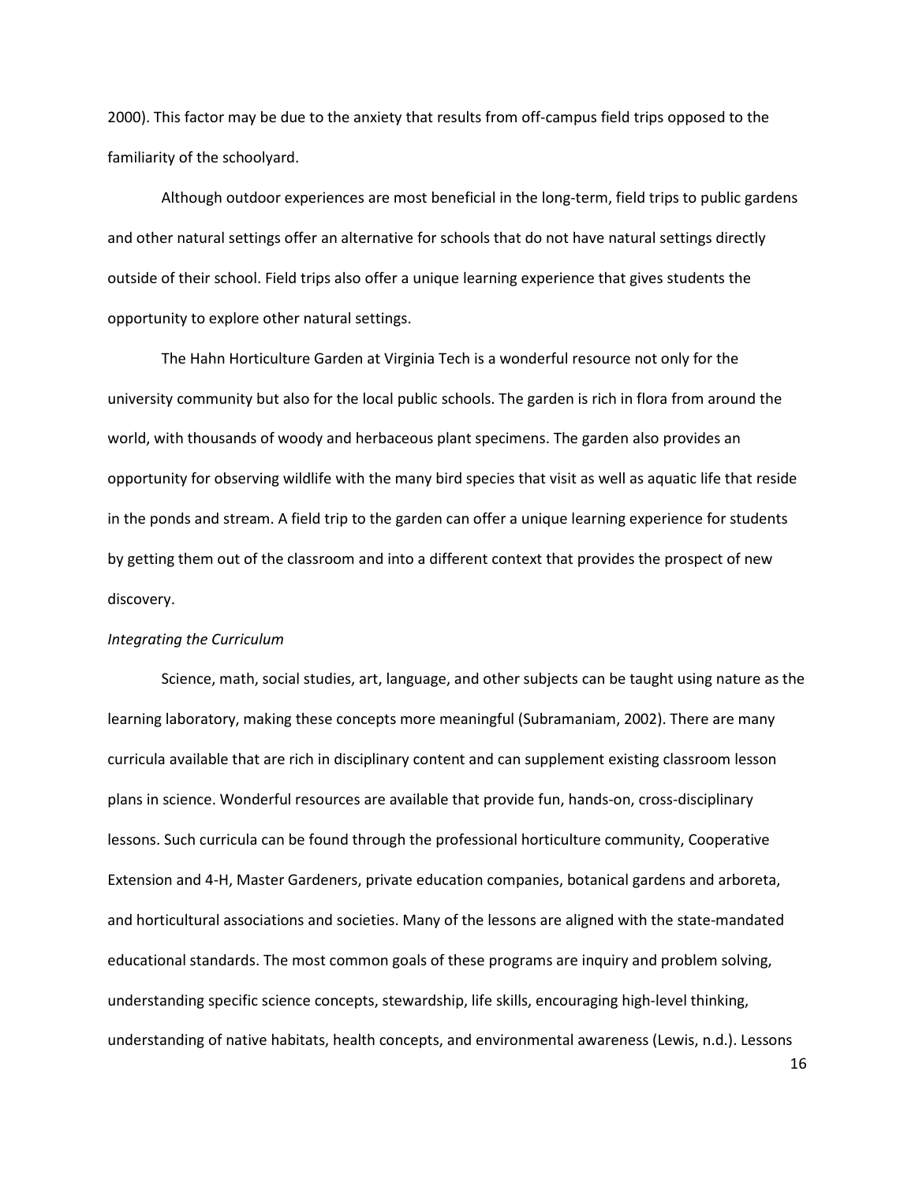2000). This factor may be due to the anxiety that results from off-campus field trips opposed to the familiarity of the schoolyard.

Although outdoor experiences are most beneficial in the long-term, field trips to public gardens and other natural settings offer an alternative for schools that do not have natural settings directly outside of their school. Field trips also offer a unique learning experience that gives students the opportunity to explore other natural settings.

The Hahn Horticulture Garden at Virginia Tech is a wonderful resource not only for the university community but also for the local public schools. The garden is rich in flora from around the world, with thousands of woody and herbaceous plant specimens. The garden also provides an opportunity for observing wildlife with the many bird species that visit as well as aquatic life that reside in the ponds and stream. A field trip to the garden can offer a unique learning experience for students by getting them out of the classroom and into a different context that provides the prospect of new discovery.

*Integrating the Curriculum*

Science, math, social studies, art, language, and other subjects can be taught using nature as the learning laboratory, making these concepts more meaningful (Subramaniam, 2002). There are many curricula available that are rich in disciplinary content and can supplement existing classroom lesson plans in science. Wonderful resources are available that provide fun, hands-on, cross-disciplinary lessons. Such curricula can be found through the professional horticulture community, Cooperative Extension and 4-H, Master Gardeners, private education companies, botanical gardens and arboreta, and horticultural associations and societies. Many of the lessons are aligned with the state-mandated educational standards. The most common goals of these programs are inquiry and problem solving, understanding specific science concepts, stewardship, life skills, encouraging high-level thinking, understanding of native habitats, health concepts, and environmental awareness (Lewis, n.d.). Lessons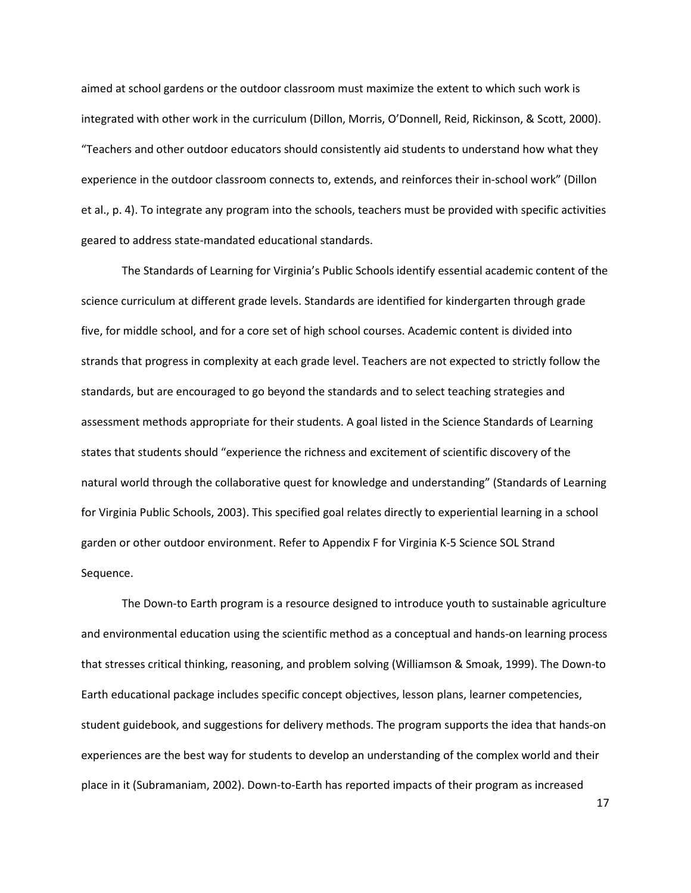aimed at school gardens or the outdoor classroom must maximize the extent to which such work is integrated with other work in the curriculum (Dillon, Morris, O'Donnell, Reid, Rickinson, & Scott, 2000). "Teachers and other outdoor educators should consistently aid students to understand how what they experience in the outdoor classroom connects to, extends, and reinforces their in-school work" (Dillon et al., p. 4). To integrate any program into the schools, teachers must be provided with specific activities geared to address state-mandated educational standards.

The Standards of Learning for Virginia's Public Schools identify essential academic content of the science curriculum at different grade levels. Standards are identified for kindergarten through grade five, for middle school, and for a core set of high school courses. Academic content is divided into strands that progress in complexity at each grade level. Teachers are not expected to strictly follow the standards, but are encouraged to go beyond the standards and to select teaching strategies and assessment methods appropriate for their students. A goal listed in the Science Standards of Learning states that students should "experience the richness and excitement of scientific discovery of the natural world through the collaborative quest for knowledge and understanding" (Standards of Learning for Virginia Public Schools, 2003). This specified goal relates directly to experiential learning in a school garden or other outdoor environment. Refer to Appendix F for Virginia K-5 Science SOL Strand Sequence.

The Down-to Earth program is a resource designed to introduce youth to sustainable agriculture and environmental education using the scientific method as a conceptual and hands-on learning process that stresses critical thinking, reasoning, and problem solving (Williamson & Smoak, 1999). The Down-to Earth educational package includes specific concept objectives, lesson plans, learner competencies, student guidebook, and suggestions for delivery methods. The program supports the idea that hands-on experiences are the best way for students to develop an understanding of the complex world and their place in it (Subramaniam, 2002). Down-to-Earth has reported impacts of their program as increased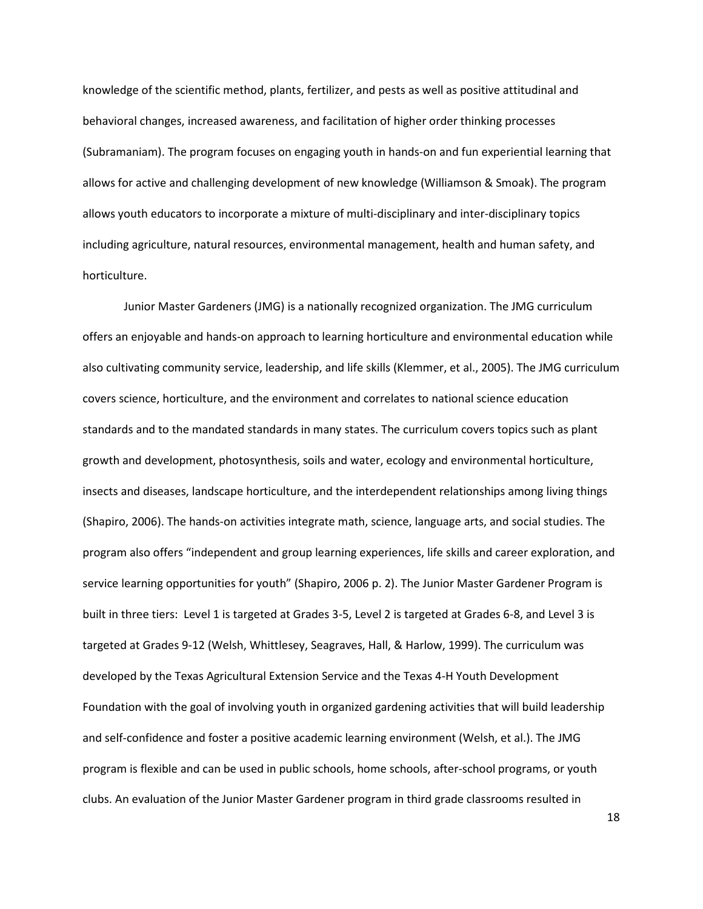knowledge of the scientific method, plants, fertilizer, and pests as well as positive attitudinal and behavioral changes, increased awareness, and facilitation of higher order thinking processes (Subramaniam). The program focuses on engaging youth in hands-on and fun experiential learning that allows for active and challenging development of new knowledge (Williamson & Smoak). The program allows youth educators to incorporate a mixture of multi-disciplinary and inter-disciplinary topics including agriculture, natural resources, environmental management, health and human safety, and horticulture.

Junior Master Gardeners (JMG) is a nationally recognized organization. The JMG curriculum offers an enjoyable and hands-on approach to learning horticulture and environmental education while also cultivating community service, leadership, and life skills (Klemmer, et al., 2005). The JMG curriculum covers science, horticulture, and the environment and correlates to national science education standards and to the mandated standards in many states. The curriculum covers topics such as plant growth and development, photosynthesis, soils and water, ecology and environmental horticulture, insects and diseases, landscape horticulture, and the interdependent relationships among living things (Shapiro, 2006). The hands-on activities integrate math, science, language arts, and social studies. The program also offers "independent and group learning experiences, life skills and career exploration, and service learning opportunities for youth" (Shapiro, 2006 p. 2). The Junior Master Gardener Program is built in three tiers: Level 1 is targeted at Grades 3-5, Level 2 is targeted at Grades 6-8, and Level 3 is targeted at Grades 9-12 (Welsh, Whittlesey, Seagraves, Hall, & Harlow, 1999). The curriculum was developed by the Texas Agricultural Extension Service and the Texas 4-H Youth Development Foundation with the goal of involving youth in organized gardening activities that will build leadership and self-confidence and foster a positive academic learning environment (Welsh, et al.). The JMG program is flexible and can be used in public schools, home schools, after-school programs, or youth clubs. An evaluation of the Junior Master Gardener program in third grade classrooms resulted in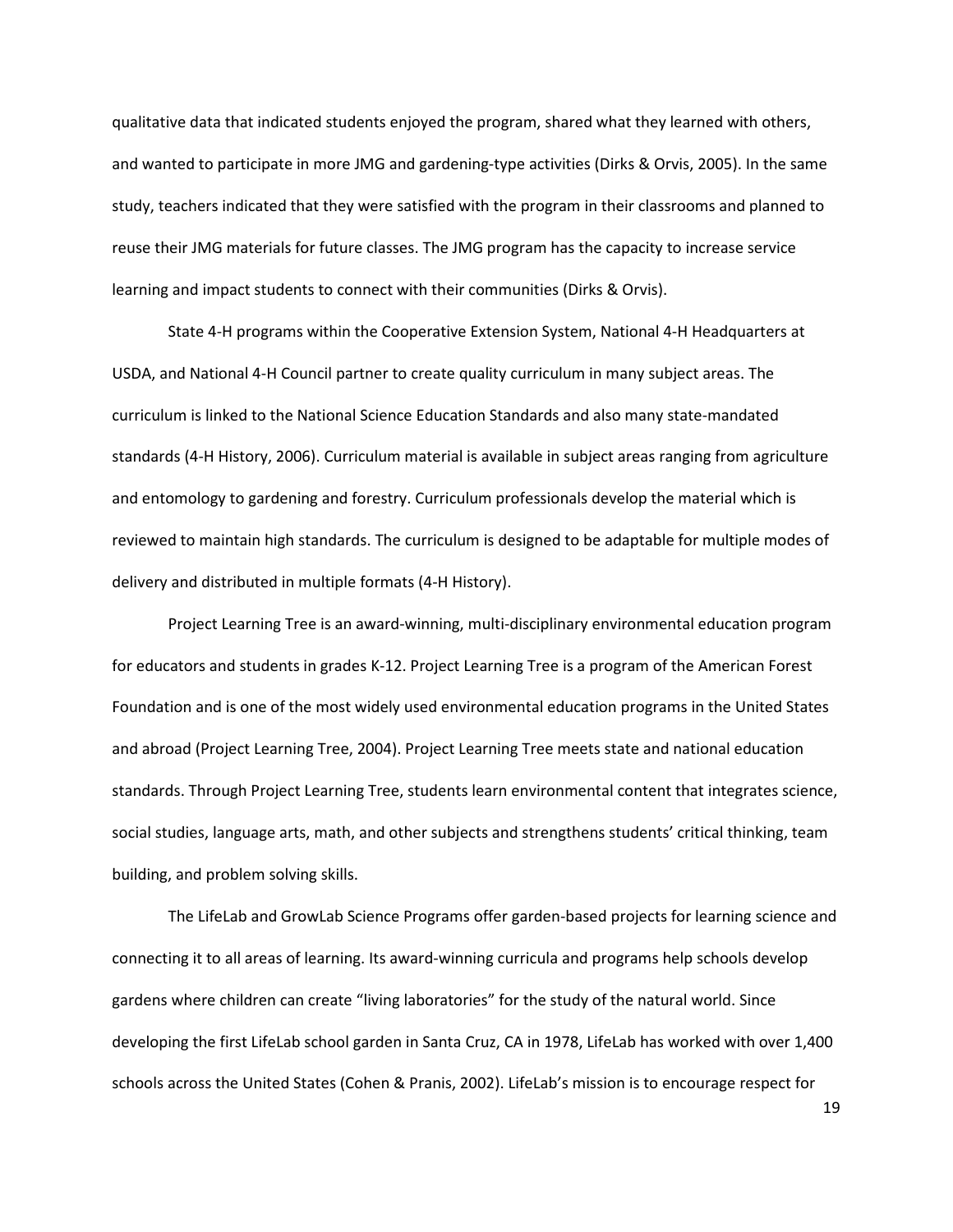qualitative data that indicated students enjoyed the program, shared what they learned with others, and wanted to participate in more JMG and gardening-type activities (Dirks & Orvis, 2005). In the same study, teachers indicated that they were satisfied with the program in their classrooms and planned to reuse their JMG materials for future classes. The JMG program has the capacity to increase service learning and impact students to connect with their communities (Dirks & Orvis).

State 4-H programs within the Cooperative Extension System, National 4-H Headquarters at USDA, and National 4-H Council partner to create quality curriculum in many subject areas. The curriculum is linked to the National Science Education Standards and also many state-mandated standards (4-H History, 2006). Curriculum material is available in subject areas ranging from agriculture and entomology to gardening and forestry. Curriculum professionals develop the material which is reviewed to maintain high standards. The curriculum is designed to be adaptable for multiple modes of delivery and distributed in multiple formats (4-H History).

Project Learning Tree is an award-winning, multi-disciplinary environmental education program for educators and students in grades K-12. Project Learning Tree is a program of the American Forest Foundation and is one of the most widely used environmental education programs in the United States and abroad (Project Learning Tree, 2004). Project Learning Tree meets state and national education standards. Through Project Learning Tree, students learn environmental content that integrates science, social studies, language arts, math, and other subjects and strengthens students' critical thinking, team building, and problem solving skills.

The LifeLab and GrowLab Science Programs offer garden-based projects for learning science and connecting it to all areas of learning. Its award-winning curricula and programs help schools develop gardens where children can create "living laboratories" for the study of the natural world. Since developing the first LifeLab school garden in Santa Cruz, CA in 1978, LifeLab has worked with over 1,400 schools across the United States (Cohen & Pranis, 2002). LifeLab's mission is to encourage respect for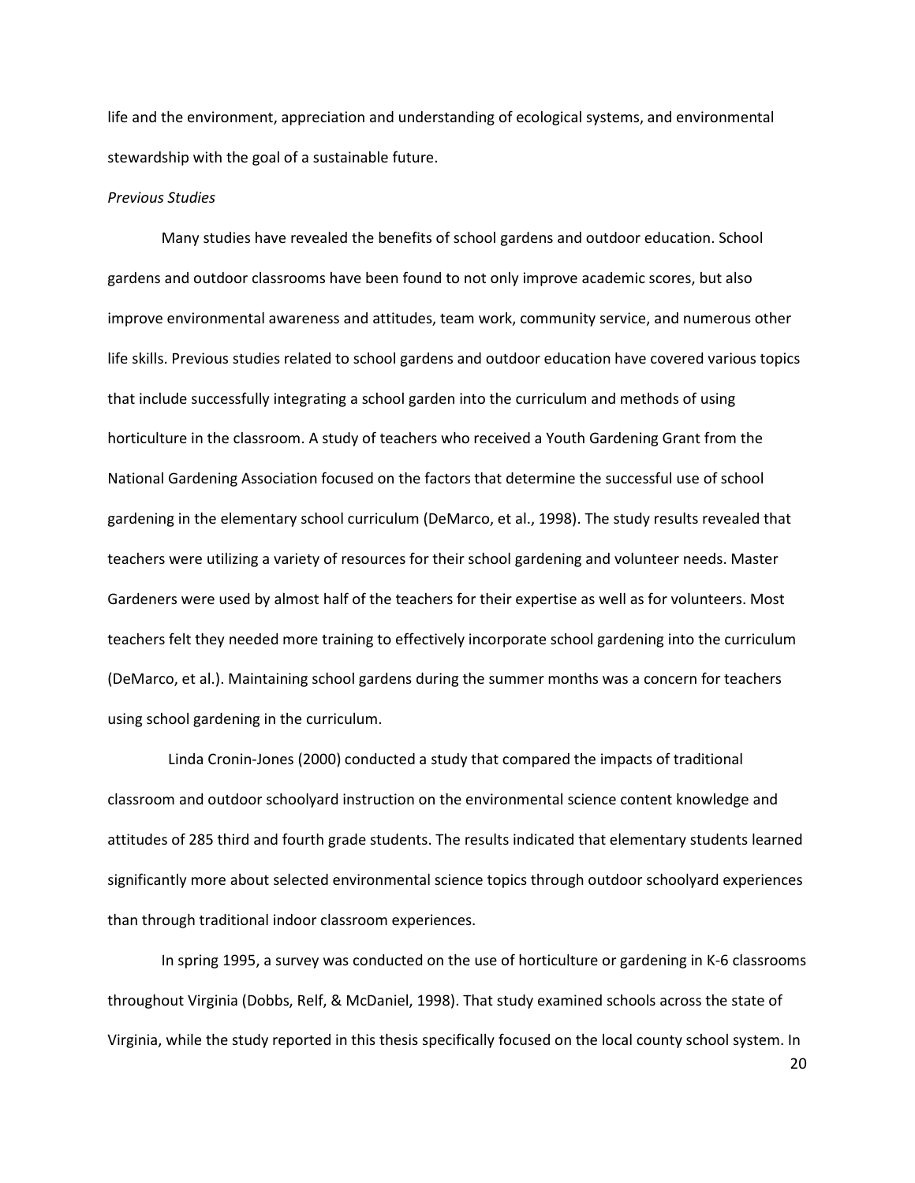life and the environment, appreciation and understanding of ecological systems, and environmental stewardship with the goal of a sustainable future.

*Previous Studies*

Many studies have revealed the benefits of school gardens and outdoor education. School gardens and outdoor classrooms have been found to not only improve academic scores, but also improve environmental awareness and attitudes, team work, community service, and numerous other life skills. Previous studies related to school gardens and outdoor education have covered various topics that include successfully integrating a school garden into the curriculum and methods of using horticulture in the classroom. A study of teachers who received a Youth Gardening Grant from the National Gardening Association focused on the factors that determine the successful use of school gardening in the elementary school curriculum (DeMarco, et al., 1998). The study results revealed that teachers were utilizing a variety of resources for their school gardening and volunteer needs. Master Gardeners were used by almost half of the teachers for their expertise as well as for volunteers. Most teachers felt they needed more training to effectively incorporate school gardening into the curriculum (DeMarco, et al.). Maintaining school gardens during the summer months was a concern for teachers using school gardening in the curriculum.

Linda Cronin-Jones (2000) conducted a study that compared the impacts of traditional classroom and outdoor schoolyard instruction on the environmental science content knowledge and attitudes of 285 third and fourth grade students. The results indicated that elementary students learned significantly more about selected environmental science topics through outdoor schoolyard experiences than through traditional indoor classroom experiences.

In spring 1995, a survey was conducted on the use of horticulture or gardening in K-6 classrooms throughout Virginia (Dobbs, Relf, & McDaniel, 1998). That study examined schools across the state of Virginia, while the study reported in this thesis specifically focused on the local county school system. In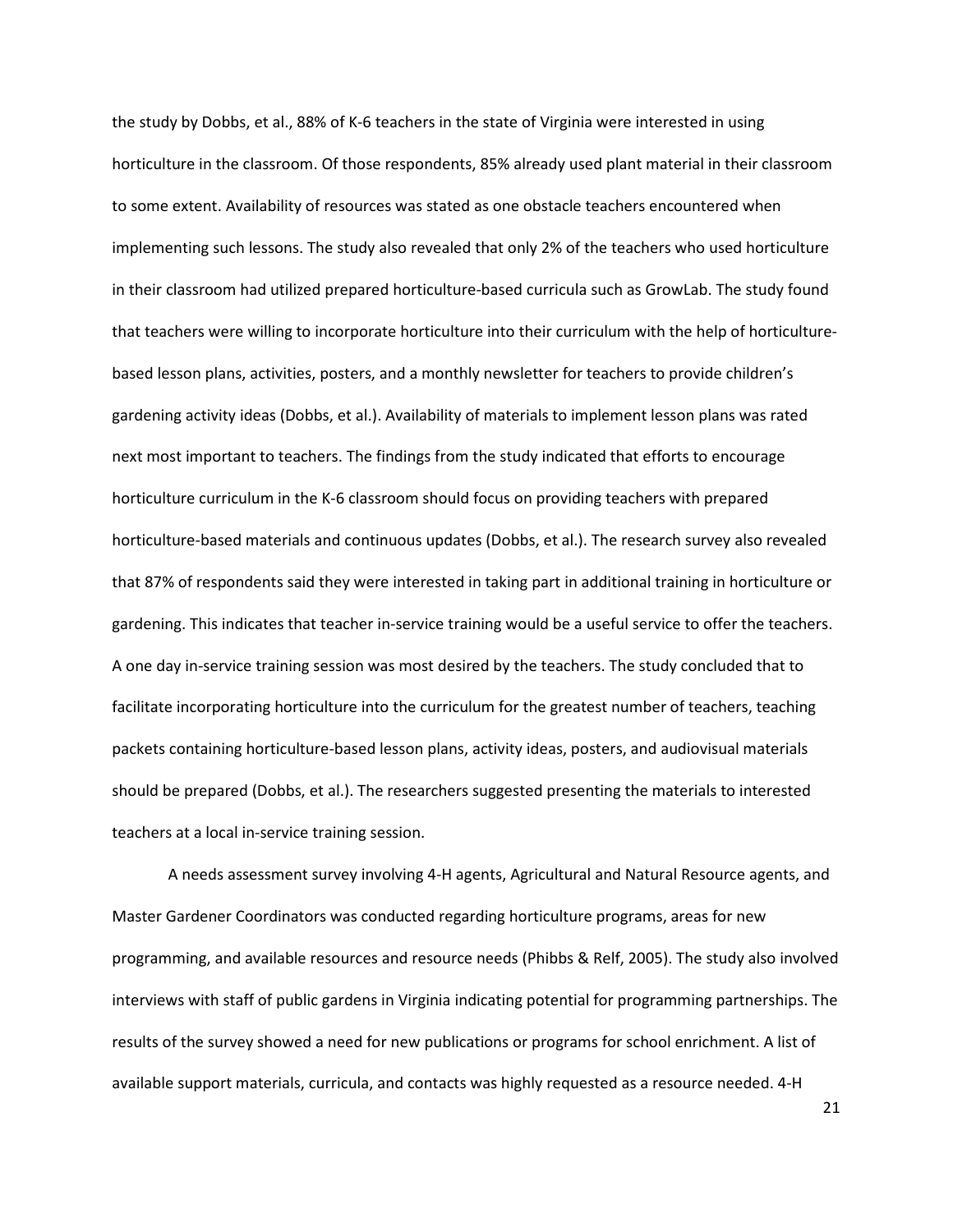the study by Dobbs, et al., 88% of K-6 teachers in the state of Virginia were interested in using horticulture in the classroom. Of those respondents, 85% already used plant material in their classroom to some extent. Availability of resources was stated as one obstacle teachers encountered when implementing such lessons. The study also revealed that only 2% of the teachers who used horticulture in their classroom had utilized prepared horticulture-based curricula such as GrowLab. The study found that teachers were willing to incorporate horticulture into their curriculum with the help of horticulture-based lesson plans, activities, posters, and a monthly newsletter for teachers to provide children's gardening activity ideas (Dobbs, et al.). Availability of materials to implement lesson plans was rated next most important to teachers. The findings from the study indicated that efforts to encourage horticulture curriculum in the K-6 classroom should focus on providing teachers with prepared horticulture-based materials and continuous updates (Dobbs, et al.). The research survey also revealed that 87% of respondents said they were interested in taking part in additional training in horticulture or gardening. This indicates that teacher in-service training would be a useful service to offer the teachers. A one day in-service training session was most desired by the teachers. The study concluded that to facilitate incorporating horticulture into the curriculum for the greatest number of teachers, teaching packets containing horticulture-based lesson plans, activity ideas, posters, and audiovisual materials should be prepared (Dobbs, et al.). The researchers suggested presenting the materials to interested teachers at a local in-service training session.

A needs assessment survey involving 4-H agents, Agricultural and Natural Resource agents, and Master Gardener Coordinators was conducted regarding horticulture programs, areas for new programming, and available resources and resource needs (Phibbs & Relf, 2005). The study also involved interviews with staff of public gardens in Virginia indicating potential for programming partnerships. The results of the survey showed a need for new publications or programs for school enrichment. A list of available support materials, curricula, and contacts was highly requested as a resource needed. 4-H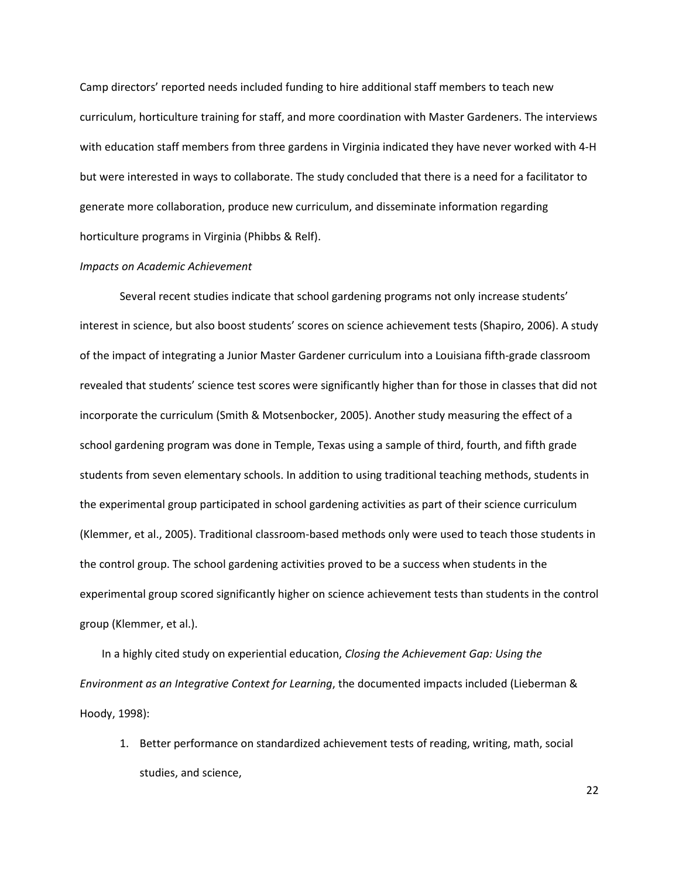Camp directors' reported needs included funding to hire additional staff members to teach new curriculum, horticulture training for staff, and more coordination with Master Gardeners. The interviews with education staff members from three gardens in Virginia indicated they have never worked with 4-H but were interested in ways to collaborate. The study concluded that there is a need for a facilitator to generate more collaboration, produce new curriculum, and disseminate information regarding horticulture programs in Virginia (Phibbs & Relf).

*Impacts on Academic Achievement*

Several recent studies indicate that school gardening programs not only increase students' interest in science, but also boost students' scores on science achievement tests (Shapiro, 2006). A study of the impact of integrating a Junior Master Gardener curriculum into a Louisiana fifth-grade classroom revealed that students' science test scores were significantly higher than for those in classes that did not incorporate the curriculum (Smith & Motsenbocker, 2005). Another study measuring the effect of a school gardening program was done in Temple, Texas using a sample of third, fourth, and fifth grade students from seven elementary schools. In addition to using traditional teaching methods, students in the experimental group participated in school gardening activities as part of their science curriculum (Klemmer, et al., 2005). Traditional classroom-based methods only were used to teach those students in the control group. The school gardening activities proved to be a success when students in the experimental group scored significantly higher on science achievement tests than students in the control group (Klemmer, et al.).

In a highly cited study on experiential education, *Closing the Achievement Gap: Using the Environment as an Integrative Context for Learning*, the documented impacts included (Lieberman & Hoody, 1998):

1. Better performance on standardized achievement tests of reading, writing, math, social studies, and science,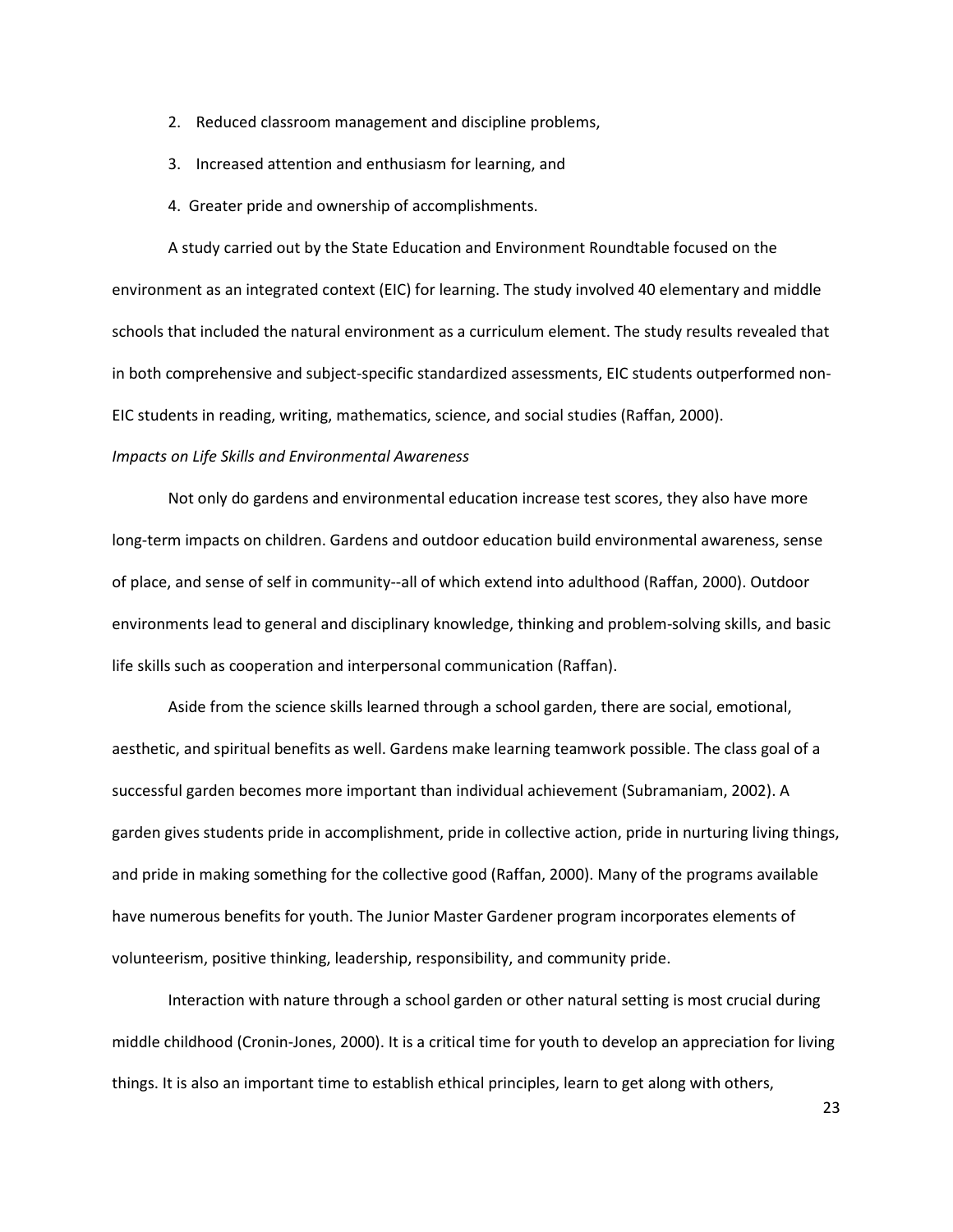2. Reduced classroom management and discipline problems,
3. Increased attention and enthusiasm for learning, and
4. Greater pride and ownership of accomplishments.

A study carried out by the State Education and Environment Roundtable focused on the environment as an integrated context (EIC) for learning. The study involved 40 elementary and middle schools that included the natural environment as a curriculum element. The study results revealed that in both comprehensive and subject-specific standardized assessments, EIC students outperformed non-EIC students in reading, writing, mathematics, science, and social studies (Raffan, 2000).

*Impacts on Life Skills and Environmental Awareness*

Not only do gardens and environmental education increase test scores, they also have more long-term impacts on children. Gardens and outdoor education build environmental awareness, sense of place, and sense of self in community--all of which extend into adulthood (Raffan, 2000). Outdoor environments lead to general and disciplinary knowledge, thinking and problem-solving skills, and basic life skills such as cooperation and interpersonal communication (Raffan).

Aside from the science skills learned through a school garden, there are social, emotional, aesthetic, and spiritual benefits as well. Gardens make learning teamwork possible. The class goal of a successful garden becomes more important than individual achievement (Subramaniam, 2002). A garden gives students pride in accomplishment, pride in collective action, pride in nurturing living things, and pride in making something for the collective good (Raffan, 2000). Many of the programs available have numerous benefits for youth. The Junior Master Gardener program incorporates elements of volunteerism, positive thinking, leadership, responsibility, and community pride.

Interaction with nature through a school garden or other natural setting is most crucial during middle childhood (Cronin-Jones, 2000). It is a critical time for youth to develop an appreciation for living things. It is also an important time to establish ethical principles, learn to get along with others,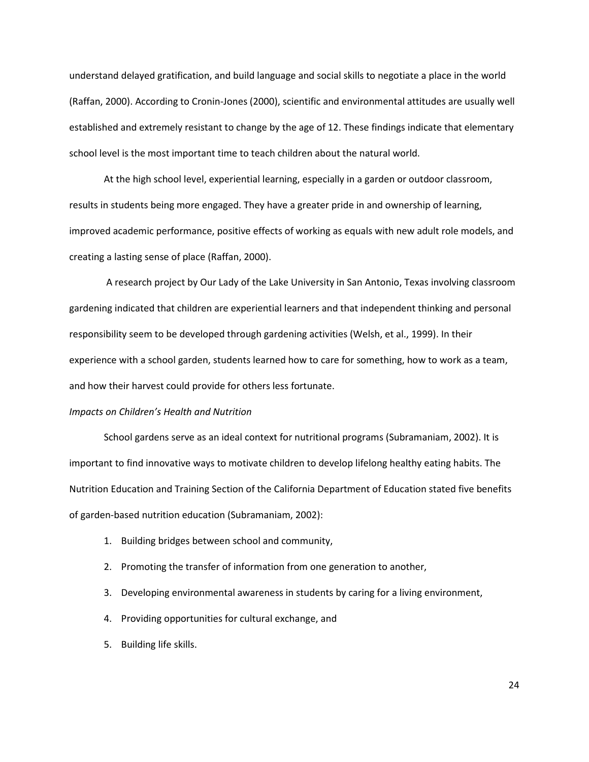understand delayed gratification, and build language and social skills to negotiate a place in the world (Raffan, 2000). According to Cronin-Jones (2000), scientific and environmental attitudes are usually well established and extremely resistant to change by the age of 12. These findings indicate that elementary school level is the most important time to teach children about the natural world.

At the high school level, experiential learning, especially in a garden or outdoor classroom, results in students being more engaged. They have a greater pride in and ownership of learning, improved academic performance, positive effects of working as equals with new adult role models, and creating a lasting sense of place (Raffan, 2000).

A research project by Our Lady of the Lake University in San Antonio, Texas involving classroom gardening indicated that children are experiential learners and that independent thinking and personal responsibility seem to be developed through gardening activities (Welsh, et al., 1999). In their experience with a school garden, students learned how to care for something, how to work as a team, and how their harvest could provide for others less fortunate.

*Impacts on Children's Health and Nutrition*

School gardens serve as an ideal context for nutritional programs (Subramaniam, 2002). It is important to find innovative ways to motivate children to develop lifelong healthy eating habits. The Nutrition Education and Training Section of the California Department of Education stated five benefits of garden-based nutrition education (Subramaniam, 2002):

1. Building bridges between school and community,
2. Promoting the transfer of information from one generation to another,
3. Developing environmental awareness in students by caring for a living environment,
4. Providing opportunities for cultural exchange, and
5. Building life skills.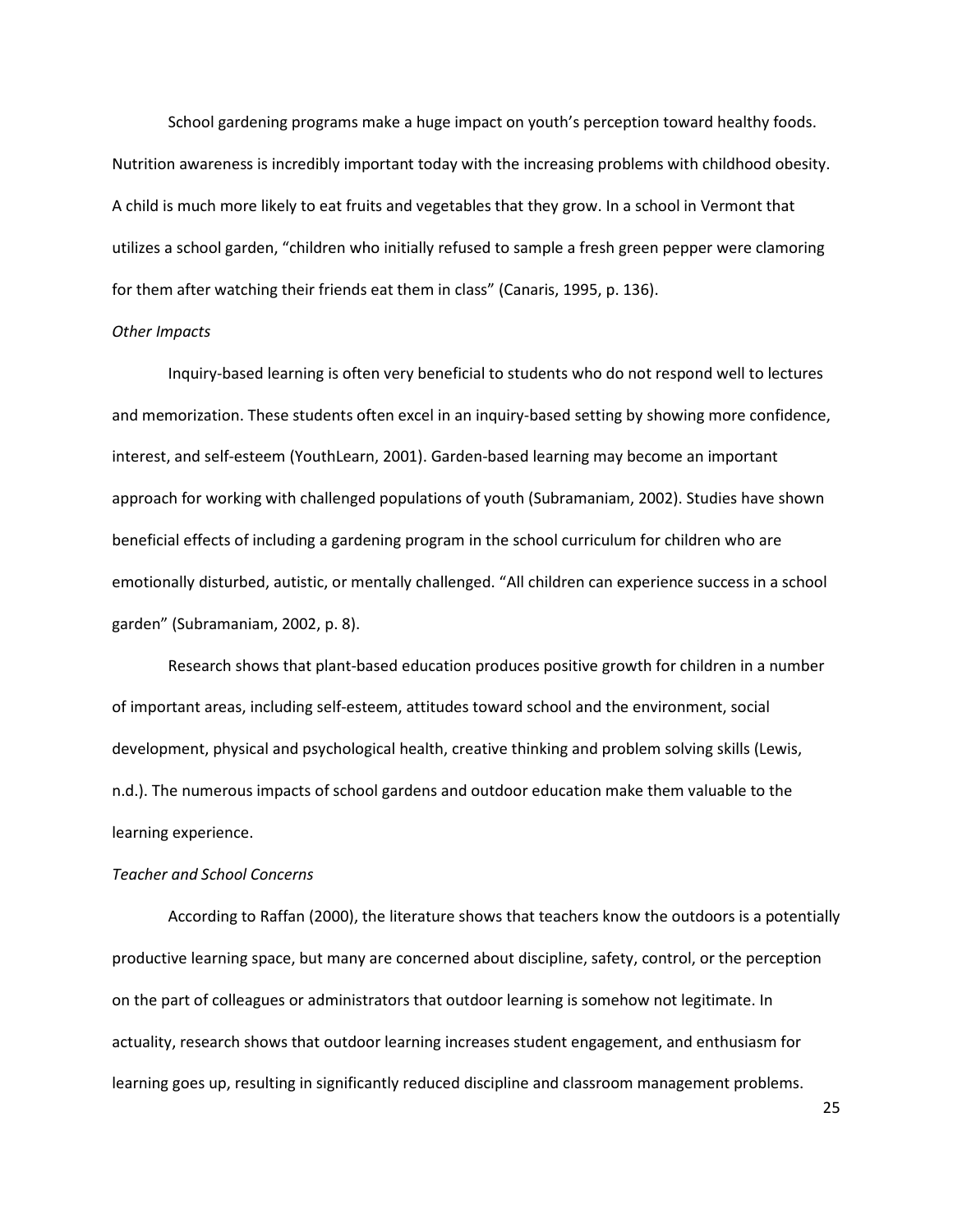School gardening programs make a huge impact on youth's perception toward healthy foods. Nutrition awareness is incredibly important today with the increasing problems with childhood obesity. A child is much more likely to eat fruits and vegetables that they grow. In a school in Vermont that utilizes a school garden, "children who initially refused to sample a fresh green pepper were clamoring for them after watching their friends eat them in class" (Canaris, 1995, p. 136).

*Other Impacts*

Inquiry-based learning is often very beneficial to students who do not respond well to lectures and memorization. These students often excel in an inquiry-based setting by showing more confidence, interest, and self-esteem (YouthLearn, 2001). Garden-based learning may become an important approach for working with challenged populations of youth (Subramaniam, 2002). Studies have shown beneficial effects of including a gardening program in the school curriculum for children who are emotionally disturbed, autistic, or mentally challenged. "All children can experience success in a school garden" (Subramaniam, 2002, p. 8).

Research shows that plant-based education produces positive growth for children in a number of important areas, including self-esteem, attitudes toward school and the environment, social development, physical and psychological health, creative thinking and problem solving skills (Lewis, n.d.). The numerous impacts of school gardens and outdoor education make them valuable to the learning experience.

*Teacher and School Concerns*

According to Raffan (2000), the literature shows that teachers know the outdoors is a potentially productive learning space, but many are concerned about discipline, safety, control, or the perception on the part of colleagues or administrators that outdoor learning is somehow not legitimate. In actuality, research shows that outdoor learning increases student engagement, and enthusiasm for learning goes up, resulting in significantly reduced discipline and classroom management problems.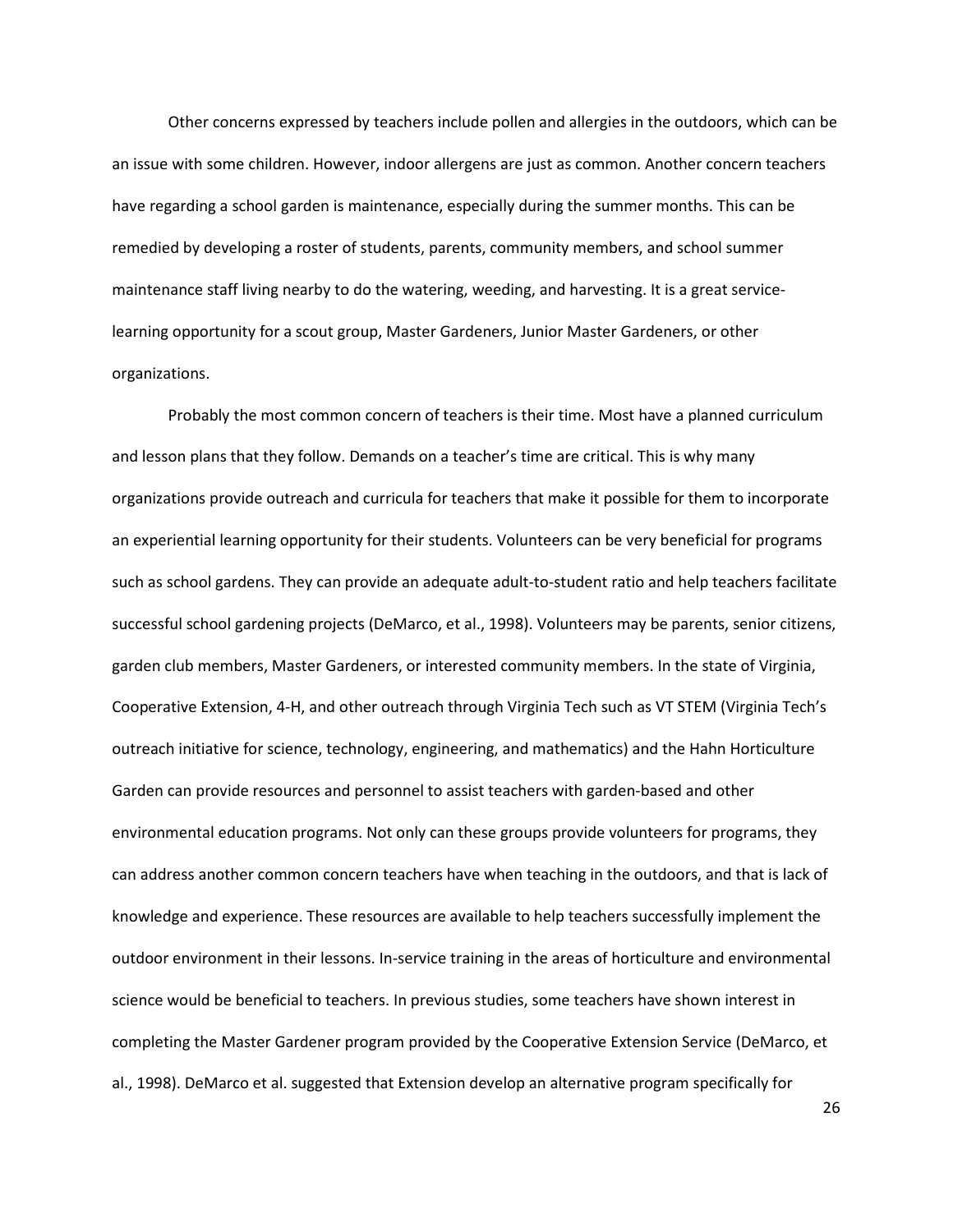Other concerns expressed by teachers include pollen and allergies in the outdoors, which can be an issue with some children. However, indoor allergens are just as common. Another concern teachers have regarding a school garden is maintenance, especially during the summer months. This can be remedied by developing a roster of students, parents, community members, and school summer maintenance staff living nearby to do the watering, weeding, and harvesting. It is a great service-learning opportunity for a scout group, Master Gardeners, Junior Master Gardeners, or other organizations.

Probably the most common concern of teachers is their time. Most have a planned curriculum and lesson plans that they follow. Demands on a teacher's time are critical. This is why many organizations provide outreach and curricula for teachers that make it possible for them to incorporate an experiential learning opportunity for their students. Volunteers can be very beneficial for programs such as school gardens. They can provide an adequate adult-to-student ratio and help teachers facilitate successful school gardening projects (DeMarco, et al., 1998). Volunteers may be parents, senior citizens, garden club members, Master Gardeners, or interested community members. In the state of Virginia, Cooperative Extension, 4-H, and other outreach through Virginia Tech such as VT STEM (Virginia Tech's outreach initiative for science, technology, engineering, and mathematics) and the Hahn Horticulture Garden can provide resources and personnel to assist teachers with garden-based and other environmental education programs. Not only can these groups provide volunteers for programs, they can address another common concern teachers have when teaching in the outdoors, and that is lack of knowledge and experience. These resources are available to help teachers successfully implement the outdoor environment in their lessons. In-service training in the areas of horticulture and environmental science would be beneficial to teachers. In previous studies, some teachers have shown interest in completing the Master Gardener program provided by the Cooperative Extension Service (DeMarco, et al., 1998). DeMarco et al. suggested that Extension develop an alternative program specifically for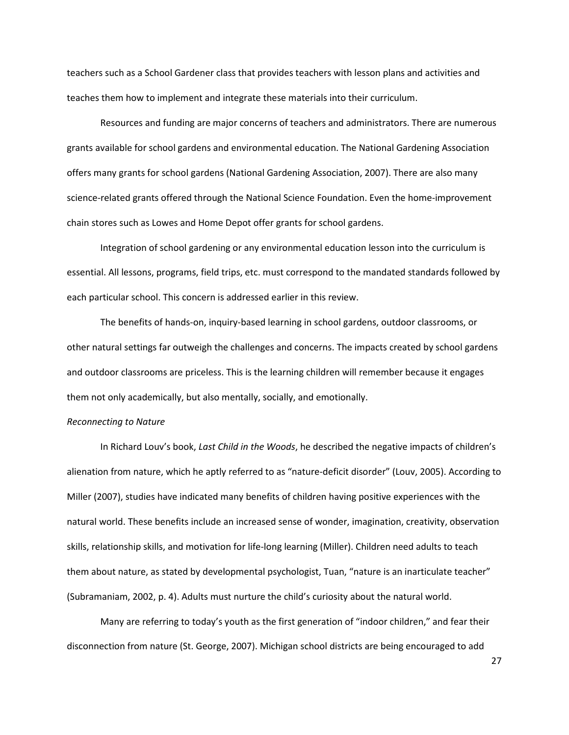teachers such as a School Gardener class that provides teachers with lesson plans and activities and teaches them how to implement and integrate these materials into their curriculum.

Resources and funding are major concerns of teachers and administrators. There are numerous grants available for school gardens and environmental education. The National Gardening Association offers many grants for school gardens (National Gardening Association, 2007). There are also many science-related grants offered through the National Science Foundation. Even the home-improvement chain stores such as Lowes and Home Depot offer grants for school gardens.

Integration of school gardening or any environmental education lesson into the curriculum is essential. All lessons, programs, field trips, etc. must correspond to the mandated standards followed by each particular school. This concern is addressed earlier in this review.

The benefits of hands-on, inquiry-based learning in school gardens, outdoor classrooms, or other natural settings far outweigh the challenges and concerns. The impacts created by school gardens and outdoor classrooms are priceless. This is the learning children will remember because it engages them not only academically, but also mentally, socially, and emotionally.

*Reconnecting to Nature*

In Richard Louv's book, *Last Child in the Woods*, he described the negative impacts of children's alienation from nature, which he aptly referred to as "nature-deficit disorder" (Louv, 2005). According to Miller (2007), studies have indicated many benefits of children having positive experiences with the natural world. These benefits include an increased sense of wonder, imagination, creativity, observation skills, relationship skills, and motivation for life-long learning (Miller). Children need adults to teach them about nature, as stated by developmental psychologist, Tuan, "nature is an inarticulate teacher" (Subramaniam, 2002, p. 4). Adults must nurture the child's curiosity about the natural world.

Many are referring to today's youth as the first generation of "indoor children," and fear their disconnection from nature (St. George, 2007). Michigan school districts are being encouraged to add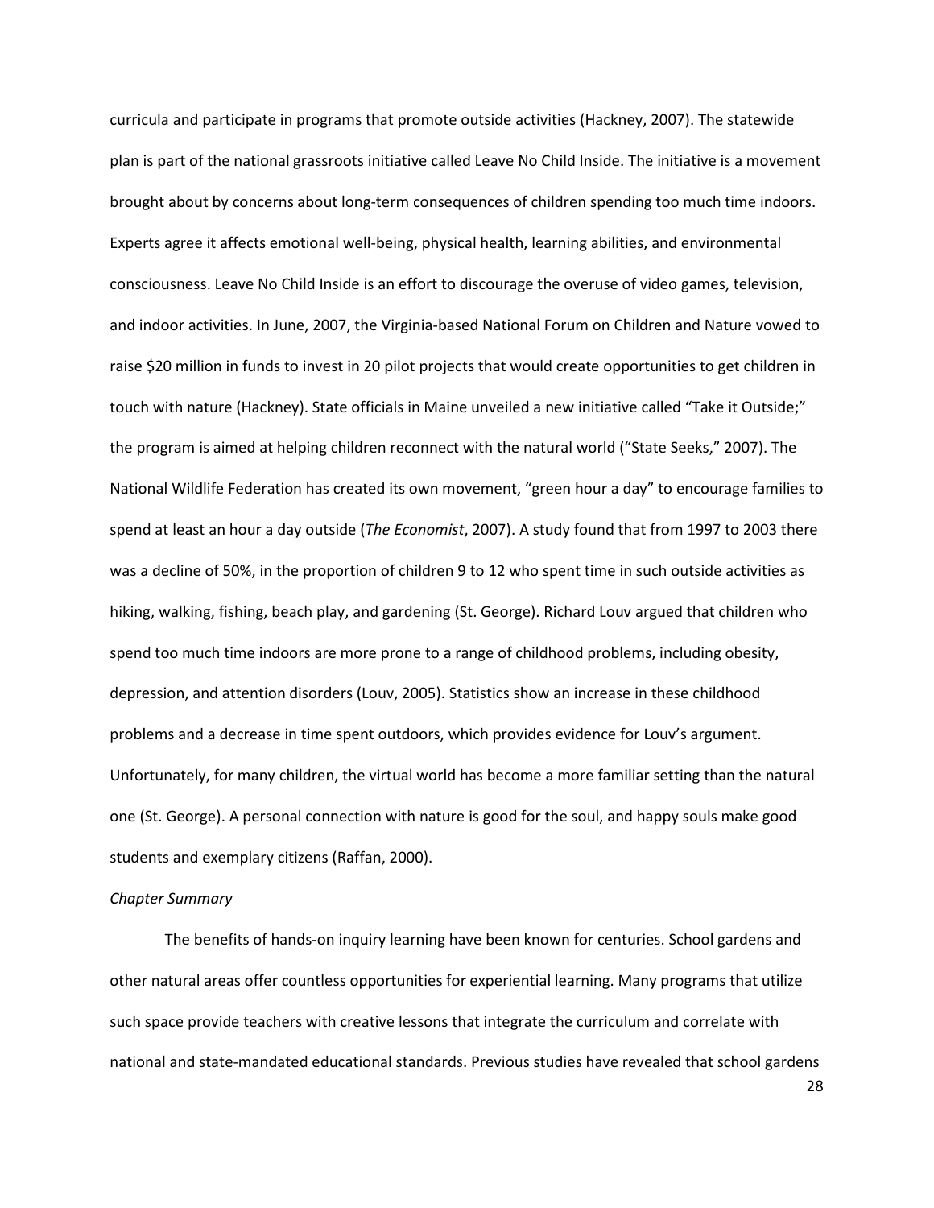curricula and participate in programs that promote outside activities (Hackney, 2007). The statewide plan is part of the national grassroots initiative called Leave No Child Inside. The initiative is a movement brought about by concerns about long-term consequences of children spending too much time indoors. Experts agree it affects emotional well-being, physical health, learning abilities, and environmental consciousness. Leave No Child Inside is an effort to discourage the overuse of video games, television, and indoor activities. In June, 2007, the Virginia-based National Forum on Children and Nature vowed to raise $20 million in funds to invest in 20 pilot projects that would create opportunities to get children in touch with nature (Hackney). State officials in Maine unveiled a new initiative called "Take it Outside;" the program is aimed at helping children reconnect with the natural world ("State Seeks," 2007). The National Wildlife Federation has created its own movement, "green hour a day" to encourage families to spend at least an hour a day outside (*The Economist*, 2007). A study found that from 1997 to 2003 there was a decline of 50%, in the proportion of children 9 to 12 who spent time in such outside activities as hiking, walking, fishing, beach play, and gardening (St. George). Richard Louv argued that children who spend too much time indoors are more prone to a range of childhood problems, including obesity, depression, and attention disorders (Louv, 2005). Statistics show an increase in these childhood problems and a decrease in time spent outdoors, which provides evidence for Louv's argument. Unfortunately, for many children, the virtual world has become a more familiar setting than the natural one (St. George). A personal connection with nature is good for the soul, and happy souls make good students and exemplary citizens (Raffan, 2000).

*Chapter Summary*

The benefits of hands-on inquiry learning have been known for centuries. School gardens and other natural areas offer countless opportunities for experiential learning. Many programs that utilize such space provide teachers with creative lessons that integrate the curriculum and correlate with national and state-mandated educational standards. Previous studies have revealed that school gardens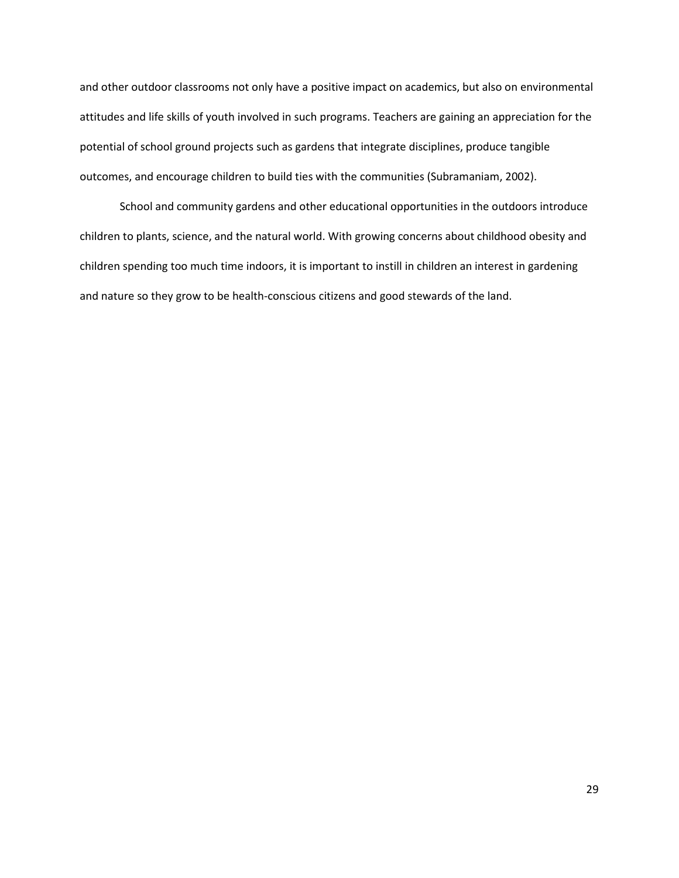and other outdoor classrooms not only have a positive impact on academics, but also on environmental attitudes and life skills of youth involved in such programs. Teachers are gaining an appreciation for the potential of school ground projects such as gardens that integrate disciplines, produce tangible outcomes, and encourage children to build ties with the communities (Subramaniam, 2002).

School and community gardens and other educational opportunities in the outdoors introduce children to plants, science, and the natural world. With growing concerns about childhood obesity and children spending too much time indoors, it is important to instill in children an interest in gardening and nature so they grow to be health-conscious citizens and good stewards of the land.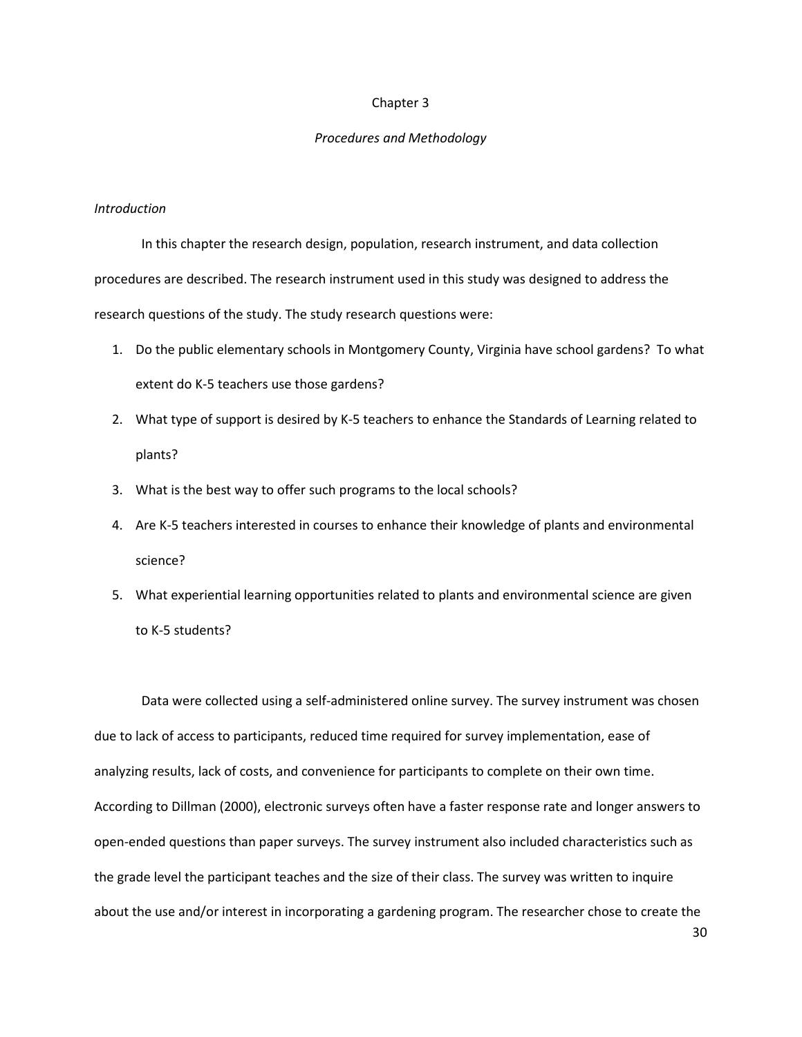# Chapter 3

## *Procedures and Methodology*

### *Introduction*

In this chapter the research design, population, research instrument, and data collection procedures are described. The research instrument used in this study was designed to address the research questions of the study. The study research questions were:

1. Do the public elementary schools in Montgomery County, Virginia have school gardens? To what extent do K-5 teachers use those gardens?
2. What type of support is desired by K-5 teachers to enhance the Standards of Learning related to plants?
3. What is the best way to offer such programs to the local schools?
4. Are K-5 teachers interested in courses to enhance their knowledge of plants and environmental science?
5. What experiential learning opportunities related to plants and environmental science are given to K-5 students?

Data were collected using a self-administered online survey. The survey instrument was chosen due to lack of access to participants, reduced time required for survey implementation, ease of analyzing results, lack of costs, and convenience for participants to complete on their own time. According to Dillman (2000), electronic surveys often have a faster response rate and longer answers to open-ended questions than paper surveys. The survey instrument also included characteristics such as the grade level the participant teaches and the size of their class. The survey was written to inquire about the use and/or interest in incorporating a gardening program. The researcher chose to create the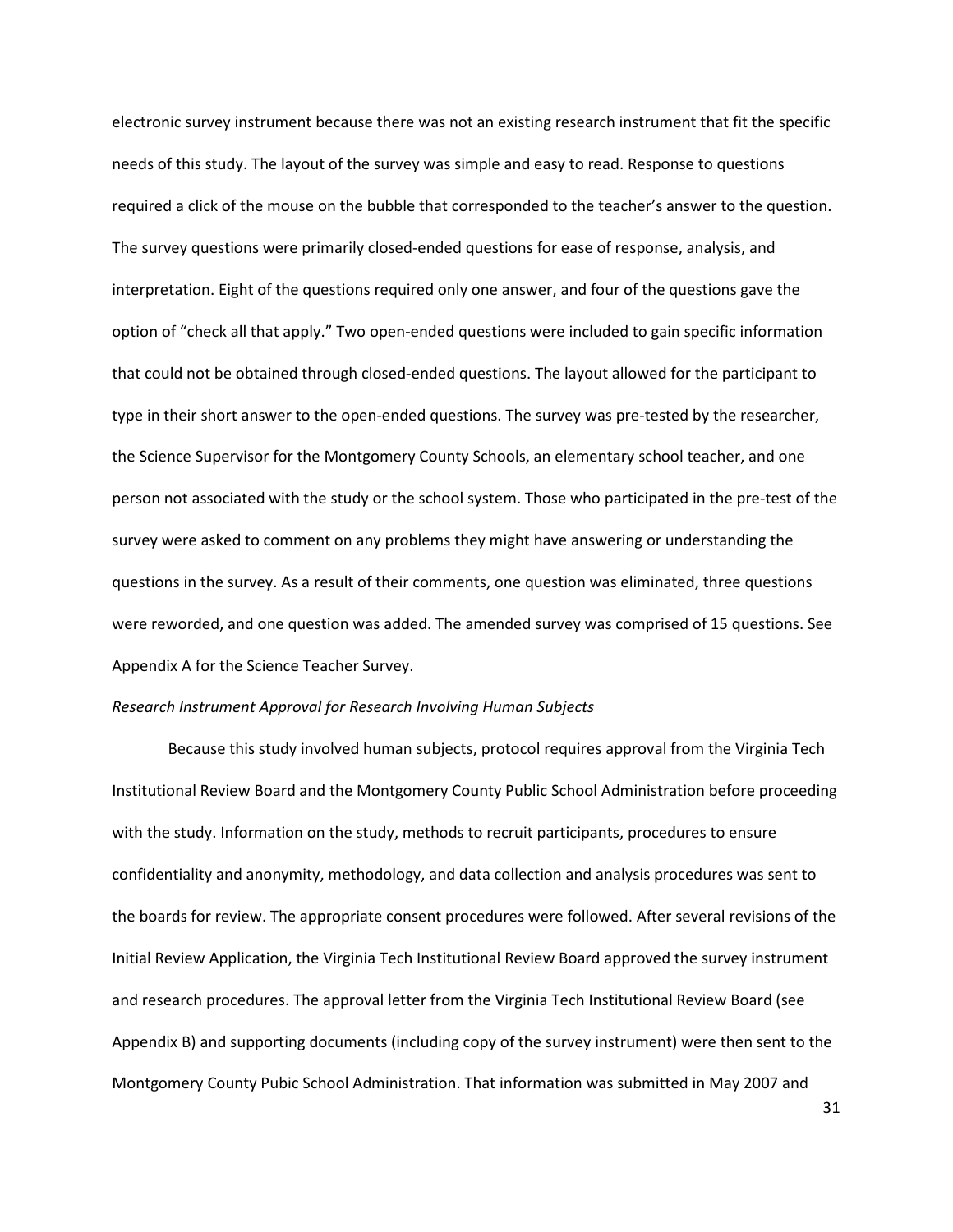electronic survey instrument because there was not an existing research instrument that fit the specific needs of this study. The layout of the survey was simple and easy to read. Response to questions required a click of the mouse on the bubble that corresponded to the teacher's answer to the question. The survey questions were primarily closed-ended questions for ease of response, analysis, and interpretation. Eight of the questions required only one answer, and four of the questions gave the option of "check all that apply." Two open-ended questions were included to gain specific information that could not be obtained through closed-ended questions. The layout allowed for the participant to type in their short answer to the open-ended questions. The survey was pre-tested by the researcher, the Science Supervisor for the Montgomery County Schools, an elementary school teacher, and one person not associated with the study or the school system. Those who participated in the pre-test of the survey were asked to comment on any problems they might have answering or understanding the questions in the survey. As a result of their comments, one question was eliminated, three questions were reworded, and one question was added. The amended survey was comprised of 15 questions. See Appendix A for the Science Teacher Survey.

*Research Instrument Approval for Research Involving Human Subjects*

Because this study involved human subjects, protocol requires approval from the Virginia Tech Institutional Review Board and the Montgomery County Public School Administration before proceeding with the study. Information on the study, methods to recruit participants, procedures to ensure confidentiality and anonymity, methodology, and data collection and analysis procedures was sent to the boards for review. The appropriate consent procedures were followed. After several revisions of the Initial Review Application, the Virginia Tech Institutional Review Board approved the survey instrument and research procedures. The approval letter from the Virginia Tech Institutional Review Board (see Appendix B) and supporting documents (including copy of the survey instrument) were then sent to the Montgomery County Pubic School Administration. That information was submitted in May 2007 and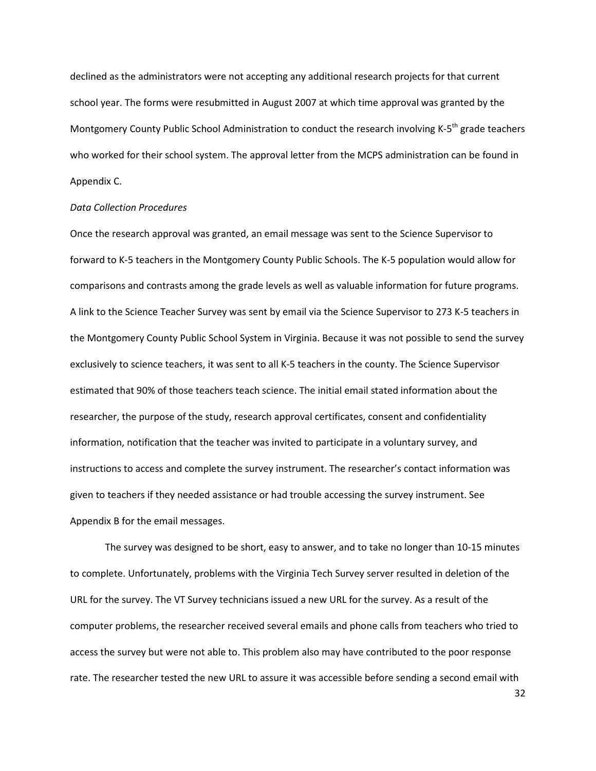declined as the administrators were not accepting any additional research projects for that current school year. The forms were resubmitted in August 2007 at which time approval was granted by the Montgomery County Public School Administration to conduct the research involving K-5th grade teachers who worked for their school system. The approval letter from the MCPS administration can be found in Appendix C.

*Data Collection Procedures*

Once the research approval was granted, an email message was sent to the Science Supervisor to forward to K-5 teachers in the Montgomery County Public Schools. The K-5 population would allow for comparisons and contrasts among the grade levels as well as valuable information for future programs. A link to the Science Teacher Survey was sent by email via the Science Supervisor to 273 K-5 teachers in the Montgomery County Public School System in Virginia. Because it was not possible to send the survey exclusively to science teachers, it was sent to all K-5 teachers in the county. The Science Supervisor estimated that 90% of those teachers teach science. The initial email stated information about the researcher, the purpose of the study, research approval certificates, consent and confidentiality information, notification that the teacher was invited to participate in a voluntary survey, and instructions to access and complete the survey instrument. The researcher's contact information was given to teachers if they needed assistance or had trouble accessing the survey instrument. See Appendix B for the email messages.

The survey was designed to be short, easy to answer, and to take no longer than 10-15 minutes to complete. Unfortunately, problems with the Virginia Tech Survey server resulted in deletion of the URL for the survey. The VT Survey technicians issued a new URL for the survey. As a result of the computer problems, the researcher received several emails and phone calls from teachers who tried to access the survey but were not able to. This problem also may have contributed to the poor response rate. The researcher tested the new URL to assure it was accessible before sending a second email with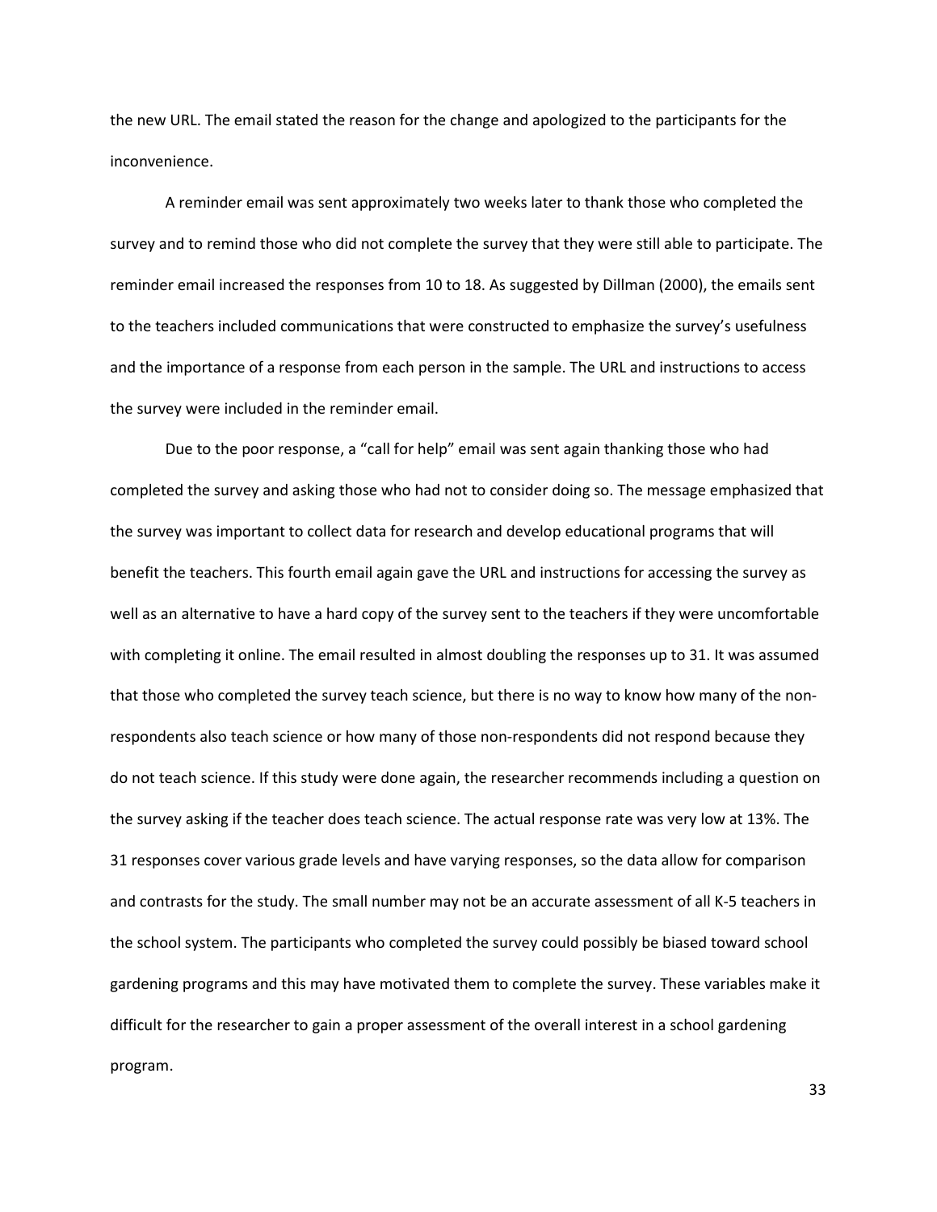the new URL. The email stated the reason for the change and apologized to the participants for the inconvenience.

A reminder email was sent approximately two weeks later to thank those who completed the survey and to remind those who did not complete the survey that they were still able to participate. The reminder email increased the responses from 10 to 18. As suggested by Dillman (2000), the emails sent to the teachers included communications that were constructed to emphasize the survey's usefulness and the importance of a response from each person in the sample. The URL and instructions to access the survey were included in the reminder email.

Due to the poor response, a "call for help" email was sent again thanking those who had completed the survey and asking those who had not to consider doing so. The message emphasized that the survey was important to collect data for research and develop educational programs that will benefit the teachers. This fourth email again gave the URL and instructions for accessing the survey as well as an alternative to have a hard copy of the survey sent to the teachers if they were uncomfortable with completing it online. The email resulted in almost doubling the responses up to 31. It was assumed that those who completed the survey teach science, but there is no way to know how many of the non-respondents also teach science or how many of those non-respondents did not respond because they do not teach science. If this study were done again, the researcher recommends including a question on the survey asking if the teacher does teach science. The actual response rate was very low at 13%. The 31 responses cover various grade levels and have varying responses, so the data allow for comparison and contrasts for the study. The small number may not be an accurate assessment of all K-5 teachers in the school system. The participants who completed the survey could possibly be biased toward school gardening programs and this may have motivated them to complete the survey. These variables make it difficult for the researcher to gain a proper assessment of the overall interest in a school gardening program.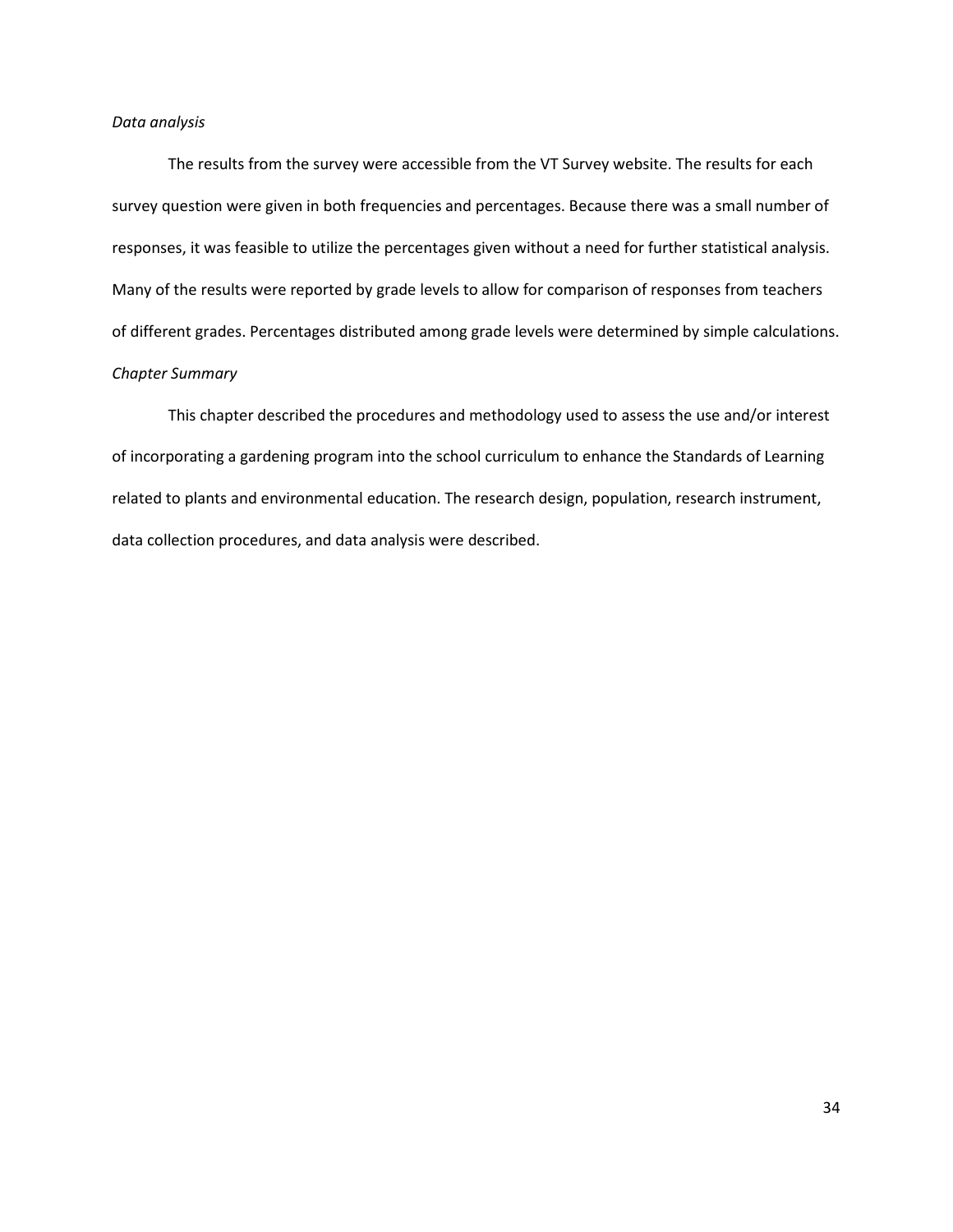*Data analysis*

The results from the survey were accessible from the VT Survey website. The results for each survey question were given in both frequencies and percentages. Because there was a small number of responses, it was feasible to utilize the percentages given without a need for further statistical analysis. Many of the results were reported by grade levels to allow for comparison of responses from teachers of different grades. Percentages distributed among grade levels were determined by simple calculations.

*Chapter Summary*

This chapter described the procedures and methodology used to assess the use and/or interest of incorporating a gardening program into the school curriculum to enhance the Standards of Learning related to plants and environmental education. The research design, population, research instrument, data collection procedures, and data analysis were described.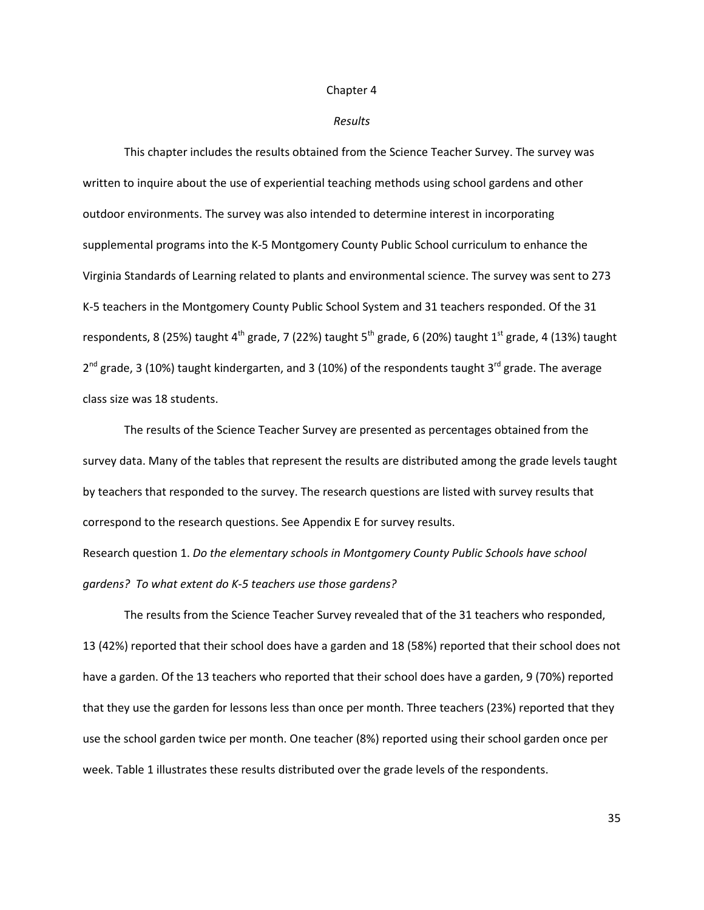# Chapter 4

## *Results*

This chapter includes the results obtained from the Science Teacher Survey. The survey was written to inquire about the use of experiential teaching methods using school gardens and other outdoor environments. The survey was also intended to determine interest in incorporating supplemental programs into the K-5 Montgomery County Public School curriculum to enhance the Virginia Standards of Learning related to plants and environmental science. The survey was sent to 273 K-5 teachers in the Montgomery County Public School System and 31 teachers responded. Of the 31 respondents, 8 (25%) taught 4th grade, 7 (22%) taught 5th grade, 6 (20%) taught 1st grade, 4 (13%) taught 2nd grade, 3 (10%) taught kindergarten, and 3 (10%) of the respondents taught 3rd grade. The average class size was 18 students.

The results of the Science Teacher Survey are presented as percentages obtained from the survey data. Many of the tables that represent the results are distributed among the grade levels taught by teachers that responded to the survey. The research questions are listed with survey results that correspond to the research questions. See Appendix E for survey results.

Research question 1. *Do the elementary schools in Montgomery County Public Schools have school gardens? To what extent do K-5 teachers use those gardens?*

The results from the Science Teacher Survey revealed that of the 31 teachers who responded, 13 (42%) reported that their school does have a garden and 18 (58%) reported that their school does not have a garden. Of the 13 teachers who reported that their school does have a garden, 9 (70%) reported that they use the garden for lessons less than once per month. Three teachers (23%) reported that they use the school garden twice per month. One teacher (8%) reported using their school garden once per week. Table 1 illustrates these results distributed over the grade levels of the respondents.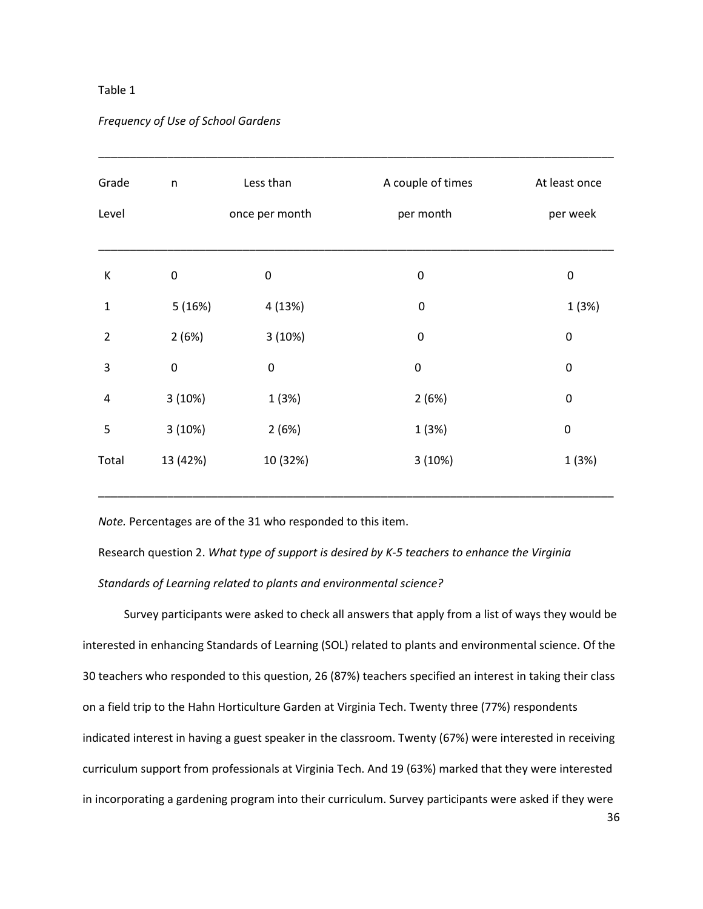Table 1

*Frequency of Use of School Gardens*

| Grade Level | n | Less than once per month | A couple of times per month | At least once per week |
|---|---|---|---|---|
| K | 0 | 0 | 0 | 0 |
| 1 | 5 (16%) | 4 (13%) | 0 | 1 (3%) |
| 2 | 2 (6%) | 3 (10%) | 0 | 0 |
| 3 | 0 | 0 | 0 | 0 |
| 4 | 3 (10%) | 1 (3%) | 2 (6%) | 0 |
| 5 | 3 (10%) | 2 (6%) | 1 (3%) | 0 |
| Total | 13 (42%) | 10 (32%) | 3 (10%) | 1 (3%) |

*Note.* Percentages are of the 31 who responded to this item.

Research question 2. *What type of support is desired by K-5 teachers to enhance the Virginia Standards of Learning related to plants and environmental science?*

Survey participants were asked to check all answers that apply from a list of ways they would be interested in enhancing Standards of Learning (SOL) related to plants and environmental science. Of the 30 teachers who responded to this question, 26 (87%) teachers specified an interest in taking their class on a field trip to the Hahn Horticulture Garden at Virginia Tech. Twenty three (77%) respondents indicated interest in having a guest speaker in the classroom. Twenty (67%) were interested in receiving curriculum support from professionals at Virginia Tech. And 19 (63%) marked that they were interested in incorporating a gardening program into their curriculum. Survey participants were asked if they were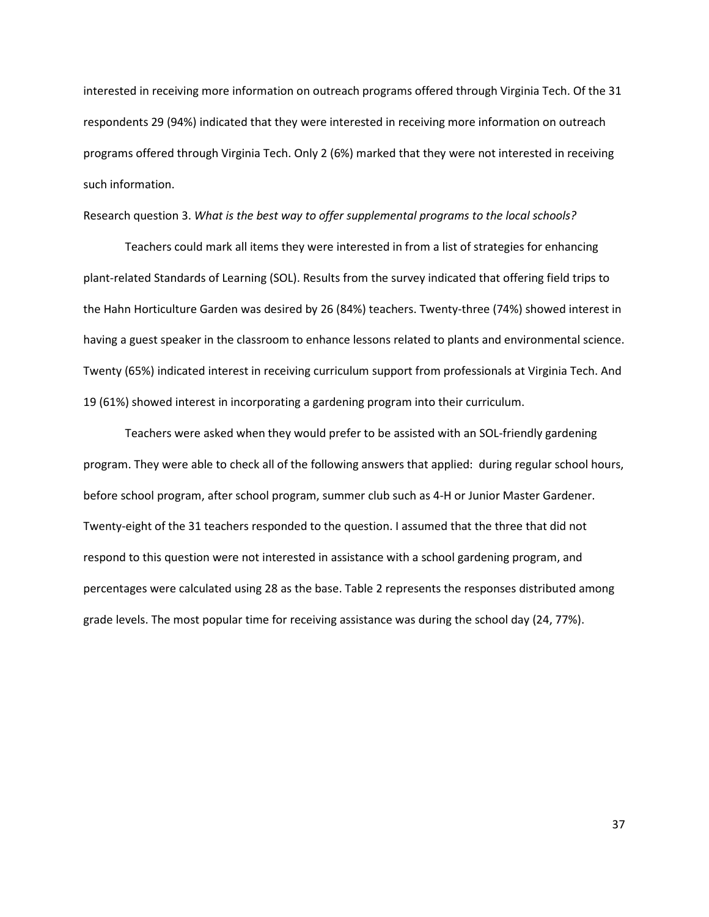interested in receiving more information on outreach programs offered through Virginia Tech. Of the 31 respondents 29 (94%) indicated that they were interested in receiving more information on outreach programs offered through Virginia Tech. Only 2 (6%) marked that they were not interested in receiving such information.

Research question 3. *What is the best way to offer supplemental programs to the local schools?*

Teachers could mark all items they were interested in from a list of strategies for enhancing plant-related Standards of Learning (SOL). Results from the survey indicated that offering field trips to the Hahn Horticulture Garden was desired by 26 (84%) teachers. Twenty-three (74%) showed interest in having a guest speaker in the classroom to enhance lessons related to plants and environmental science. Twenty (65%) indicated interest in receiving curriculum support from professionals at Virginia Tech. And 19 (61%) showed interest in incorporating a gardening program into their curriculum.

Teachers were asked when they would prefer to be assisted with an SOL-friendly gardening program. They were able to check all of the following answers that applied: during regular school hours, before school program, after school program, summer club such as 4-H or Junior Master Gardener. Twenty-eight of the 31 teachers responded to the question. I assumed that the three that did not respond to this question were not interested in assistance with a school gardening program, and percentages were calculated using 28 as the base. Table 2 represents the responses distributed among grade levels. The most popular time for receiving assistance was during the school day (24, 77%).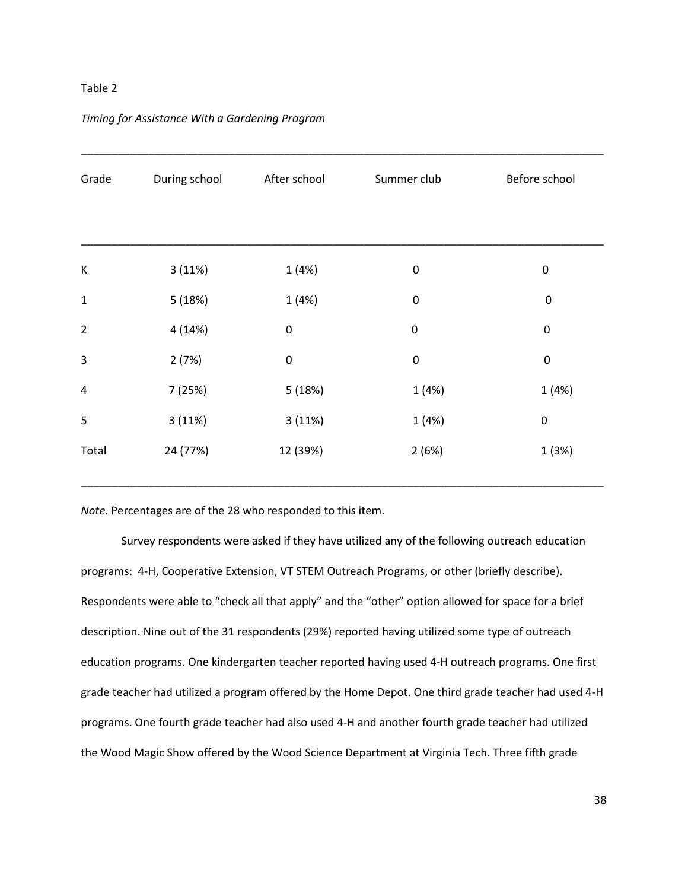Table 2

*Timing for Assistance With a Gardening Program*

| Grade | During school | After school | Summer club | Before school |
|---|---|---|---|---|
| K | 3 (11%) | 1 (4%) | 0 | 0 |
| 1 | 5 (18%) | 1 (4%) | 0 | 0 |
| 2 | 4 (14%) | 0 | 0 | 0 |
| 3 | 2 (7%) | 0 | 0 | 0 |
| 4 | 7 (25%) | 5 (18%) | 1 (4%) | 1 (4%) |
| 5 | 3 (11%) | 3 (11%) | 1 (4%) | 0 |
| Total | 24 (77%) | 12 (39%) | 2 (6%) | 1 (3%) |

*Note.* Percentages are of the 28 who responded to this item.

Survey respondents were asked if they have utilized any of the following outreach education programs: 4-H, Cooperative Extension, VT STEM Outreach Programs, or other (briefly describe). Respondents were able to "check all that apply" and the "other" option allowed for space for a brief description. Nine out of the 31 respondents (29%) reported having utilized some type of outreach education programs. One kindergarten teacher reported having used 4-H outreach programs. One first grade teacher had utilized a program offered by the Home Depot. One third grade teacher had used 4-H programs. One fourth grade teacher had also used 4-H and another fourth grade teacher had utilized the Wood Magic Show offered by the Wood Science Department at Virginia Tech. Three fifth grade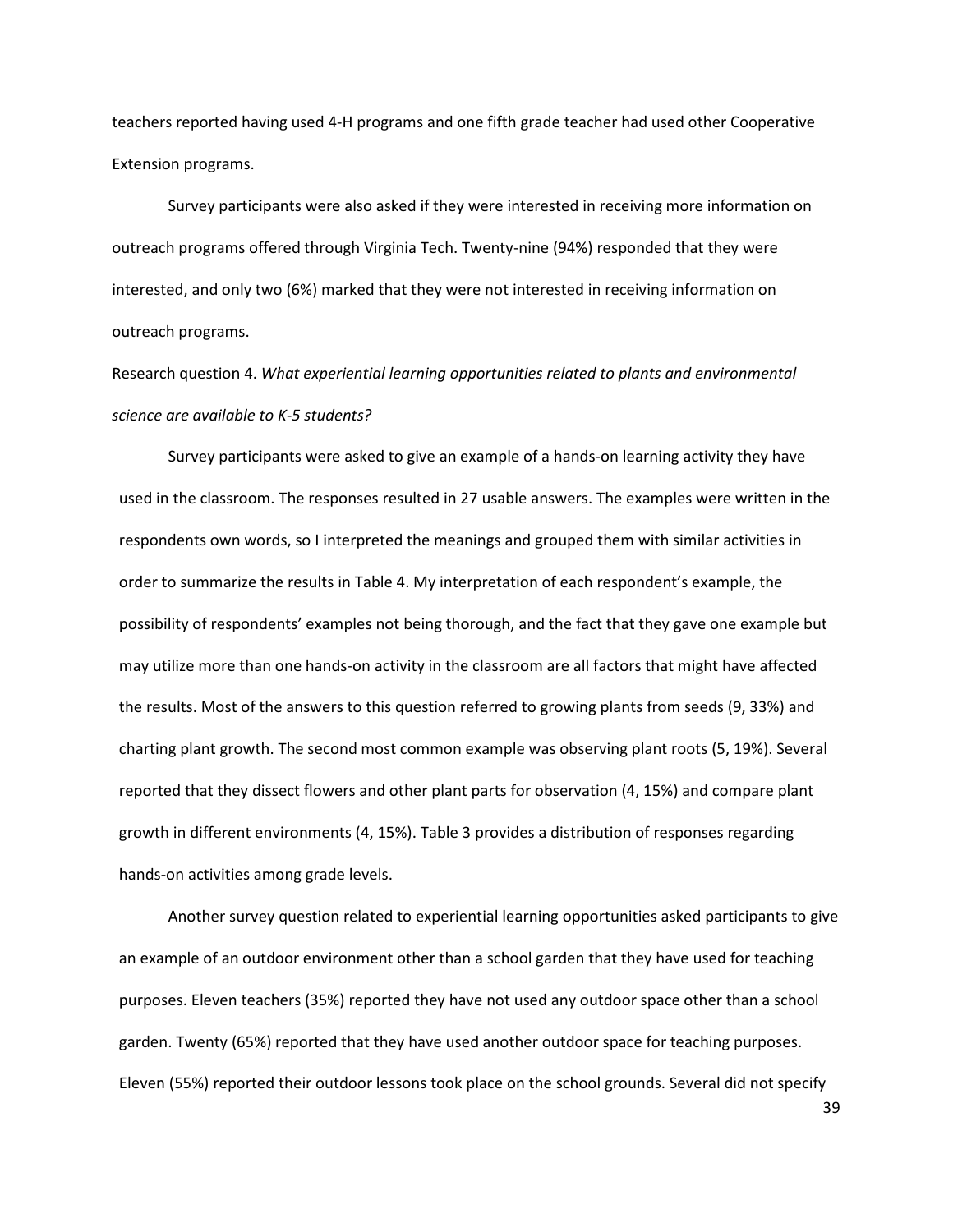teachers reported having used 4-H programs and one fifth grade teacher had used other Cooperative Extension programs.

Survey participants were also asked if they were interested in receiving more information on outreach programs offered through Virginia Tech. Twenty-nine (94%) responded that they were interested, and only two (6%) marked that they were not interested in receiving information on outreach programs.

Research question 4. *What experiential learning opportunities related to plants and environmental science are available to K-5 students?*

Survey participants were asked to give an example of a hands-on learning activity they have used in the classroom. The responses resulted in 27 usable answers. The examples were written in the respondents own words, so I interpreted the meanings and grouped them with similar activities in order to summarize the results in Table 4. My interpretation of each respondent's example, the possibility of respondents' examples not being thorough, and the fact that they gave one example but may utilize more than one hands-on activity in the classroom are all factors that might have affected the results. Most of the answers to this question referred to growing plants from seeds (9, 33%) and charting plant growth. The second most common example was observing plant roots (5, 19%). Several reported that they dissect flowers and other plant parts for observation (4, 15%) and compare plant growth in different environments (4, 15%). Table 3 provides a distribution of responses regarding hands-on activities among grade levels.

Another survey question related to experiential learning opportunities asked participants to give an example of an outdoor environment other than a school garden that they have used for teaching purposes. Eleven teachers (35%) reported they have not used any outdoor space other than a school garden. Twenty (65%) reported that they have used another outdoor space for teaching purposes. Eleven (55%) reported their outdoor lessons took place on the school grounds. Several did not specify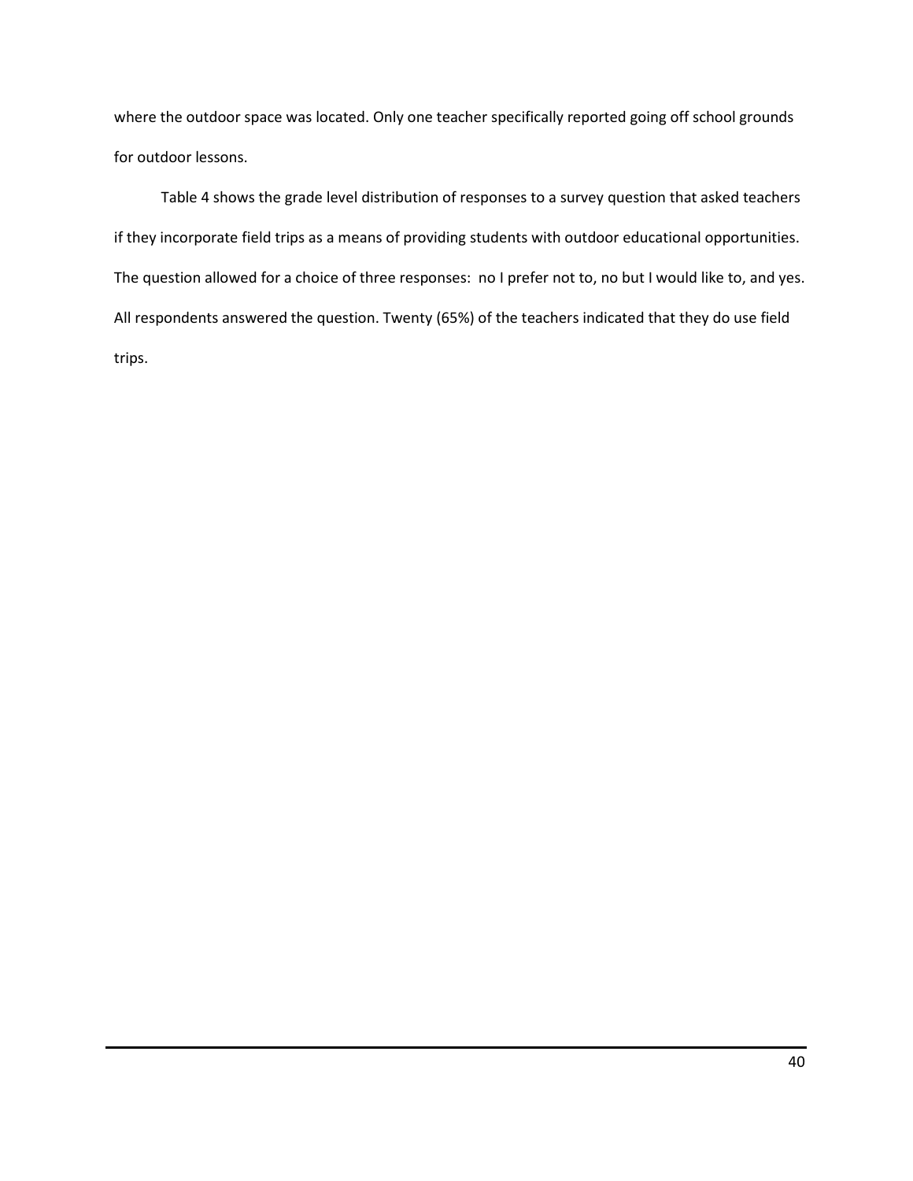where the outdoor space was located. Only one teacher specifically reported going off school grounds for outdoor lessons.

Table 4 shows the grade level distribution of responses to a survey question that asked teachers if they incorporate field trips as a means of providing students with outdoor educational opportunities. The question allowed for a choice of three responses: no I prefer not to, no but I would like to, and yes. All respondents answered the question. Twenty (65%) of the teachers indicated that they do use field trips.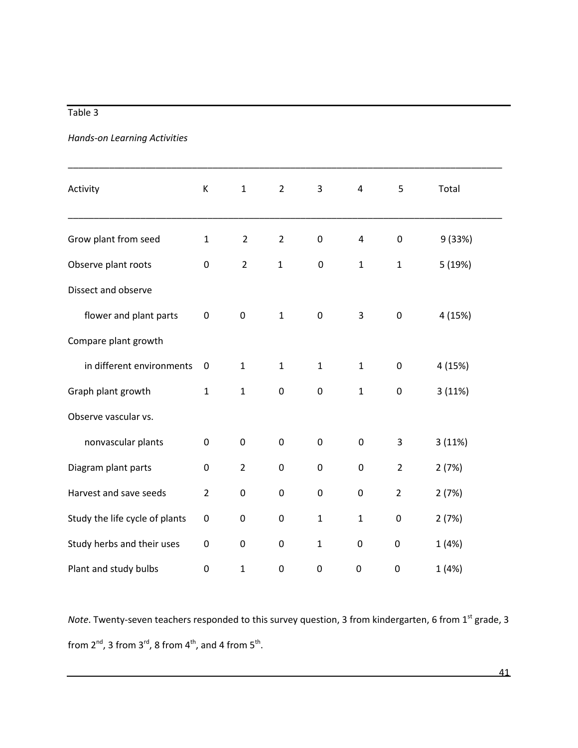Table 3

*Hands-on Learning Activities*

| Activity | K | 1 | 2 | 3 | 4 | 5 | Total |
|---|---|---|---|---|---|---|---|
| Grow plant from seed | 1 | 2 | 2 | 0 | 4 | 0 | 9 (33%) |
| Observe plant roots | 0 | 2 | 1 | 0 | 1 | 1 | 5 (19%) |
| Dissect and observe flower and plant parts | 0 | 0 | 1 | 0 | 3 | 0 | 4 (15%) |
| Compare plant growth in different environments | 0 | 1 | 1 | 1 | 1 | 0 | 4 (15%) |
| Graph plant growth | 1 | 1 | 0 | 0 | 1 | 0 | 3 (11%) |
| Observe vascular vs. nonvascular plants | 0 | 0 | 0 | 0 | 0 | 3 | 3 (11%) |
| Diagram plant parts | 0 | 2 | 0 | 0 | 0 | 2 | 2 (7%) |
| Harvest and save seeds | 2 | 0 | 0 | 0 | 0 | 2 | 2 (7%) |
| Study the life cycle of plants | 0 | 0 | 0 | 1 | 1 | 0 | 2 (7%) |
| Study herbs and their uses | 0 | 0 | 0 | 1 | 0 | 0 | 1 (4%) |
| Plant and study bulbs | 0 | 1 | 0 | 0 | 0 | 0 | 1 (4%) |

*Note*. Twenty-seven teachers responded to this survey question, 3 from kindergarten, 6 from 1st grade, 3 from 2nd, 3 from 3rd, 8 from 4th, and 4 from 5th.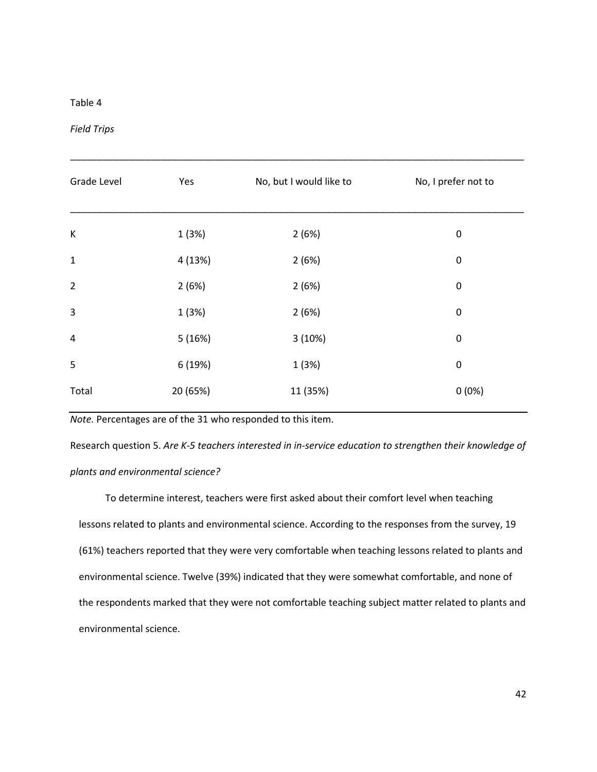Table 4

*Field Trips*

| Grade Level | Yes | No, but I would like to | No, I prefer not to |
|---|---|---|---|
| K | 1 (3%) | 2 (6%) | 0 |
| 1 | 4 (13%) | 2 (6%) | 0 |
| 2 | 2 (6%) | 2 (6%) | 0 |
| 3 | 1 (3%) | 2 (6%) | 0 |
| 4 | 5 (16%) | 3 (10%) | 0 |
| 5 | 6 (19%) | 1 (3%) | 0 |
| Total | 20 (65%) | 11 (35%) | 0 (0%) |

*Note.* Percentages are of the 31 who responded to this item.

Research question 5. *Are K-5 teachers interested in in-service education to strengthen their knowledge of plants and environmental science?*

To determine interest, teachers were first asked about their comfort level when teaching lessons related to plants and environmental science. According to the responses from the survey, 19 (61%) teachers reported that they were very comfortable when teaching lessons related to plants and environmental science. Twelve (39%) indicated that they were somewhat comfortable, and none of the respondents marked that they were not comfortable teaching subject matter related to plants and environmental science.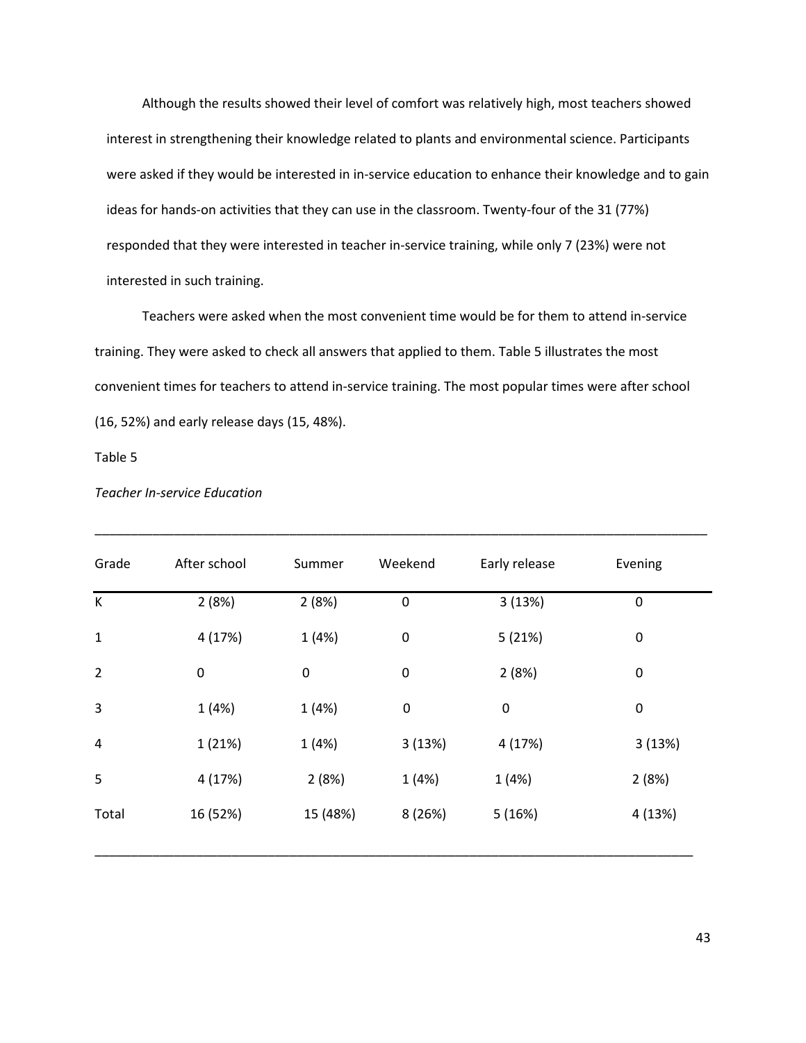Although the results showed their level of comfort was relatively high, most teachers showed interest in strengthening their knowledge related to plants and environmental science. Participants were asked if they would be interested in in-service education to enhance their knowledge and to gain ideas for hands-on activities that they can use in the classroom. Twenty-four of the 31 (77%) responded that they were interested in teacher in-service training, while only 7 (23%) were not interested in such training.

Teachers were asked when the most convenient time would be for them to attend in-service training. They were asked to check all answers that applied to them. Table 5 illustrates the most convenient times for teachers to attend in-service training. The most popular times were after school (16, 52%) and early release days (15, 48%).

Table 5

*Teacher In-service Education*

| Grade | After school | Summer | Weekend | Early release | Evening |
|---|---|---|---|---|---|
| K | 2 (8%) | 2 (8%) | 0 | 3 (13%) | 0 |
| 1 | 4 (17%) | 1 (4%) | 0 | 5 (21%) | 0 |
| 2 | 0 | 0 | 0 | 2 (8%) | 0 |
| 3 | 1 (4%) | 1 (4%) | 0 | 0 | 0 |
| 4 | 1 (21%) | 1 (4%) | 3 (13%) | 4 (17%) | 3 (13%) |
| 5 | 4 (17%) | 2 (8%) | 1 (4%) | 1 (4%) | 2 (8%) |
| Total | 16 (52%) | 15 (48%) | 8 (26%) | 5 (16%) | 4 (13%) |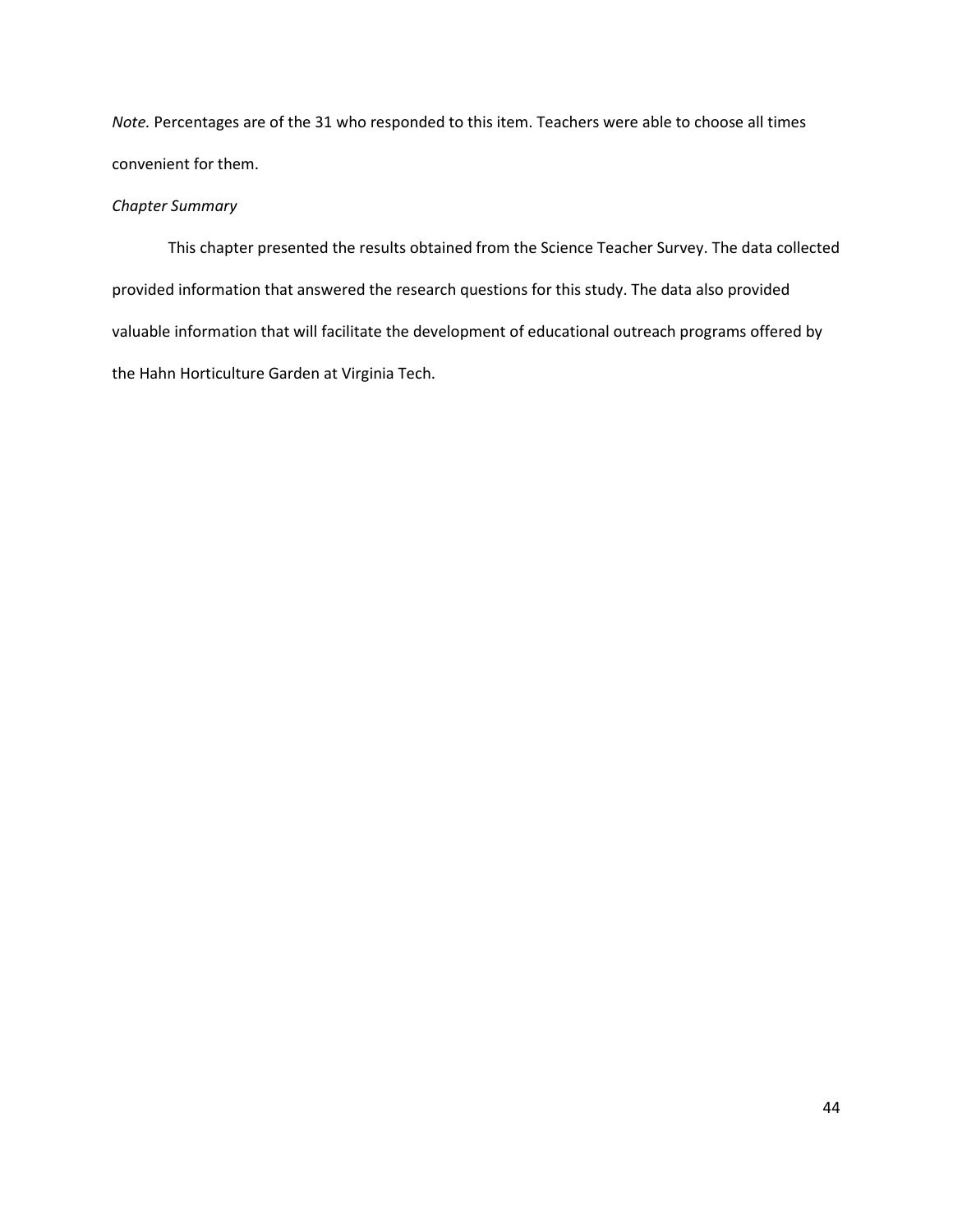*Note.* Percentages are of the 31 who responded to this item. Teachers were able to choose all times convenient for them.

### *Chapter Summary*

This chapter presented the results obtained from the Science Teacher Survey. The data collected provided information that answered the research questions for this study. The data also provided valuable information that will facilitate the development of educational outreach programs offered by the Hahn Horticulture Garden at Virginia Tech.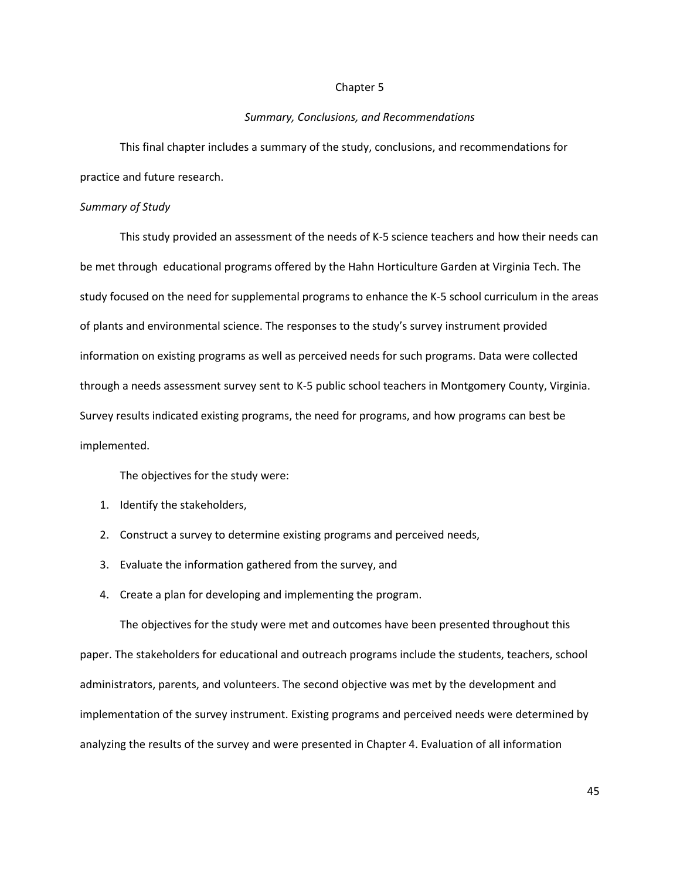# Chapter 5

## *Summary, Conclusions, and Recommendations*

This final chapter includes a summary of the study, conclusions, and recommendations for practice and future research.

### *Summary of Study*

This study provided an assessment of the needs of K-5 science teachers and how their needs can be met through educational programs offered by the Hahn Horticulture Garden at Virginia Tech. The study focused on the need for supplemental programs to enhance the K-5 school curriculum in the areas of plants and environmental science. The responses to the study's survey instrument provided information on existing programs as well as perceived needs for such programs. Data were collected through a needs assessment survey sent to K-5 public school teachers in Montgomery County, Virginia. Survey results indicated existing programs, the need for programs, and how programs can best be implemented.

The objectives for the study were:

1. Identify the stakeholders,
2. Construct a survey to determine existing programs and perceived needs,
3. Evaluate the information gathered from the survey, and
4. Create a plan for developing and implementing the program.

The objectives for the study were met and outcomes have been presented throughout this paper. The stakeholders for educational and outreach programs include the students, teachers, school administrators, parents, and volunteers. The second objective was met by the development and implementation of the survey instrument. Existing programs and perceived needs were determined by analyzing the results of the survey and were presented in Chapter 4. Evaluation of all information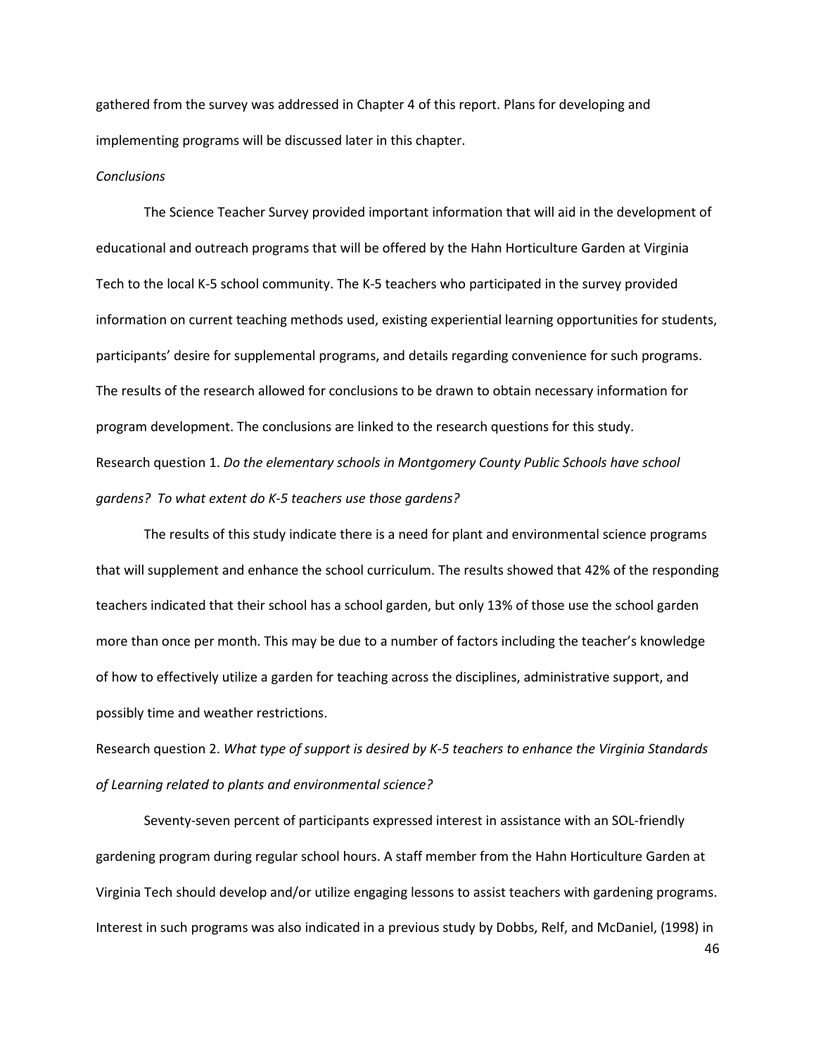gathered from the survey was addressed in Chapter 4 of this report. Plans for developing and implementing programs will be discussed later in this chapter.

*Conclusions*

The Science Teacher Survey provided important information that will aid in the development of educational and outreach programs that will be offered by the Hahn Horticulture Garden at Virginia Tech to the local K-5 school community. The K-5 teachers who participated in the survey provided information on current teaching methods used, existing experiential learning opportunities for students, participants' desire for supplemental programs, and details regarding convenience for such programs. The results of the research allowed for conclusions to be drawn to obtain necessary information for program development. The conclusions are linked to the research questions for this study.

Research question 1. *Do the elementary schools in Montgomery County Public Schools have school gardens? To what extent do K-5 teachers use those gardens?*

The results of this study indicate there is a need for plant and environmental science programs that will supplement and enhance the school curriculum. The results showed that 42% of the responding teachers indicated that their school has a school garden, but only 13% of those use the school garden more than once per month. This may be due to a number of factors including the teacher's knowledge of how to effectively utilize a garden for teaching across the disciplines, administrative support, and possibly time and weather restrictions.

Research question 2. *What type of support is desired by K-5 teachers to enhance the Virginia Standards of Learning related to plants and environmental science?*

Seventy-seven percent of participants expressed interest in assistance with an SOL-friendly gardening program during regular school hours. A staff member from the Hahn Horticulture Garden at Virginia Tech should develop and/or utilize engaging lessons to assist teachers with gardening programs. Interest in such programs was also indicated in a previous study by Dobbs, Relf, and McDaniel, (1998) in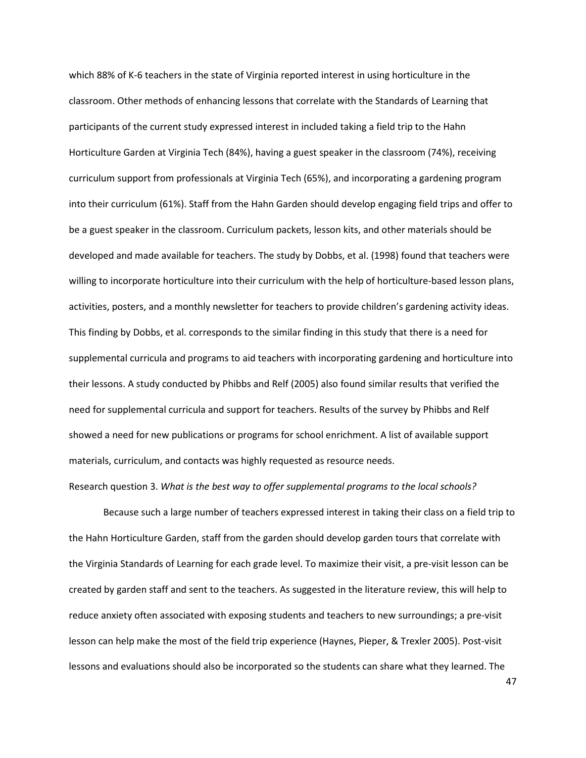which 88% of K-6 teachers in the state of Virginia reported interest in using horticulture in the classroom. Other methods of enhancing lessons that correlate with the Standards of Learning that participants of the current study expressed interest in included taking a field trip to the Hahn Horticulture Garden at Virginia Tech (84%), having a guest speaker in the classroom (74%), receiving curriculum support from professionals at Virginia Tech (65%), and incorporating a gardening program into their curriculum (61%). Staff from the Hahn Garden should develop engaging field trips and offer to be a guest speaker in the classroom. Curriculum packets, lesson kits, and other materials should be developed and made available for teachers. The study by Dobbs, et al. (1998) found that teachers were willing to incorporate horticulture into their curriculum with the help of horticulture-based lesson plans, activities, posters, and a monthly newsletter for teachers to provide children's gardening activity ideas. This finding by Dobbs, et al. corresponds to the similar finding in this study that there is a need for supplemental curricula and programs to aid teachers with incorporating gardening and horticulture into their lessons. A study conducted by Phibbs and Relf (2005) also found similar results that verified the need for supplemental curricula and support for teachers. Results of the survey by Phibbs and Relf showed a need for new publications or programs for school enrichment. A list of available support materials, curriculum, and contacts was highly requested as resource needs.

Research question 3. *What is the best way to offer supplemental programs to the local schools?*

Because such a large number of teachers expressed interest in taking their class on a field trip to the Hahn Horticulture Garden, staff from the garden should develop garden tours that correlate with the Virginia Standards of Learning for each grade level. To maximize their visit, a pre-visit lesson can be created by garden staff and sent to the teachers. As suggested in the literature review, this will help to reduce anxiety often associated with exposing students and teachers to new surroundings; a pre-visit lesson can help make the most of the field trip experience (Haynes, Pieper, & Trexler 2005). Post-visit lessons and evaluations should also be incorporated so the students can share what they learned. The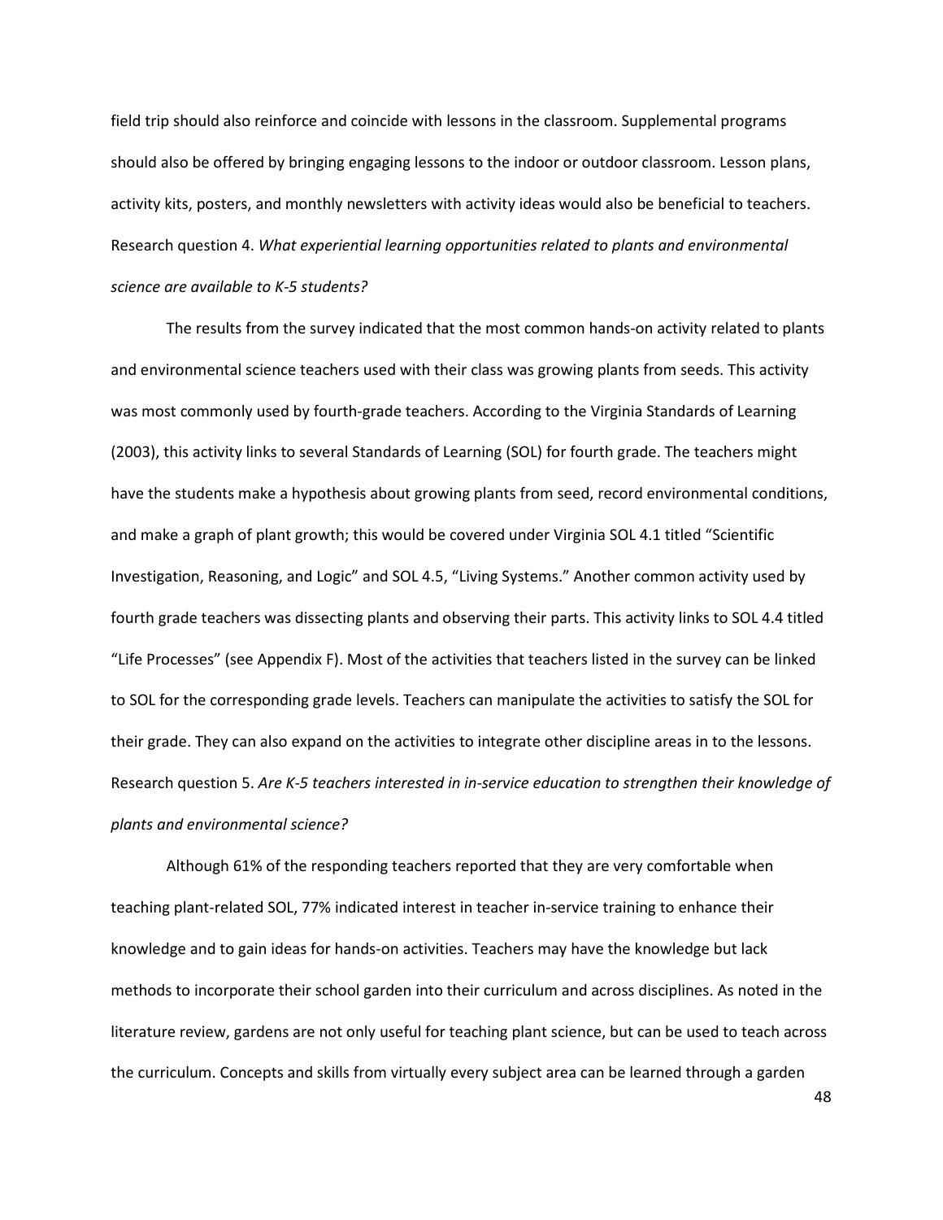field trip should also reinforce and coincide with lessons in the classroom. Supplemental programs should also be offered by bringing engaging lessons to the indoor or outdoor classroom. Lesson plans, activity kits, posters, and monthly newsletters with activity ideas would also be beneficial to teachers.

Research question 4. *What experiential learning opportunities related to plants and environmental science are available to K-5 students?*

The results from the survey indicated that the most common hands-on activity related to plants and environmental science teachers used with their class was growing plants from seeds. This activity was most commonly used by fourth-grade teachers. According to the Virginia Standards of Learning (2003), this activity links to several Standards of Learning (SOL) for fourth grade. The teachers might have the students make a hypothesis about growing plants from seed, record environmental conditions, and make a graph of plant growth; this would be covered under Virginia SOL 4.1 titled "Scientific Investigation, Reasoning, and Logic" and SOL 4.5, "Living Systems." Another common activity used by fourth grade teachers was dissecting plants and observing their parts. This activity links to SOL 4.4 titled "Life Processes" (see Appendix F). Most of the activities that teachers listed in the survey can be linked to SOL for the corresponding grade levels. Teachers can manipulate the activities to satisfy the SOL for their grade. They can also expand on the activities to integrate other discipline areas in to the lessons.

Research question 5. *Are K-5 teachers interested in in-service education to strengthen their knowledge of plants and environmental science?*

Although 61% of the responding teachers reported that they are very comfortable when teaching plant-related SOL, 77% indicated interest in teacher in-service training to enhance their knowledge and to gain ideas for hands-on activities. Teachers may have the knowledge but lack methods to incorporate their school garden into their curriculum and across disciplines. As noted in the literature review, gardens are not only useful for teaching plant science, but can be used to teach across the curriculum. Concepts and skills from virtually every subject area can be learned through a garden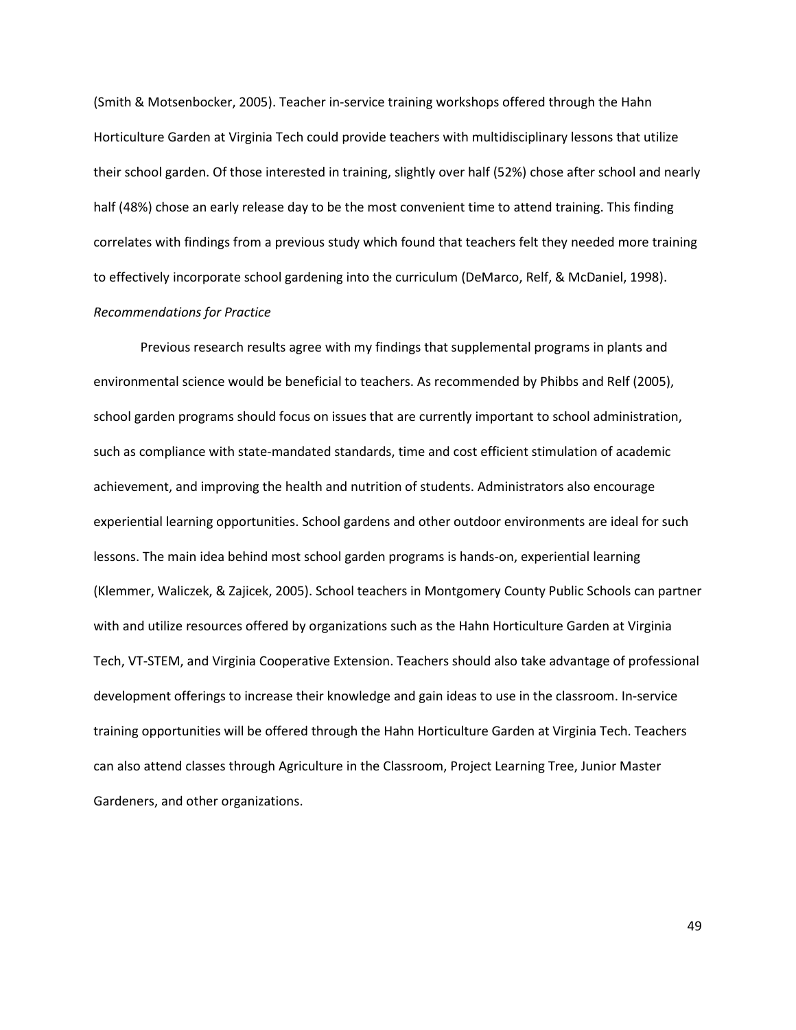(Smith & Motsenbocker, 2005). Teacher in-service training workshops offered through the Hahn Horticulture Garden at Virginia Tech could provide teachers with multidisciplinary lessons that utilize their school garden. Of those interested in training, slightly over half (52%) chose after school and nearly half (48%) chose an early release day to be the most convenient time to attend training. This finding correlates with findings from a previous study which found that teachers felt they needed more training to effectively incorporate school gardening into the curriculum (DeMarco, Relf, & McDaniel, 1998).

*Recommendations for Practice*

Previous research results agree with my findings that supplemental programs in plants and environmental science would be beneficial to teachers. As recommended by Phibbs and Relf (2005), school garden programs should focus on issues that are currently important to school administration, such as compliance with state-mandated standards, time and cost efficient stimulation of academic achievement, and improving the health and nutrition of students. Administrators also encourage experiential learning opportunities. School gardens and other outdoor environments are ideal for such lessons. The main idea behind most school garden programs is hands-on, experiential learning (Klemmer, Waliczek, & Zajicek, 2005). School teachers in Montgomery County Public Schools can partner with and utilize resources offered by organizations such as the Hahn Horticulture Garden at Virginia Tech, VT-STEM, and Virginia Cooperative Extension. Teachers should also take advantage of professional development offerings to increase their knowledge and gain ideas to use in the classroom. In-service training opportunities will be offered through the Hahn Horticulture Garden at Virginia Tech. Teachers can also attend classes through Agriculture in the Classroom, Project Learning Tree, Junior Master Gardeners, and other organizations.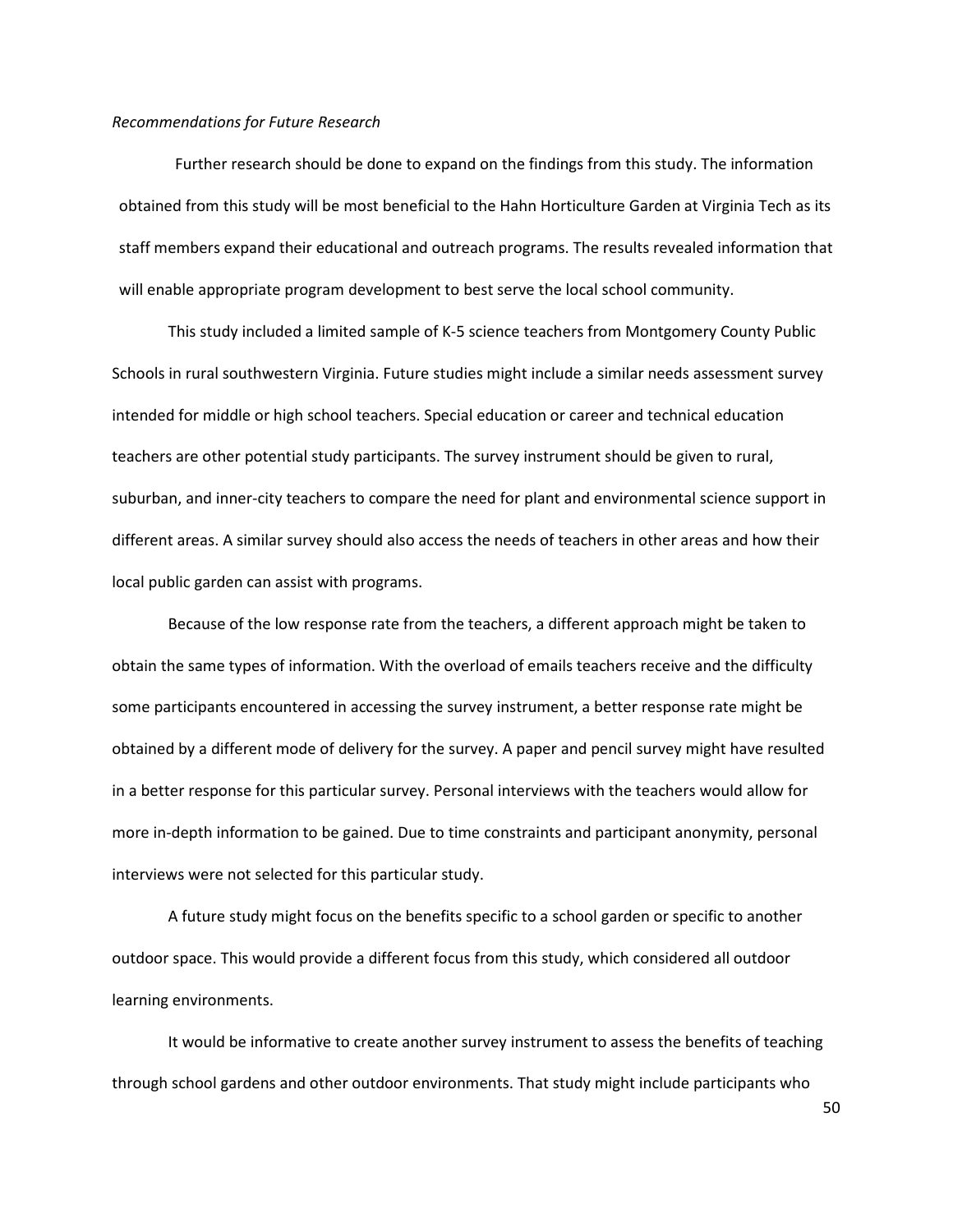*Recommendations for Future Research*

Further research should be done to expand on the findings from this study. The information obtained from this study will be most beneficial to the Hahn Horticulture Garden at Virginia Tech as its staff members expand their educational and outreach programs. The results revealed information that will enable appropriate program development to best serve the local school community.

This study included a limited sample of K-5 science teachers from Montgomery County Public Schools in rural southwestern Virginia. Future studies might include a similar needs assessment survey intended for middle or high school teachers. Special education or career and technical education teachers are other potential study participants. The survey instrument should be given to rural, suburban, and inner-city teachers to compare the need for plant and environmental science support in different areas. A similar survey should also access the needs of teachers in other areas and how their local public garden can assist with programs.

Because of the low response rate from the teachers, a different approach might be taken to obtain the same types of information. With the overload of emails teachers receive and the difficulty some participants encountered in accessing the survey instrument, a better response rate might be obtained by a different mode of delivery for the survey. A paper and pencil survey might have resulted in a better response for this particular survey. Personal interviews with the teachers would allow for more in-depth information to be gained. Due to time constraints and participant anonymity, personal interviews were not selected for this particular study.

A future study might focus on the benefits specific to a school garden or specific to another outdoor space. This would provide a different focus from this study, which considered all outdoor learning environments.

It would be informative to create another survey instrument to assess the benefits of teaching through school gardens and other outdoor environments. That study might include participants who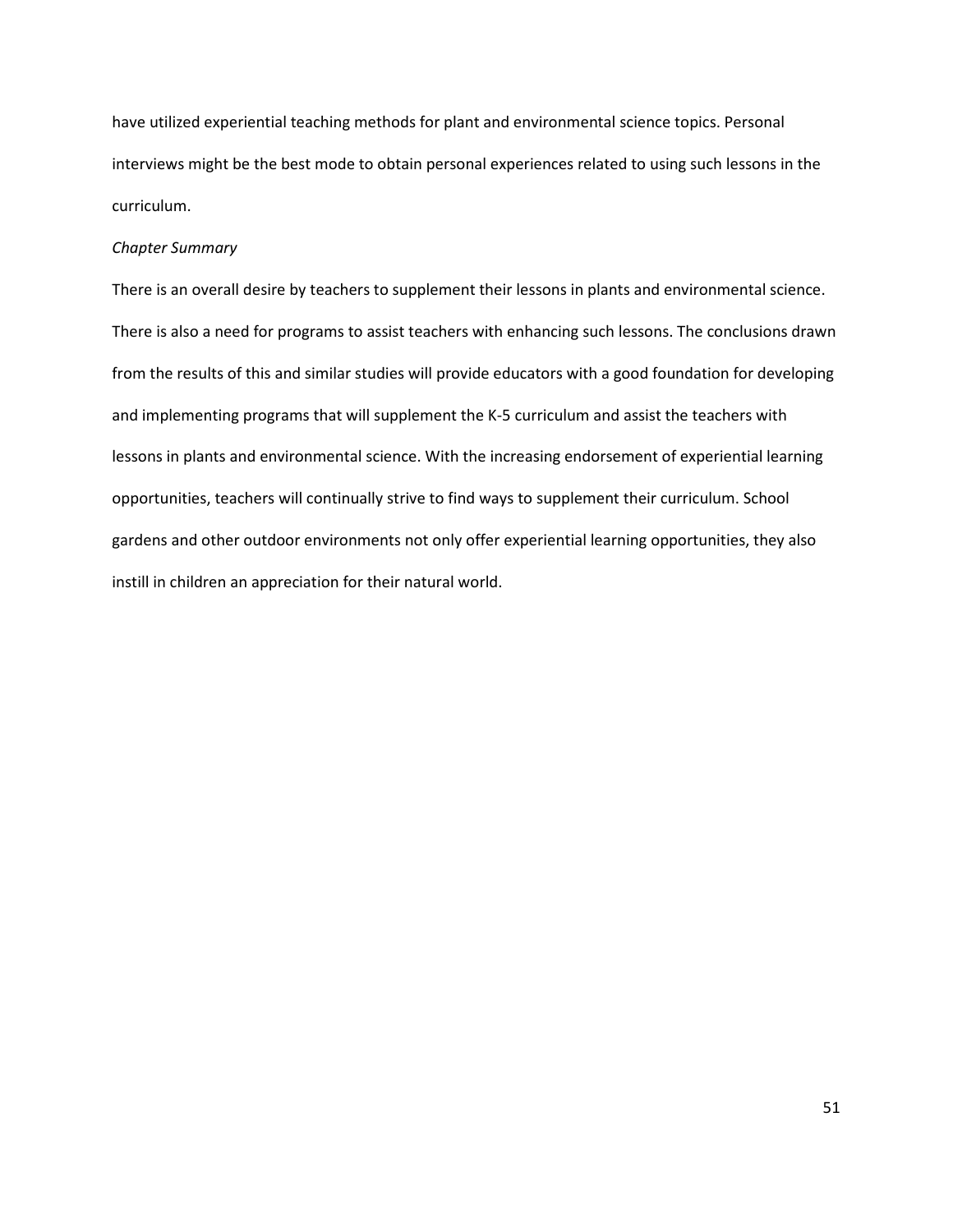have utilized experiential teaching methods for plant and environmental science topics. Personal interviews might be the best mode to obtain personal experiences related to using such lessons in the curriculum.

*Chapter Summary*

There is an overall desire by teachers to supplement their lessons in plants and environmental science. There is also a need for programs to assist teachers with enhancing such lessons. The conclusions drawn from the results of this and similar studies will provide educators with a good foundation for developing and implementing programs that will supplement the K-5 curriculum and assist the teachers with lessons in plants and environmental science. With the increasing endorsement of experiential learning opportunities, teachers will continually strive to find ways to supplement their curriculum. School gardens and other outdoor environments not only offer experiential learning opportunities, they also instill in children an appreciation for their natural world.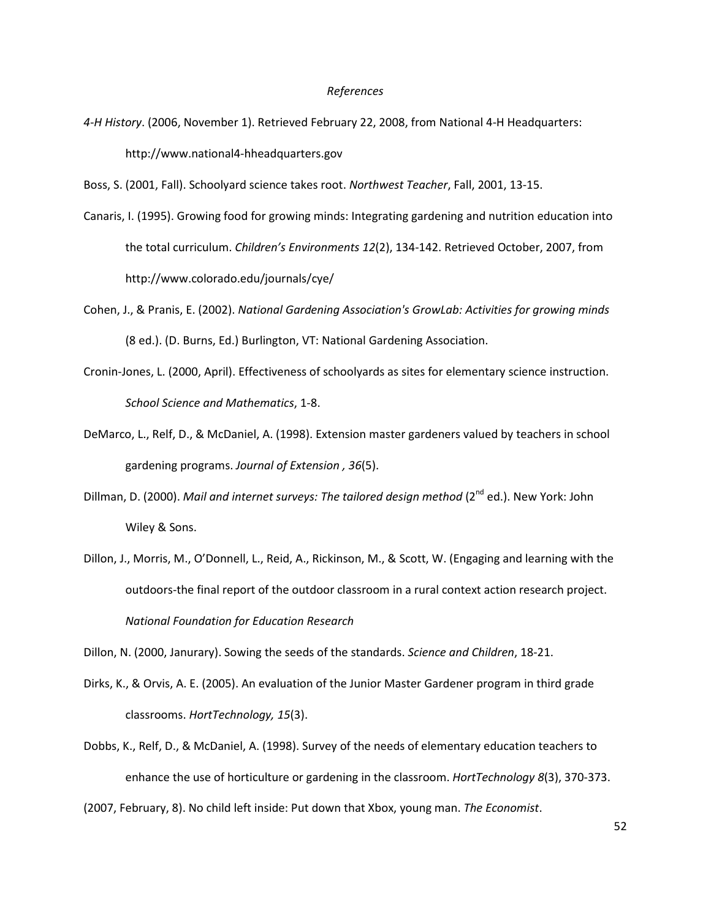*References*

*4-H History*. (2006, November 1). Retrieved February 22, 2008, from National 4-H Headquarters: http://www.national4-hheadquarters.gov

Boss, S. (2001, Fall). Schoolyard science takes root. *Northwest Teacher*, Fall, 2001, 13-15.

Canaris, I. (1995). Growing food for growing minds: Integrating gardening and nutrition education into the total curriculum. *Children's Environments 12*(2), 134-142. Retrieved October, 2007, from http://www.colorado.edu/journals/cye/

Cohen, J., & Pranis, E. (2002). *National Gardening Association's GrowLab: Activities for growing minds* (8 ed.). (D. Burns, Ed.) Burlington, VT: National Gardening Association.

Cronin-Jones, L. (2000, April). Effectiveness of schoolyards as sites for elementary science instruction. *School Science and Mathematics*, 1-8.

DeMarco, L., Relf, D., & McDaniel, A. (1998). Extension master gardeners valued by teachers in school gardening programs. *Journal of Extension , 36*(5).

Dillman, D. (2000). *Mail and internet surveys: The tailored design method* (2nd ed.). New York: John Wiley & Sons.

Dillon, J., Morris, M., O'Donnell, L., Reid, A., Rickinson, M., & Scott, W. (Engaging and learning with the outdoors-the final report of the outdoor classroom in a rural context action research project. *National Foundation for Education Research*

Dillon, N. (2000, Janurary). Sowing the seeds of the standards. *Science and Children*, 18-21.

Dirks, K., & Orvis, A. E. (2005). An evaluation of the Junior Master Gardener program in third grade classrooms. *HortTechnology, 15*(3).

Dobbs, K., Relf, D., & McDaniel, A. (1998). Survey of the needs of elementary education teachers to enhance the use of horticulture or gardening in the classroom. *HortTechnology 8*(3), 370-373.

(2007, February, 8). No child left inside: Put down that Xbox, young man. *The Economist*.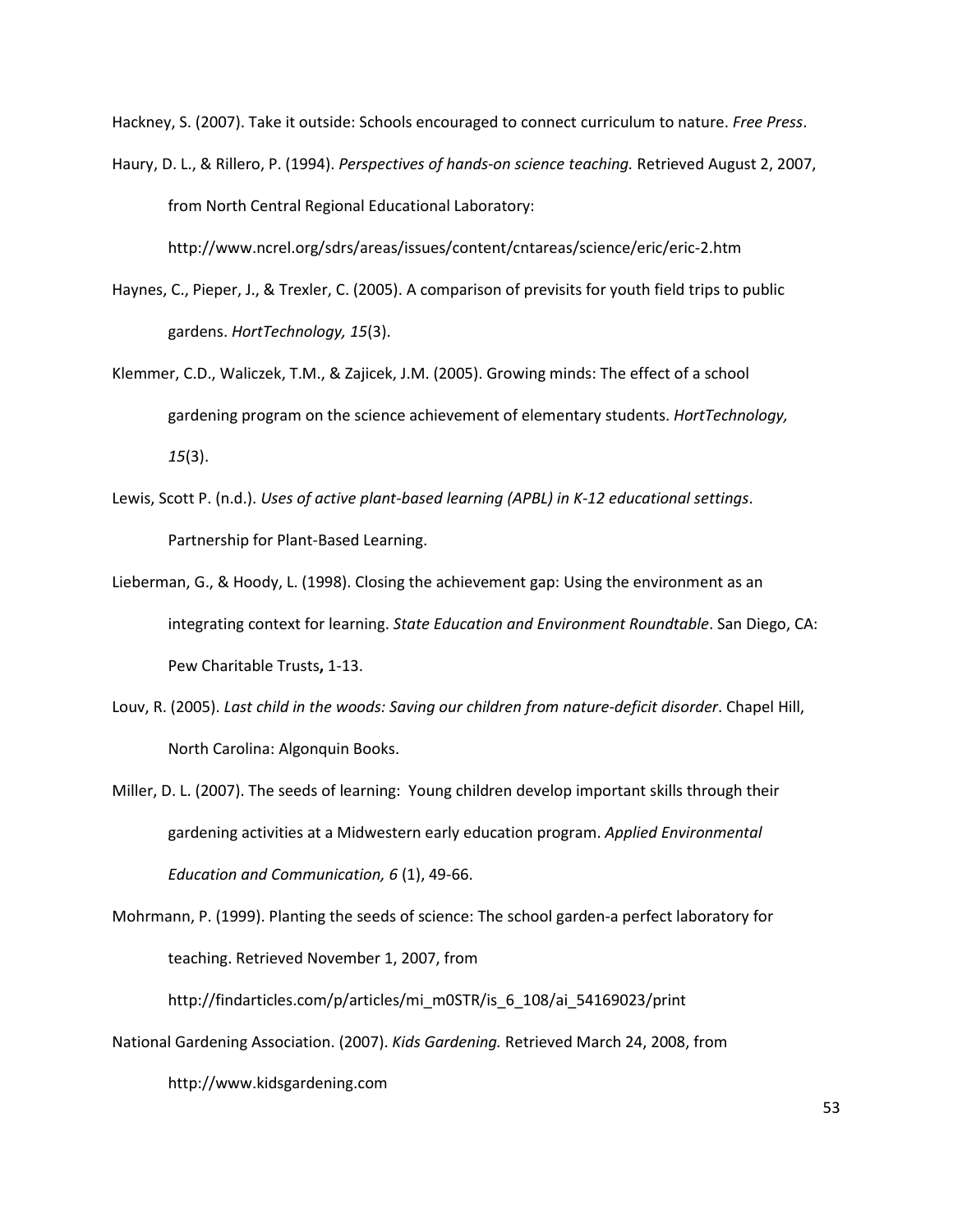Hackney, S. (2007). Take it outside: Schools encouraged to connect curriculum to nature. *Free Press*.

Haury, D. L., & Rillero, P. (1994). *Perspectives of hands-on science teaching.* Retrieved August 2, 2007, from North Central Regional Educational Laboratory: http://www.ncrel.org/sdrs/areas/issues/content/cntareas/science/eric/eric-2.htm

Haynes, C., Pieper, J., & Trexler, C. (2005). A comparison of previsits for youth field trips to public gardens. *HortTechnology, 15*(3).

Klemmer, C.D., Waliczek, T.M., & Zajicek, J.M. (2005). Growing minds: The effect of a school gardening program on the science achievement of elementary students. *HortTechnology, 15*(3).

Lewis, Scott P. (n.d.). *Uses of active plant-based learning (APBL) in K-12 educational settings*. Partnership for Plant-Based Learning.

Lieberman, G., & Hoody, L. (1998). Closing the achievement gap: Using the environment as an integrating context for learning. *State Education and Environment Roundtable*. San Diego, CA: Pew Charitable Trusts**,** 1-13.

Louv, R. (2005). *Last child in the woods: Saving our children from nature-deficit disorder*. Chapel Hill, North Carolina: Algonquin Books.

Miller, D. L. (2007). The seeds of learning: Young children develop important skills through their gardening activities at a Midwestern early education program. *Applied Environmental Education and Communication, 6* (1), 49-66.

Mohrmann, P. (1999). Planting the seeds of science: The school garden-a perfect laboratory for teaching. Retrieved November 1, 2007, from http://findarticles.com/p/articles/mi_m0STR/is_6_108/ai_54169023/print

National Gardening Association. (2007). *Kids Gardening.* Retrieved March 24, 2008, from http://www.kidsgardening.com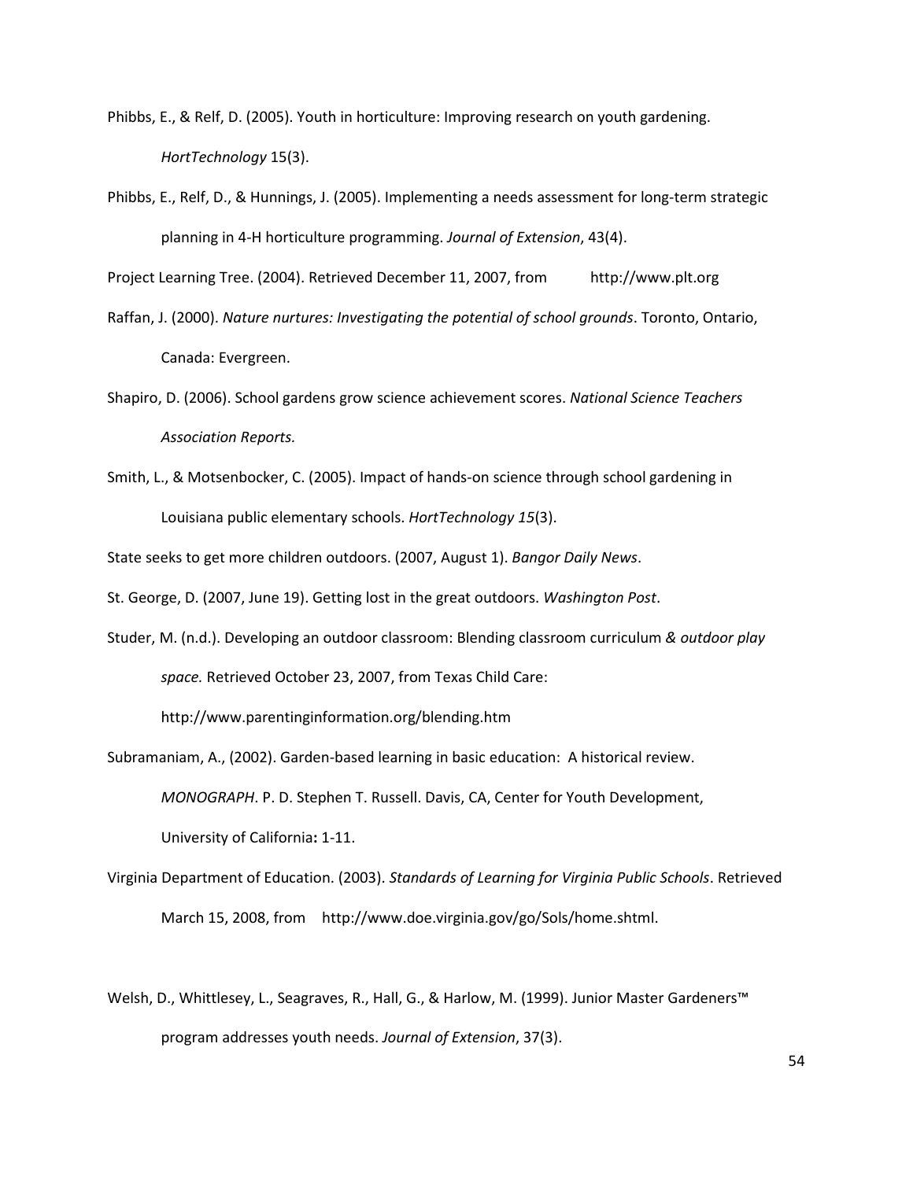Phibbs, E., & Relf, D. (2005). Youth in horticulture: Improving research on youth gardening. *HortTechnology* 15(3).

Phibbs, E., Relf, D., & Hunnings, J. (2005). Implementing a needs assessment for long-term strategic planning in 4-H horticulture programming. *Journal of Extension*, 43(4).

Project Learning Tree. (2004). Retrieved December 11, 2007, from http://www.plt.org

Raffan, J. (2000). *Nature nurtures: Investigating the potential of school grounds*. Toronto, Ontario, Canada: Evergreen.

Shapiro, D. (2006). School gardens grow science achievement scores. *National Science Teachers Association Reports.*

Smith, L., & Motsenbocker, C. (2005). Impact of hands-on science through school gardening in Louisiana public elementary schools. *HortTechnology 15*(3).

State seeks to get more children outdoors. (2007, August 1). *Bangor Daily News*.

St. George, D. (2007, June 19). Getting lost in the great outdoors. *Washington Post*.

Studer, M. (n.d.). Developing an outdoor classroom: Blending classroom curriculum *& outdoor play space.* Retrieved October 23, 2007, from Texas Child Care: http://www.parentinginformation.org/blending.htm

Subramaniam, A., (2002). Garden-based learning in basic education: A historical review. *MONOGRAPH*. P. D. Stephen T. Russell. Davis, CA, Center for Youth Development, University of California**:** 1-11.

Virginia Department of Education. (2003). *Standards of Learning for Virginia Public Schools*. Retrieved March 15, 2008, from http://www.doe.virginia.gov/go/Sols/home.shtml.

Welsh, D., Whittlesey, L., Seagraves, R., Hall, G., & Harlow, M. (1999). Junior Master Gardeners™ program addresses youth needs. *Journal of Extension*, 37(3).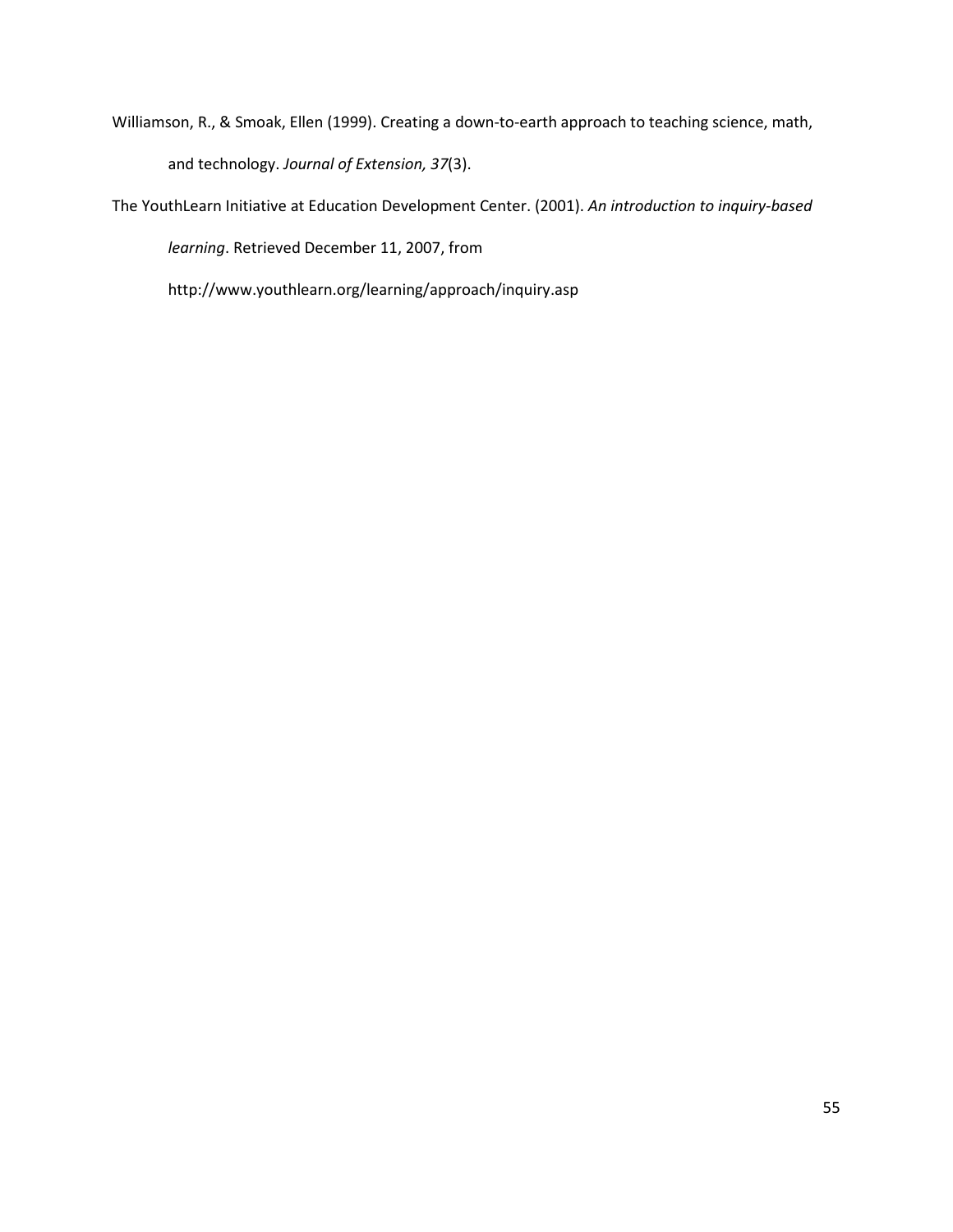Williamson, R., & Smoak, Ellen (1999). Creating a down-to-earth approach to teaching science, math, and technology. *Journal of Extension, 37*(3).

The YouthLearn Initiative at Education Development Center. (2001). *An introduction to inquiry-based learning*. Retrieved December 11, 2007, from http://www.youthlearn.org/learning/approach/inquiry.asp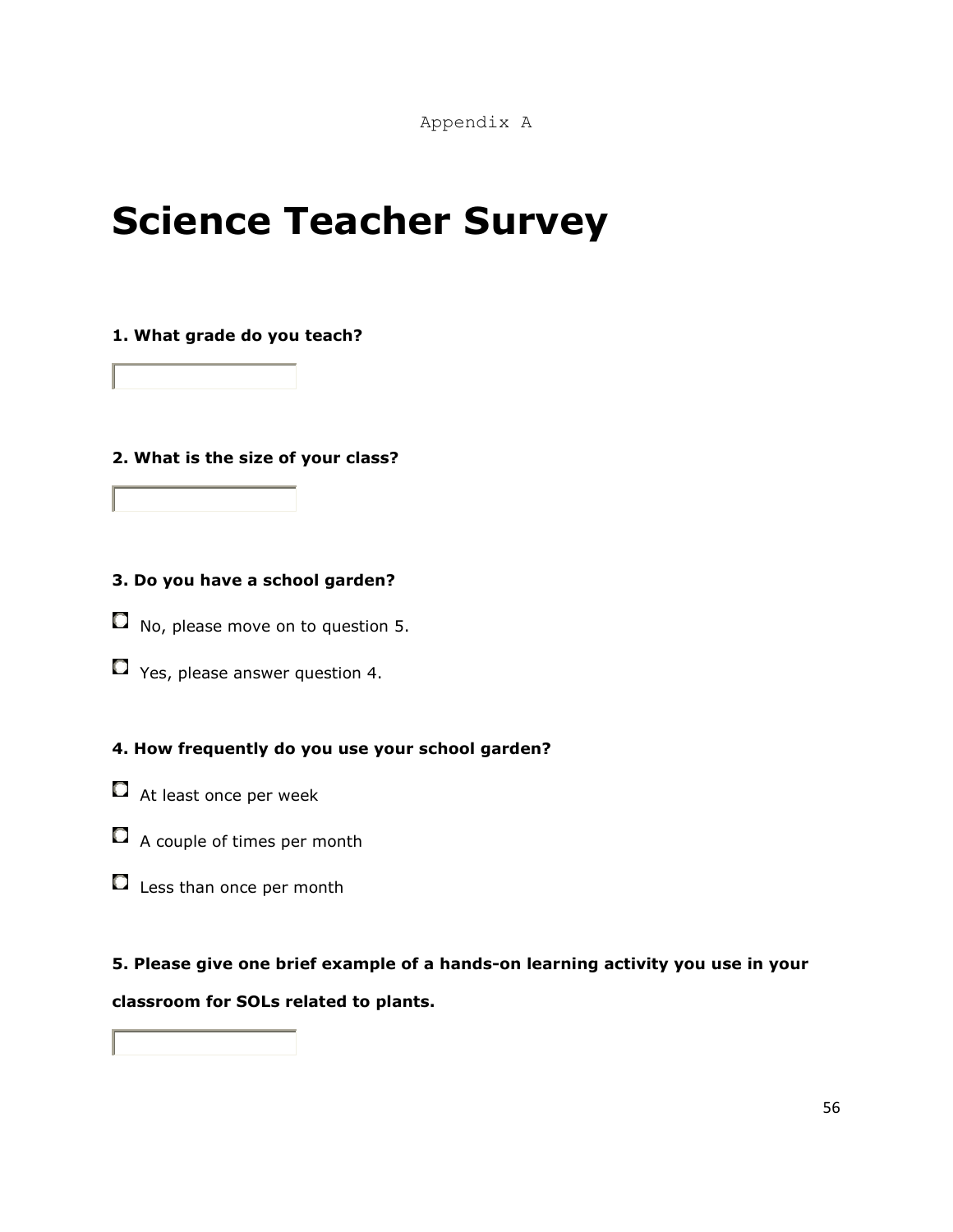Appendix A

# Science Teacher Survey

**1. What grade do you teach?**

**2. What is the size of your class?**

**3. Do you have a school garden?**

- No, please move on to question 5.
- Yes, please answer question 4.

**4. How frequently do you use your school garden?**

- At least once per week
- A couple of times per month
- Less than once per month

**5. Please give one brief example of a hands-on learning activity you use in your classroom for SOLs related to plants.**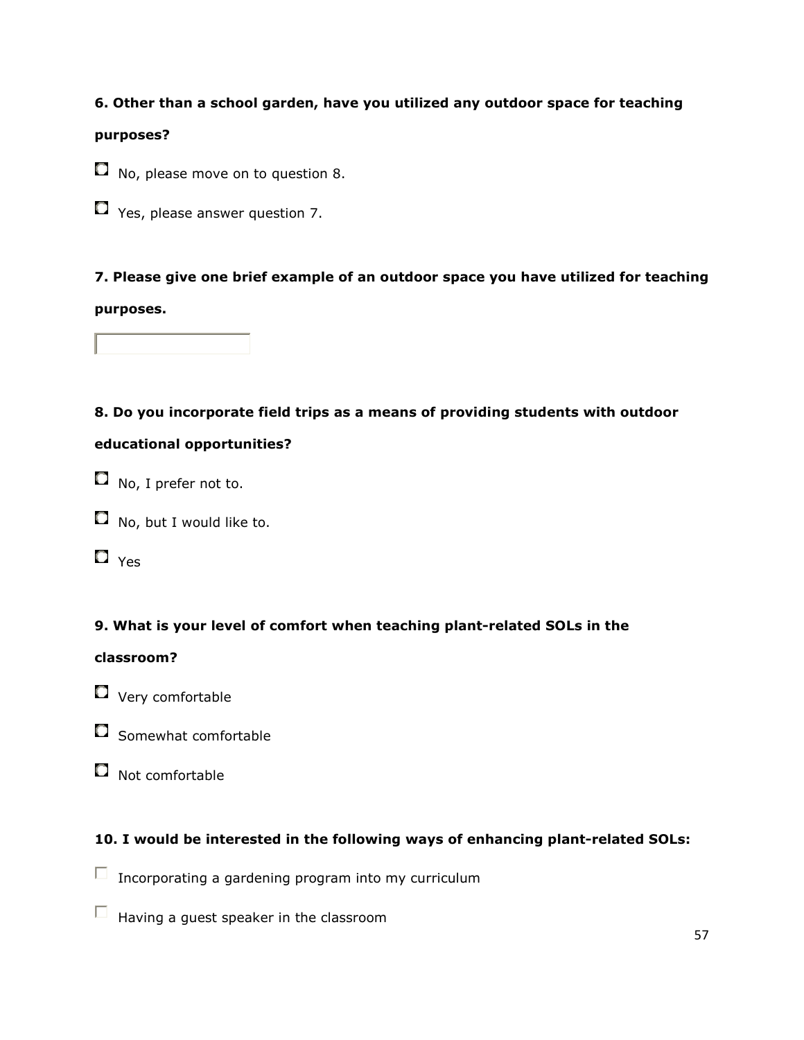**6. Other than a school garden, have you utilized any outdoor space for teaching purposes?**

- ○ No, please move on to question 8.
- ○ Yes, please answer question 7.

**7. Please give one brief example of an outdoor space you have utilized for teaching purposes.**

[ ]

**8. Do you incorporate field trips as a means of providing students with outdoor educational opportunities?**

- ○ No, I prefer not to.
- ○ No, but I would like to.
- ○ Yes

**9. What is your level of comfort when teaching plant-related SOLs in the classroom?**

- ○ Very comfortable
- ○ Somewhat comfortable
- ○ Not comfortable

**10. I would be interested in the following ways of enhancing plant-related SOLs:**

- ☐ Incorporating a gardening program into my curriculum
- ☐ Having a guest speaker in the classroom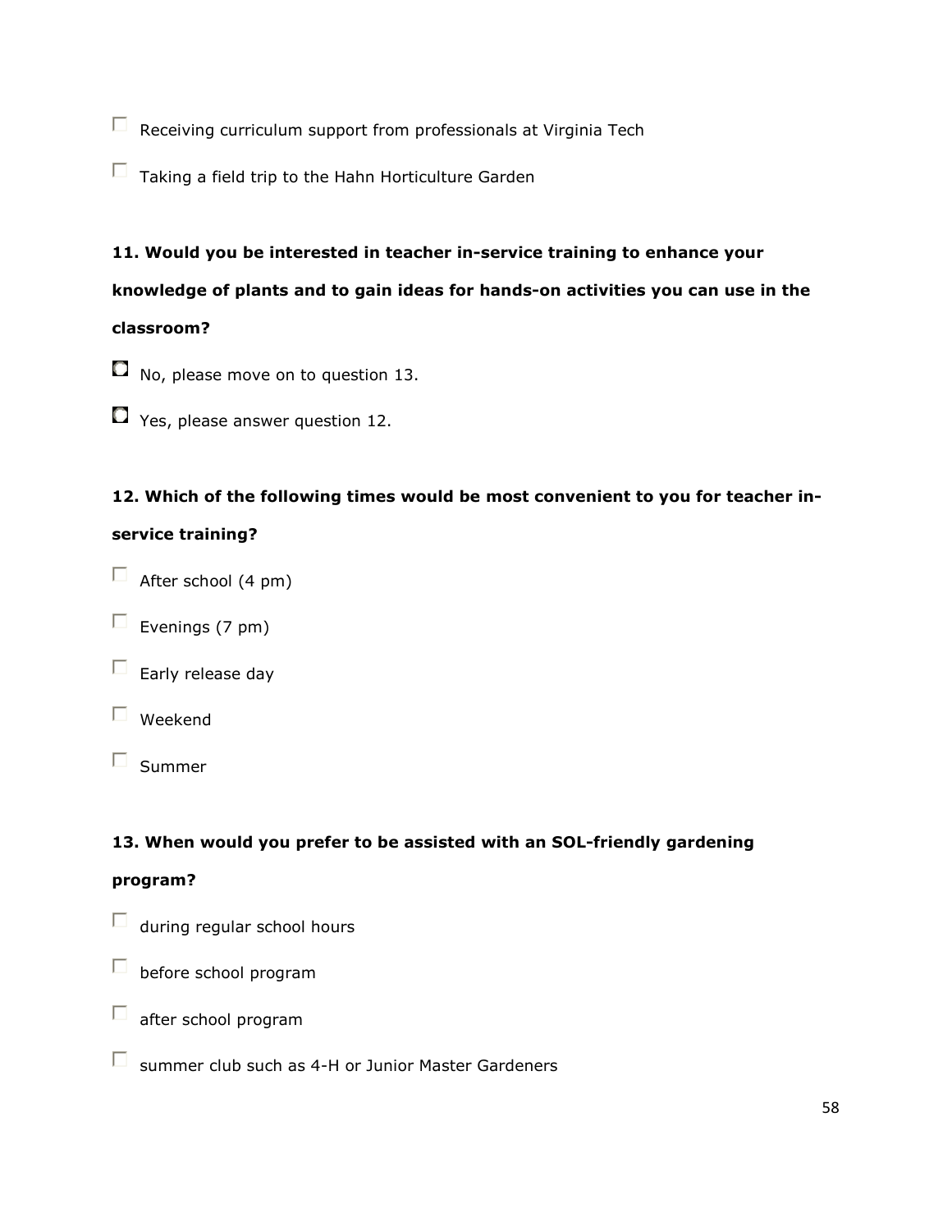- [ ] Receiving curriculum support from professionals at Virginia Tech
- [ ] Taking a field trip to the Hahn Horticulture Garden

**11. Would you be interested in teacher in-service training to enhance your knowledge of plants and to gain ideas for hands-on activities you can use in the classroom?**

- ○ No, please move on to question 13.
- ○ Yes, please answer question 12.

**12. Which of the following times would be most convenient to you for teacher in-service training?**

- [ ] After school (4 pm)
- [ ] Evenings (7 pm)
- [ ] Early release day
- [ ] Weekend
- [ ] Summer

**13. When would you prefer to be assisted with an SOL-friendly gardening program?**

- [ ] during regular school hours
- [ ] before school program
- [ ] after school program
- [ ] summer club such as 4-H or Junior Master Gardeners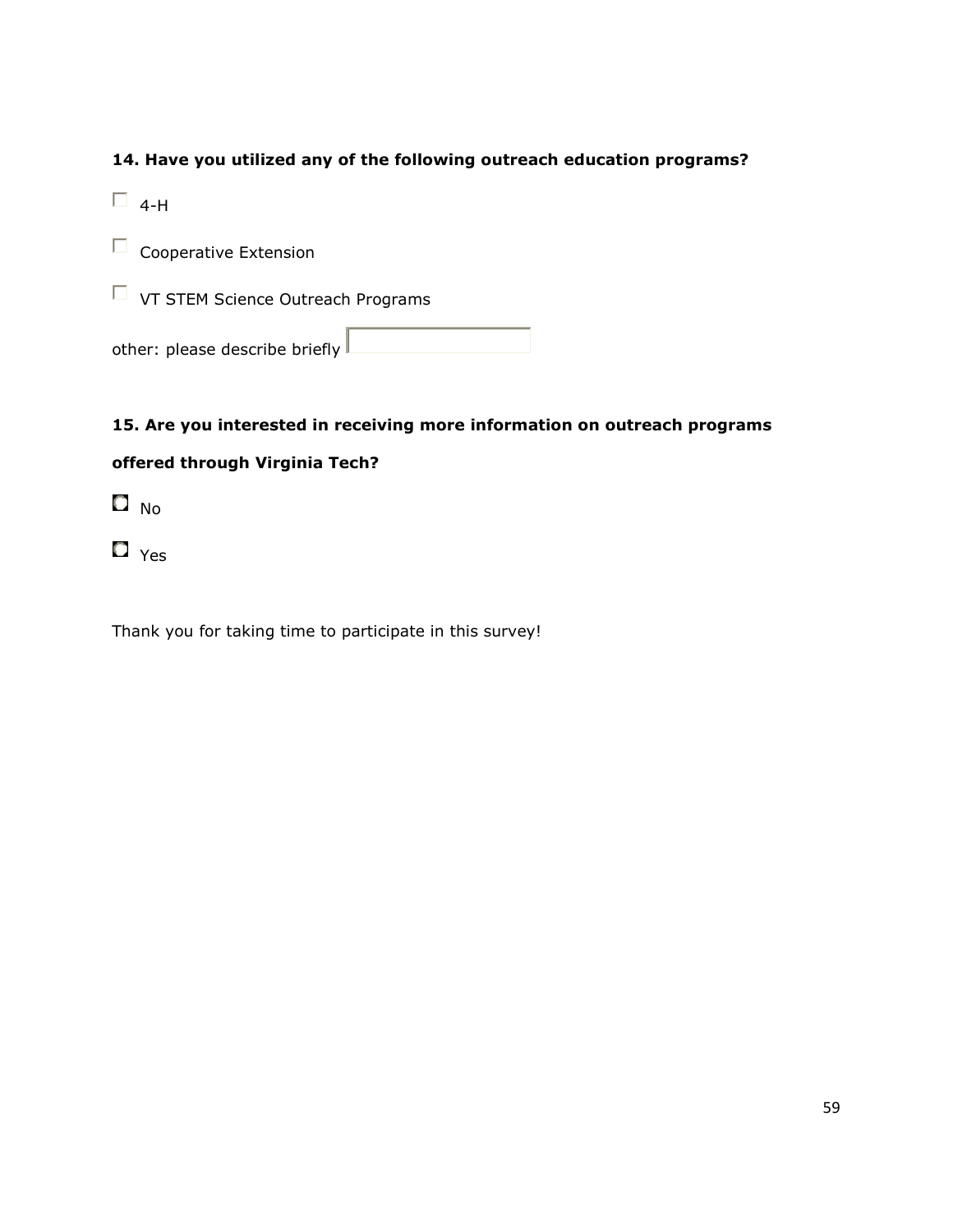**14. Have you utilized any of the following outreach education programs?**

- ☐ 4-H
- ☐ Cooperative Extension
- ☐ VT STEM Science Outreach Programs

other: please describe briefly ______

**15. Are you interested in receiving more information on outreach programs offered through Virginia Tech?**

- ○ No
- ○ Yes

Thank you for taking time to participate in this survey!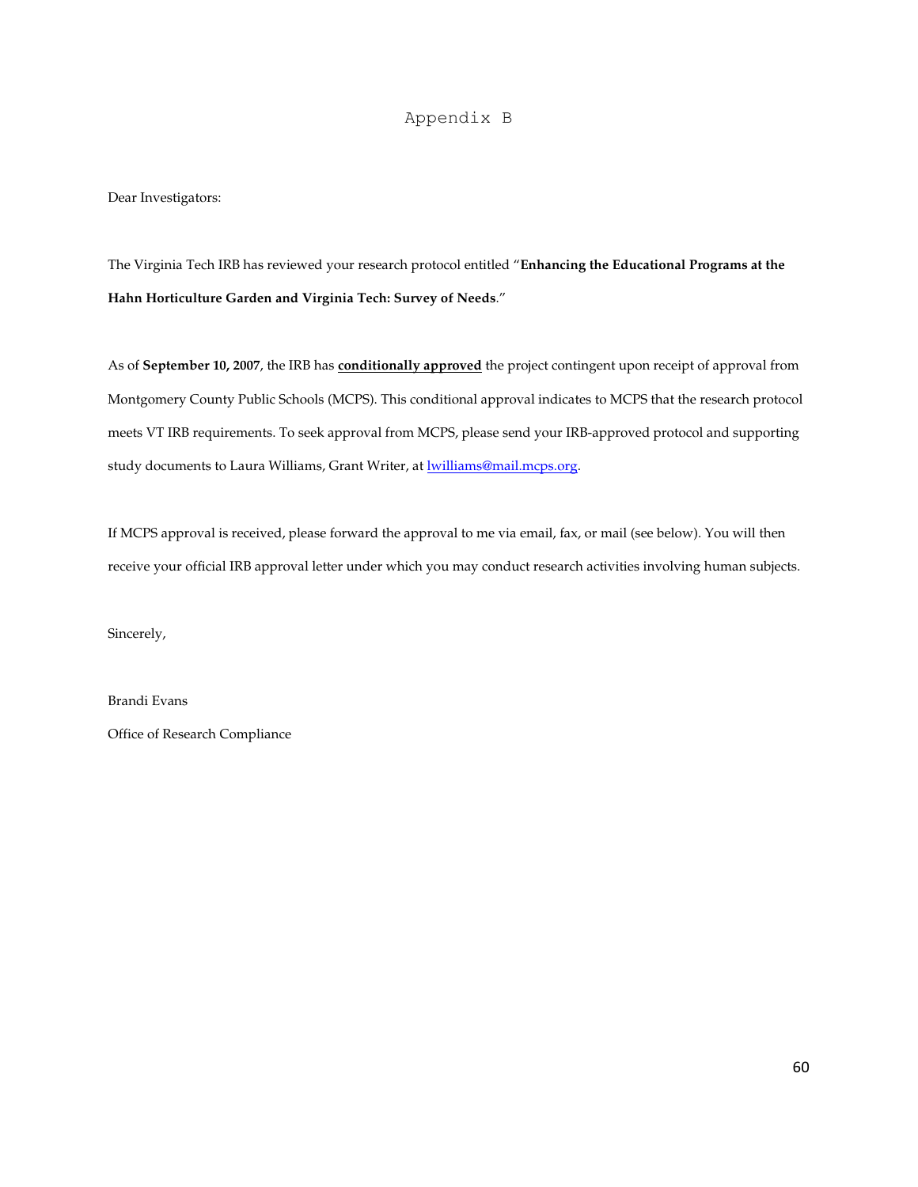# Appendix B

Dear Investigators:

The Virginia Tech IRB has reviewed your research protocol entitled "**Enhancing the Educational Programs at the Hahn Horticulture Garden and Virginia Tech: Survey of Needs**."

As of **September 10, 2007**, the IRB has **conditionally approved** the project contingent upon receipt of approval from Montgomery County Public Schools (MCPS). This conditional approval indicates to MCPS that the research protocol meets VT IRB requirements. To seek approval from MCPS, please send your IRB-approved protocol and supporting study documents to Laura Williams, Grant Writer, at lwilliams@mail.mcps.org.

If MCPS approval is received, please forward the approval to me via email, fax, or mail (see below). You will then receive your official IRB approval letter under which you may conduct research activities involving human subjects.

Sincerely,

Brandi Evans

Office of Research Compliance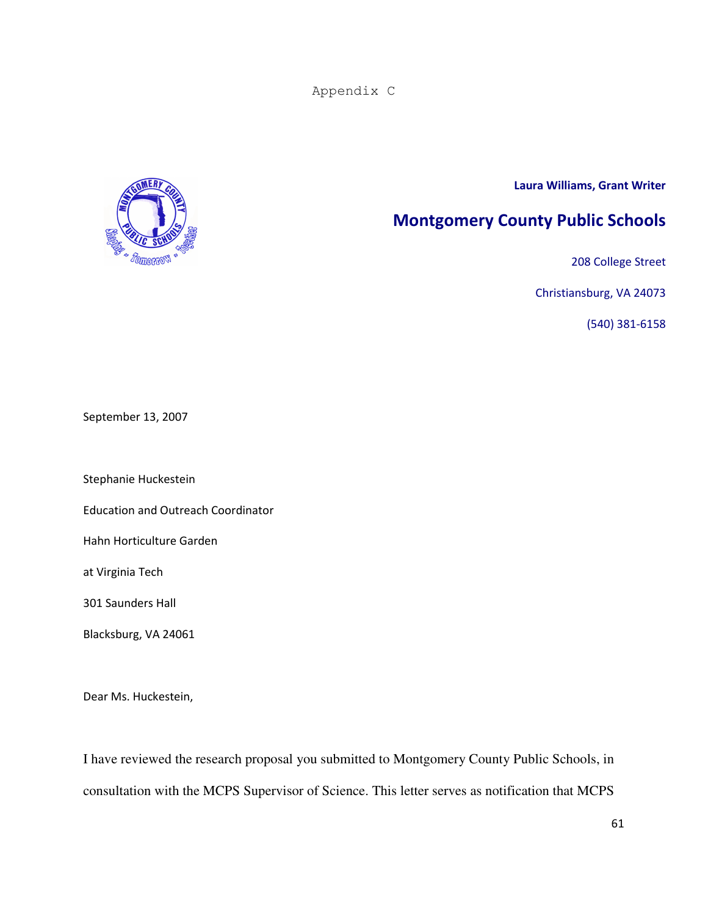Appendix C

**Laura Williams, Grant Writer**

## Montgomery County Public Schools

208 College Street

Christiansburg, VA 24073

(540) 381-6158

September 13, 2007

Stephanie Huckestein

Education and Outreach Coordinator

Hahn Horticulture Garden

at Virginia Tech

301 Saunders Hall

Blacksburg, VA 24061

Dear Ms. Huckestein,

I have reviewed the research proposal you submitted to Montgomery County Public Schools, in consultation with the MCPS Supervisor of Science. This letter serves as notification that MCPS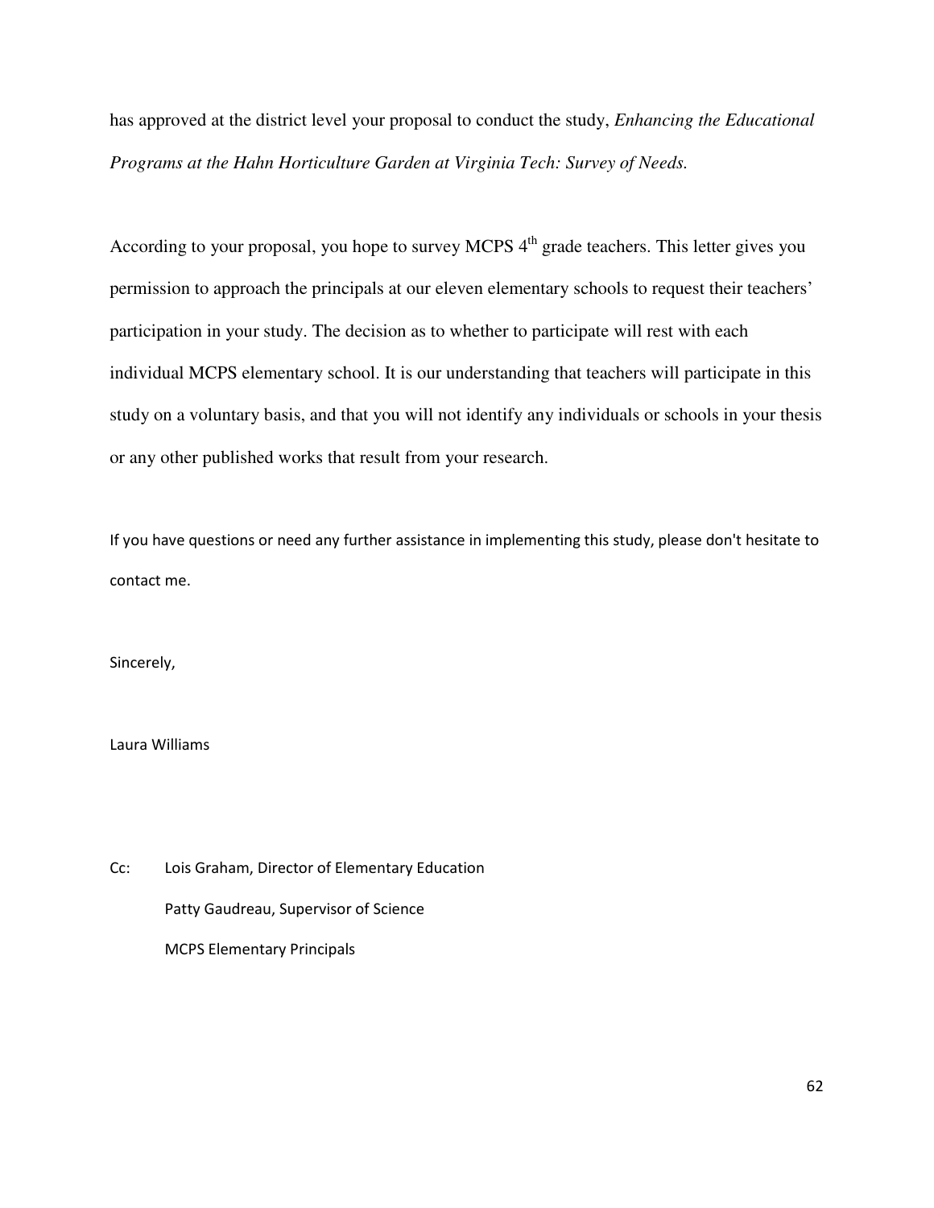has approved at the district level your proposal to conduct the study, *Enhancing the Educational Programs at the Hahn Horticulture Garden at Virginia Tech: Survey of Needs.*

According to your proposal, you hope to survey MCPS 4th grade teachers. This letter gives you permission to approach the principals at our eleven elementary schools to request their teachers' participation in your study. The decision as to whether to participate will rest with each individual MCPS elementary school. It is our understanding that teachers will participate in this study on a voluntary basis, and that you will not identify any individuals or schools in your thesis or any other published works that result from your research.

If you have questions or need any further assistance in implementing this study, please don't hesitate to contact me.

Sincerely,

Laura Williams

Cc: Lois Graham, Director of Elementary Education

Patty Gaudreau, Supervisor of Science

MCPS Elementary Principals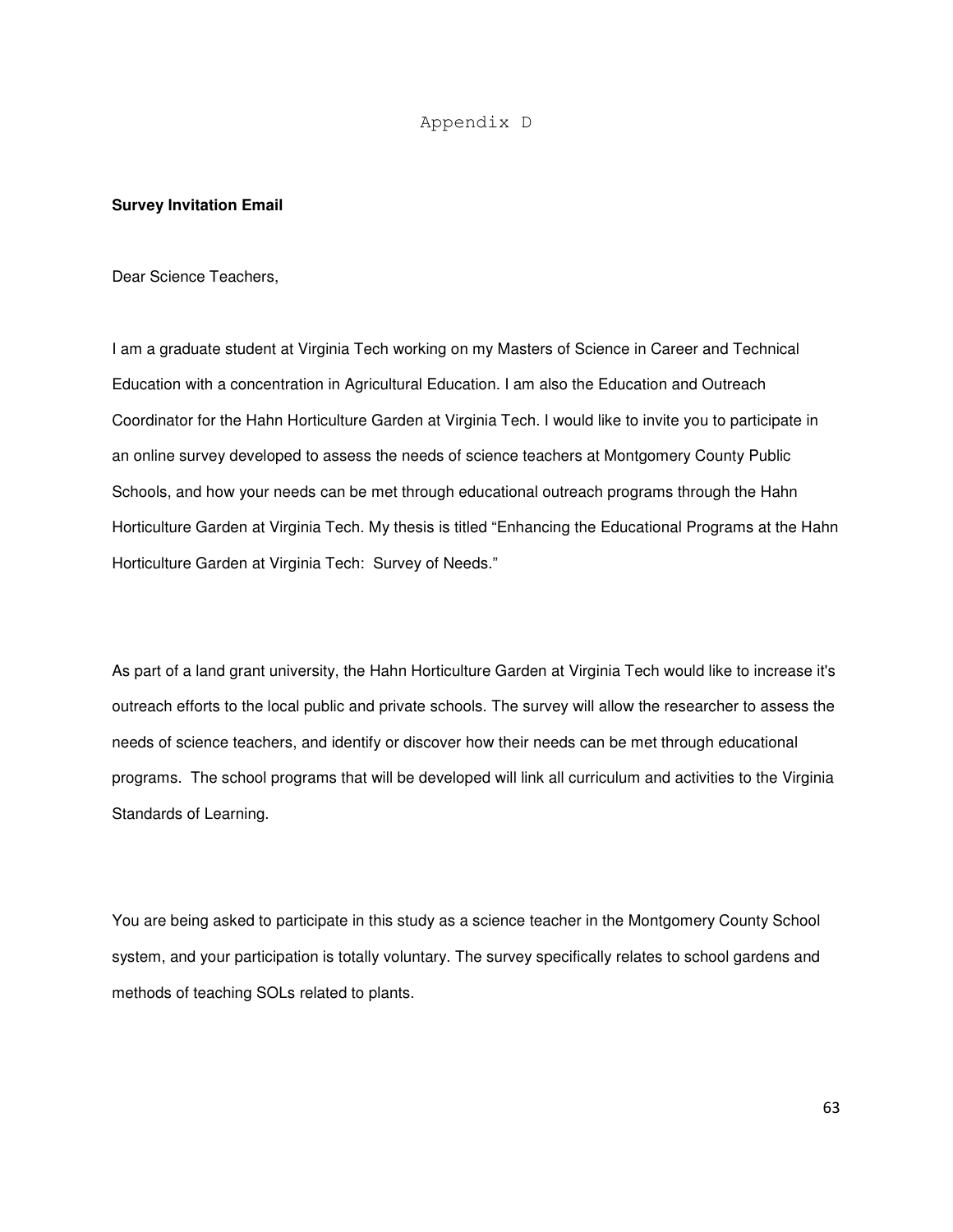# Appendix D

**Survey Invitation Email**

Dear Science Teachers,

I am a graduate student at Virginia Tech working on my Masters of Science in Career and Technical Education with a concentration in Agricultural Education. I am also the Education and Outreach Coordinator for the Hahn Horticulture Garden at Virginia Tech. I would like to invite you to participate in an online survey developed to assess the needs of science teachers at Montgomery County Public Schools, and how your needs can be met through educational outreach programs through the Hahn Horticulture Garden at Virginia Tech. My thesis is titled "Enhancing the Educational Programs at the Hahn Horticulture Garden at Virginia Tech: Survey of Needs."

As part of a land grant university, the Hahn Horticulture Garden at Virginia Tech would like to increase it's outreach efforts to the local public and private schools. The survey will allow the researcher to assess the needs of science teachers, and identify or discover how their needs can be met through educational programs. The school programs that will be developed will link all curriculum and activities to the Virginia Standards of Learning.

You are being asked to participate in this study as a science teacher in the Montgomery County School system, and your participation is totally voluntary. The survey specifically relates to school gardens and methods of teaching SOLs related to plants.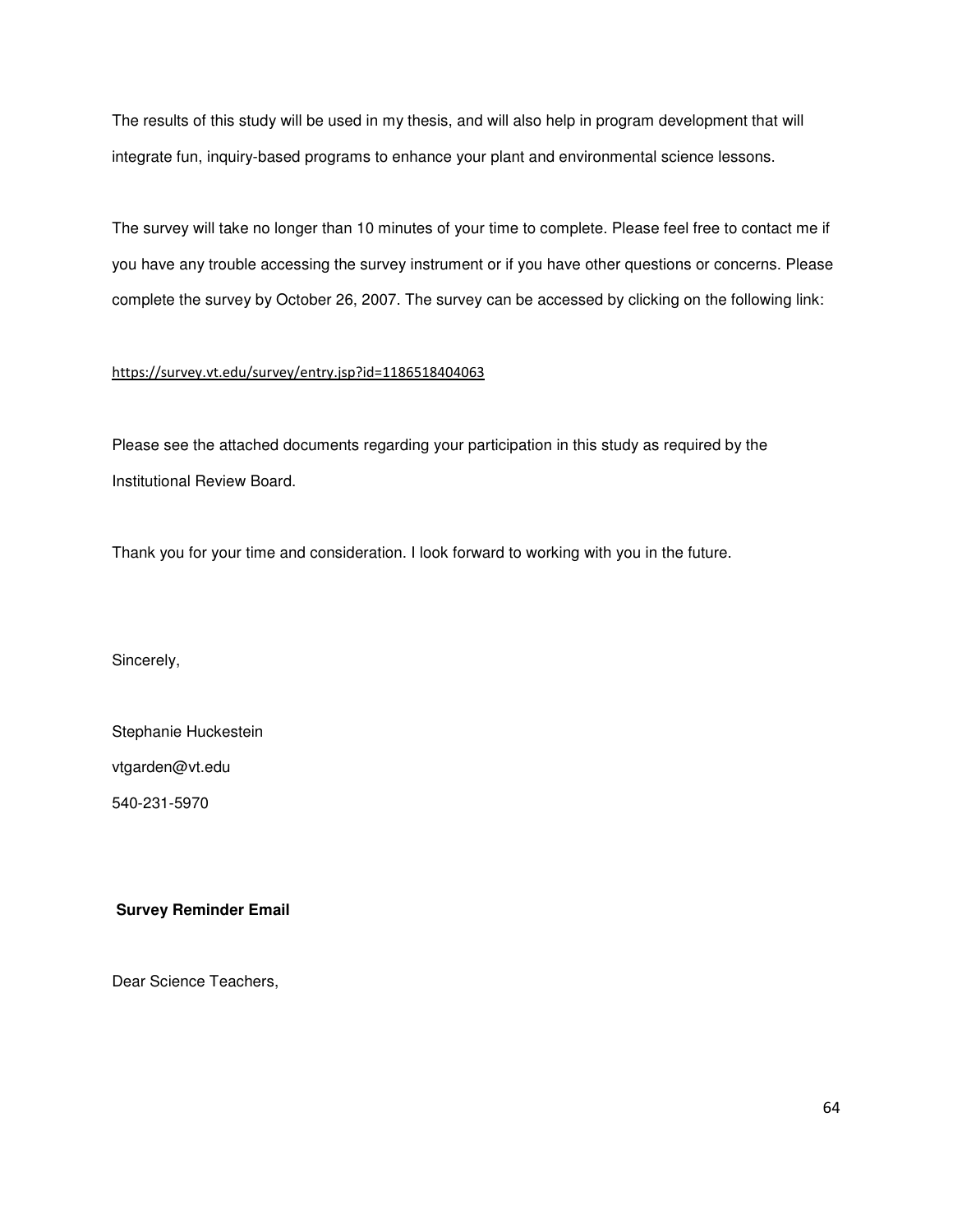The results of this study will be used in my thesis, and will also help in program development that will integrate fun, inquiry-based programs to enhance your plant and environmental science lessons.

The survey will take no longer than 10 minutes of your time to complete. Please feel free to contact me if you have any trouble accessing the survey instrument or if you have other questions or concerns. Please complete the survey by October 26, 2007. The survey can be accessed by clicking on the following link:

https://survey.vt.edu/survey/entry.jsp?id=1186518404063

Please see the attached documents regarding your participation in this study as required by the Institutional Review Board.

Thank you for your time and consideration. I look forward to working with you in the future.

Sincerely,

Stephanie Huckestein

vtgarden@vt.edu

540-231-5970

**Survey Reminder Email**

Dear Science Teachers,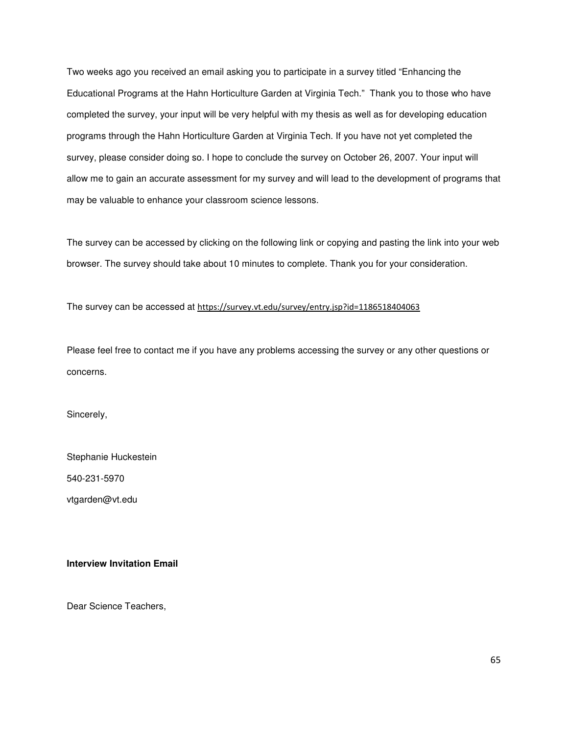Two weeks ago you received an email asking you to participate in a survey titled "Enhancing the Educational Programs at the Hahn Horticulture Garden at Virginia Tech." Thank you to those who have completed the survey, your input will be very helpful with my thesis as well as for developing education programs through the Hahn Horticulture Garden at Virginia Tech. If you have not yet completed the survey, please consider doing so. I hope to conclude the survey on October 26, 2007. Your input will allow me to gain an accurate assessment for my survey and will lead to the development of programs that may be valuable to enhance your classroom science lessons.

The survey can be accessed by clicking on the following link or copying and pasting the link into your web browser. The survey should take about 10 minutes to complete. Thank you for your consideration.

The survey can be accessed at https://survey.vt.edu/survey/entry.jsp?id=1186518404063

Please feel free to contact me if you have any problems accessing the survey or any other questions or concerns.

Sincerely,

Stephanie Huckestein

540-231-5970

vtgarden@vt.edu

**Interview Invitation Email**

Dear Science Teachers,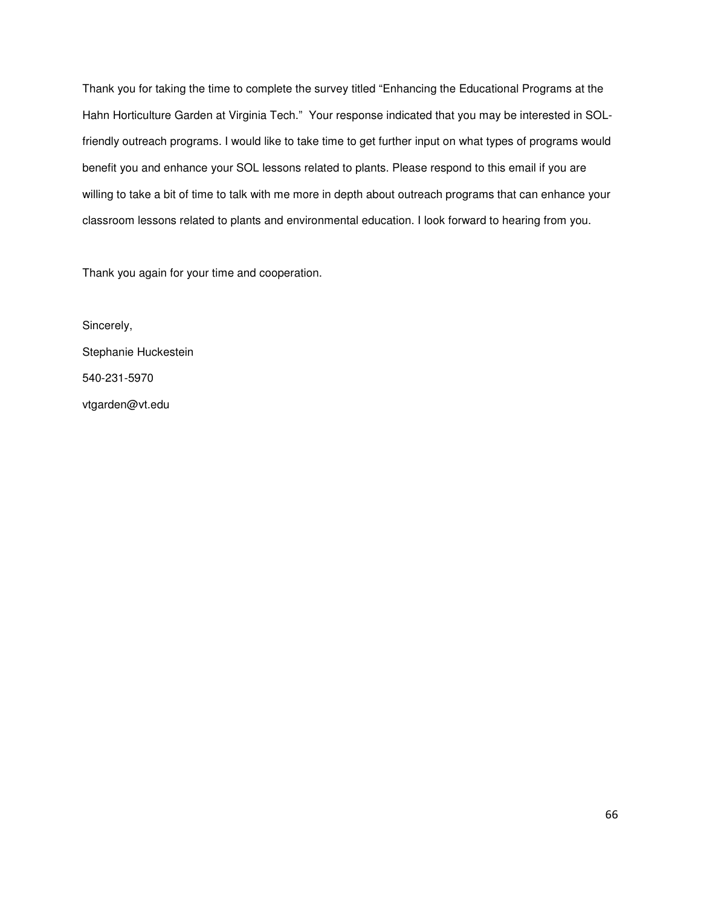Thank you for taking the time to complete the survey titled "Enhancing the Educational Programs at the Hahn Horticulture Garden at Virginia Tech." Your response indicated that you may be interested in SOL-friendly outreach programs. I would like to take time to get further input on what types of programs would benefit you and enhance your SOL lessons related to plants. Please respond to this email if you are willing to take a bit of time to talk with me more in depth about outreach programs that can enhance your classroom lessons related to plants and environmental education. I look forward to hearing from you.

Thank you again for your time and cooperation.

Sincerely,

Stephanie Huckestein

540-231-5970

vtgarden@vt.edu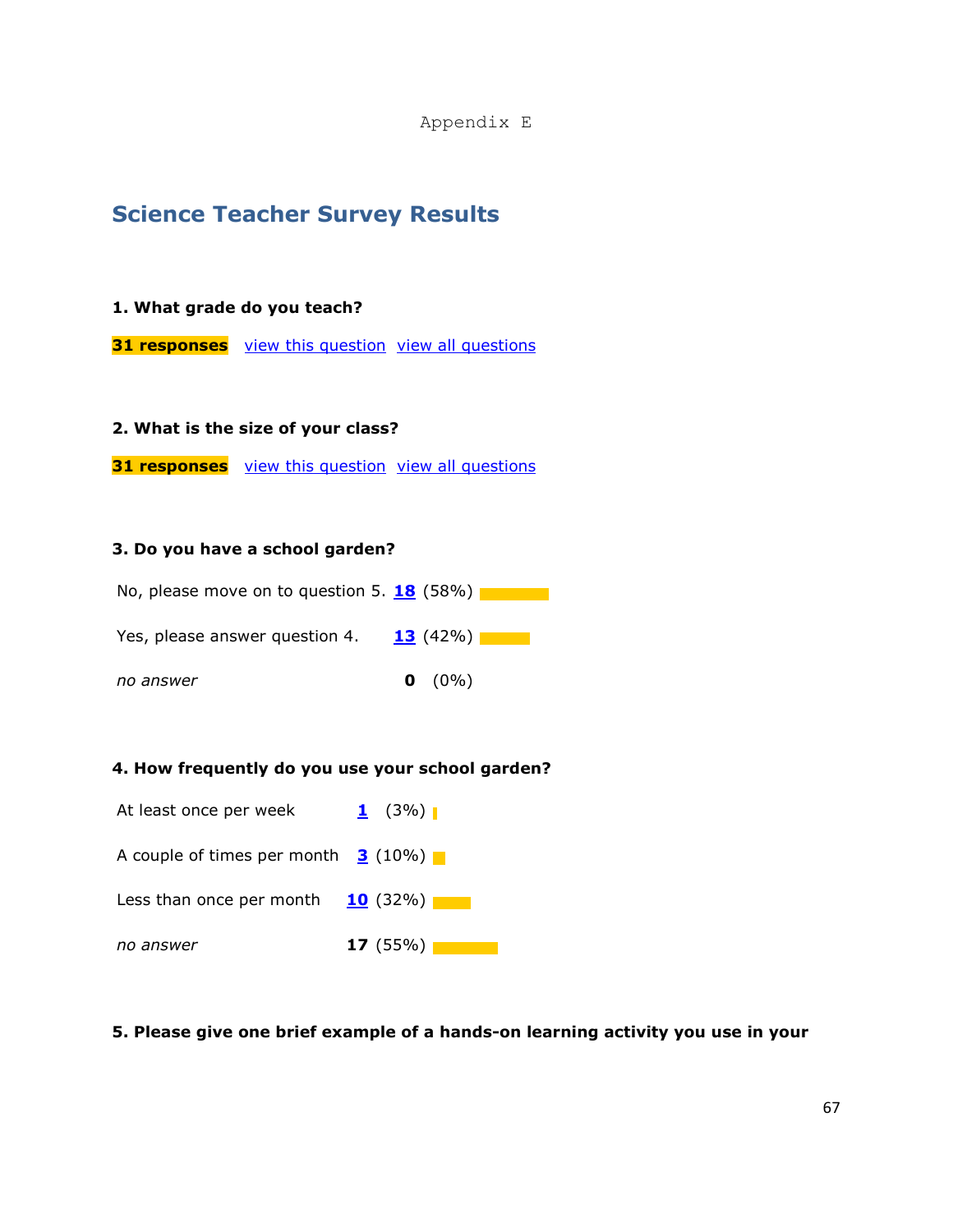Appendix E

## Science Teacher Survey Results

**1. What grade do you teach?**

**31 responses** view this question view all questions

**2. What is the size of your class?**

**31 responses** view this question view all questions

**3. Do you have a school garden?**

| | | |
|---|---|---|
| No, please move on to question 5. | 18 | (58%) |
| Yes, please answer question 4. | 13 | (42%) |
| *no answer* | **0** | (0%) |

**4. How frequently do you use your school garden?**

| | | |
|---|---|---|
| At least once per week | 1 | (3%) |
| A couple of times per month | 3 | (10%) |
| Less than once per month | 10 | (32%) |
| *no answer* | **17** | (55%) |

**5. Please give one brief example of a hands-on learning activity you use in your**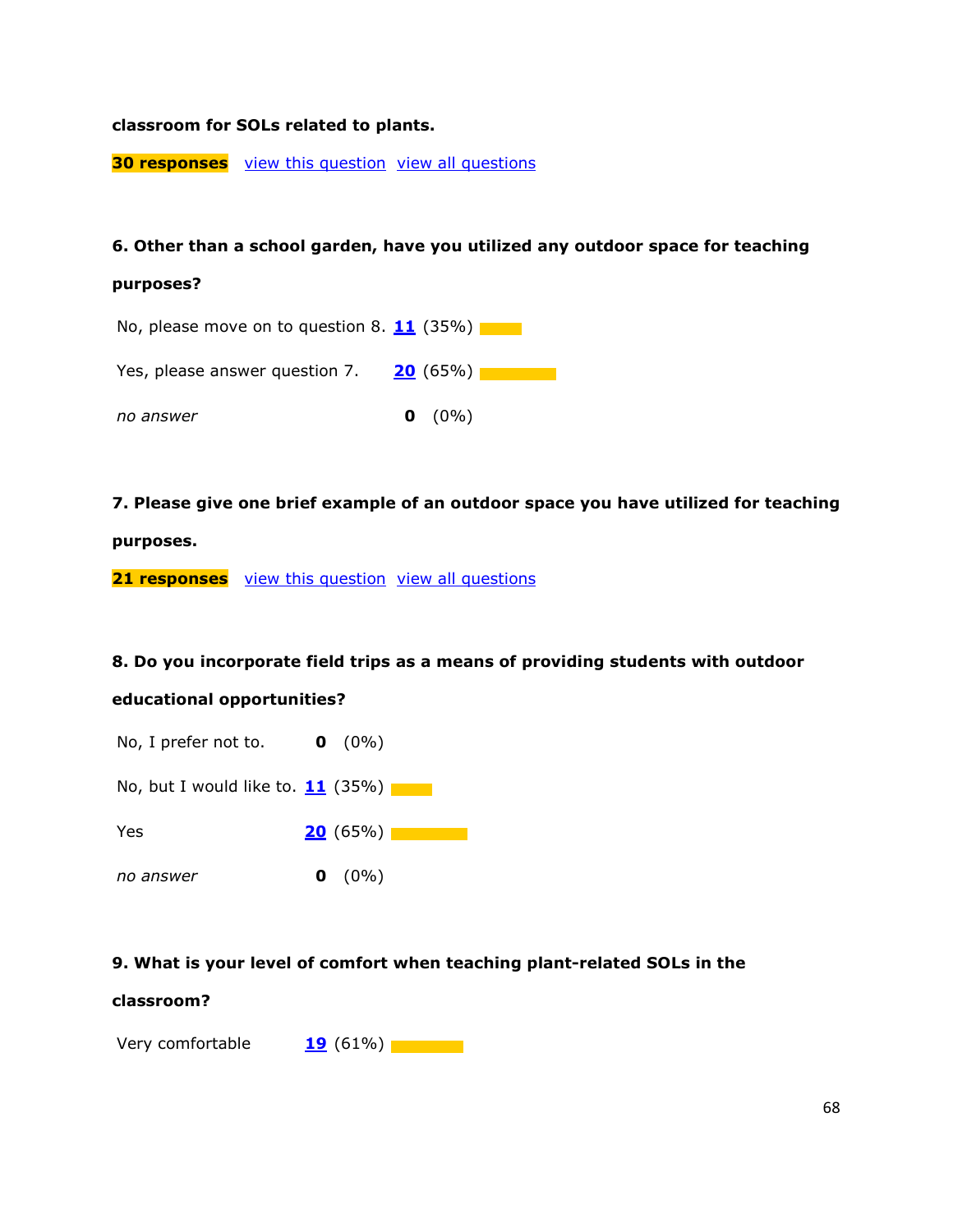**classroom for SOLs related to plants.**

**30 responses** view this question view all questions

**6. Other than a school garden, have you utilized any outdoor space for teaching purposes?**

| | | |
|---|---|---|
| No, please move on to question 8. | 11 | (35%) |
| Yes, please answer question 7. | 20 | (65%) |
| *no answer* | **0** | (0%) |

**7. Please give one brief example of an outdoor space you have utilized for teaching purposes.**

**21 responses** view this question view all questions

**8. Do you incorporate field trips as a means of providing students with outdoor educational opportunities?**

| | | |
|---|---|---|
| No, I prefer not to. | **0** | (0%) |
| No, but I would like to. | 11 | (35%) |
| Yes | 20 | (65%) |
| *no answer* | **0** | (0%) |

**9. What is your level of comfort when teaching plant-related SOLs in the classroom?**

| | | |
|---|---|---|
| Very comfortable | 19 | (61%) |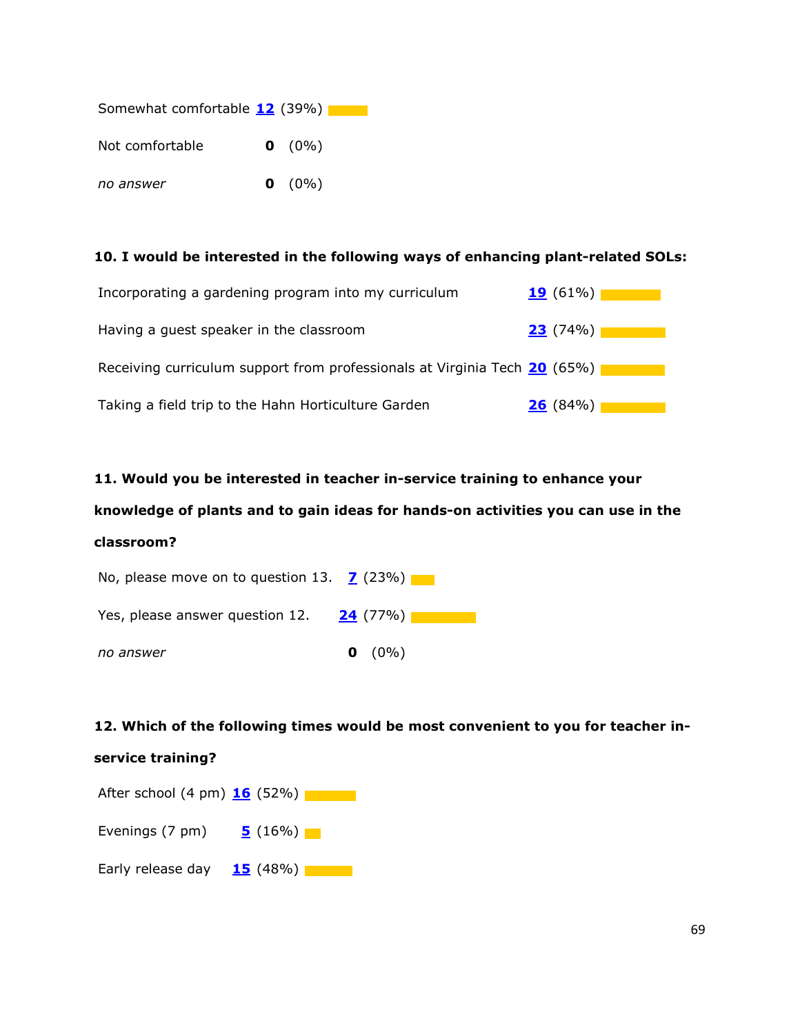Somewhat comfortable **12** (39%)

Not comfortable **0** (0%)

*no answer* **0** (0%)

**10. I would be interested in the following ways of enhancing plant-related SOLs:**

Incorporating a gardening program into my curriculum **19** (61%)

Having a guest speaker in the classroom **23** (74%)

Receiving curriculum support from professionals at Virginia Tech **20** (65%)

Taking a field trip to the Hahn Horticulture Garden **26** (84%)

**11. Would you be interested in teacher in-service training to enhance your knowledge of plants and to gain ideas for hands-on activities you can use in the classroom?**

No, please move on to question 13. **7** (23%)

Yes, please answer question 12. **24** (77%)

*no answer* **0** (0%)

**12. Which of the following times would be most convenient to you for teacher in-service training?**

After school (4 pm) **16** (52%)

Evenings (7 pm) **5** (16%)

Early release day **15** (48%)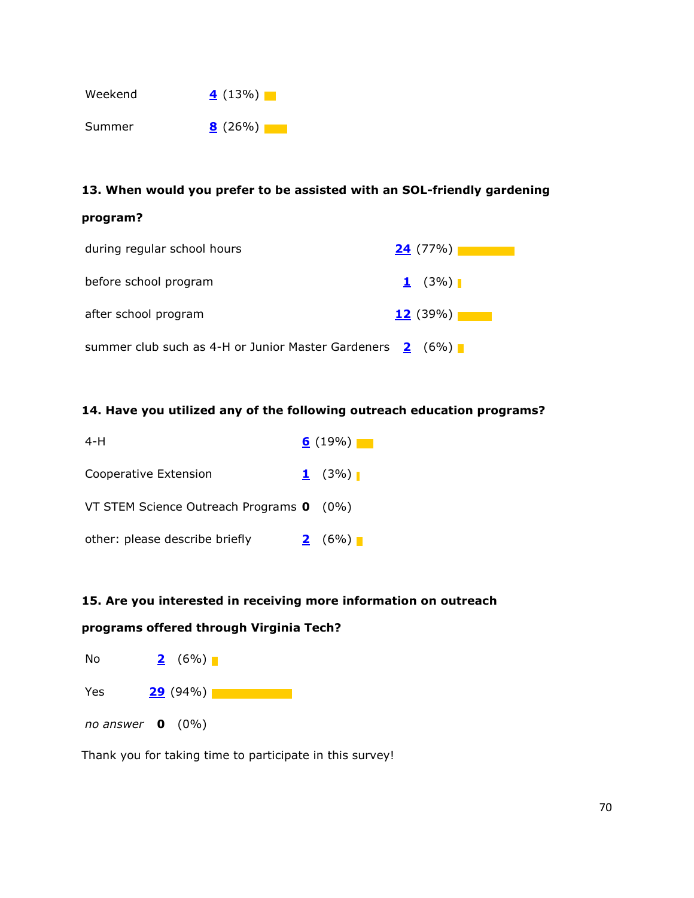| | |
|---|---|
| Weekend | 4 (13%) |
| Summer | 8 (26%) |

**13. When would you prefer to be assisted with an SOL-friendly gardening program?**

| | |
|---|---|
| during regular school hours | 24 (77%) |
| before school program | 1 (3%) |
| after school program | 12 (39%) |
| summer club such as 4-H or Junior Master Gardeners | 2 (6%) |

**14. Have you utilized any of the following outreach education programs?**

| | |
|---|---|
| 4-H | 6 (19%) |
| Cooperative Extension | 1 (3%) |
| VT STEM Science Outreach Programs | **0** (0%) |
| other: please describe briefly | 2 (6%) |

**15. Are you interested in receiving more information on outreach programs offered through Virginia Tech?**

| | |
|---|---|
| No | 2 (6%) |
| Yes | 29 (94%) |
| *no answer* | **0** (0%) |

Thank you for taking time to participate in this survey!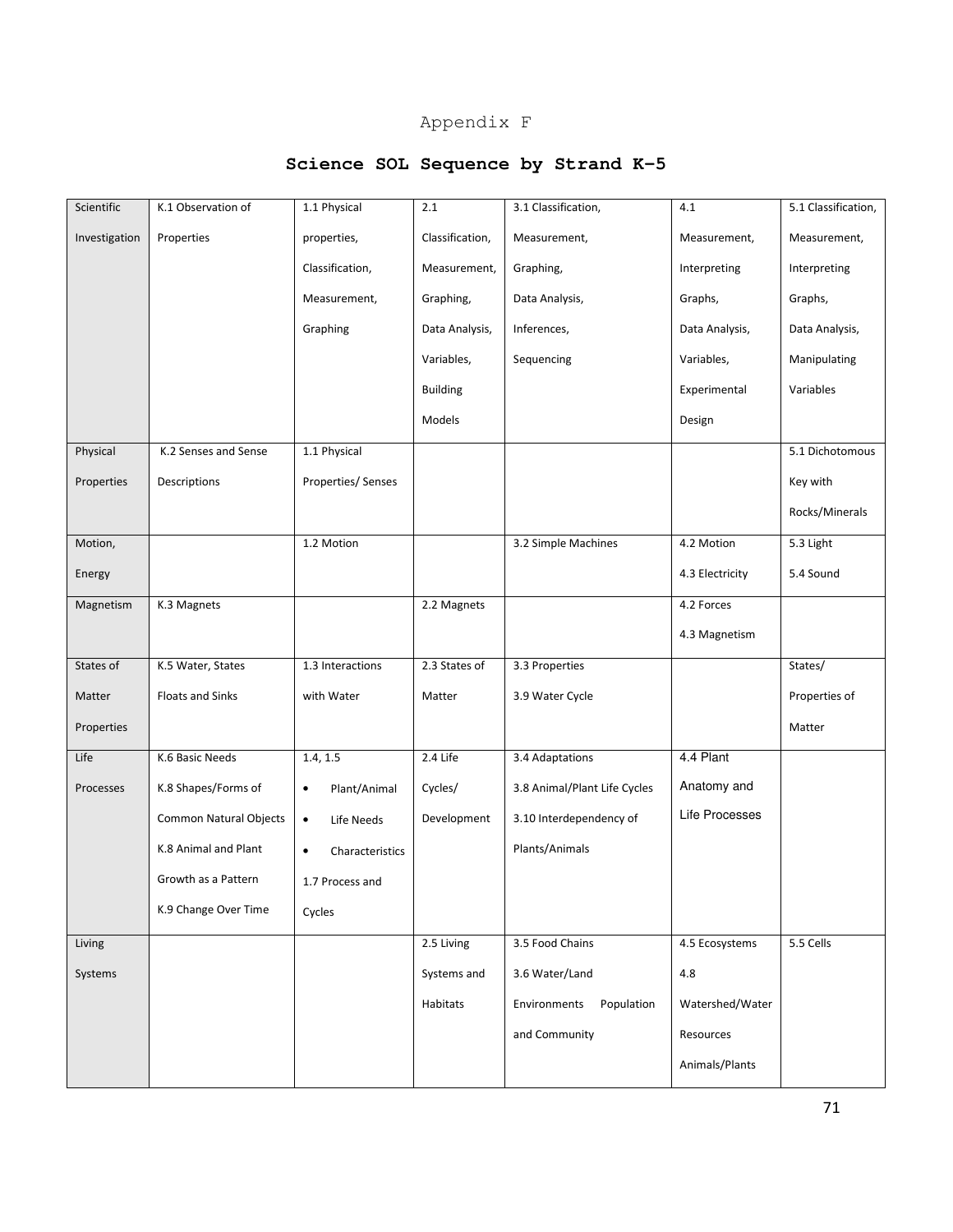# Appendix F

## Science SOL Sequence by Strand K–5

| | | | | | | |
|---|---|---|---|---|---|---|
| Scientific Investigation | K.1 Observation of Properties | 1.1 Physical properties, Classification, Measurement, Graphing | 2.1 Classification, Measurement, Graphing, Data Analysis, Variables, Building Models | 3.1 Classification, Measurement, Graphing, Data Analysis, Inferences, Sequencing | 4.1 Measurement, Interpreting Graphs, Data Analysis, Variables, Experimental Design | 5.1 Classification, Measurement, Interpreting Graphs, Data Analysis, Manipulating Variables |
| Physical Properties | K.2 Senses and Sense Descriptions | 1.1 Physical Properties/ Senses | | | | 5.1 Dichotomous Key with Rocks/Minerals |
| Motion, Energy | | 1.2 Motion | | 3.2 Simple Machines | 4.2 Motion<br>4.3 Electricity | 5.3 Light<br>5.4 Sound |
| Magnetism | K.3 Magnets | | 2.2 Magnets | | 4.2 Forces<br>4.3 Magnetism | |
| States of Matter Properties | K.5 Water, States Floats and Sinks | 1.3 Interactions with Water | 2.3 States of Matter | 3.3 Properties<br>3.9 Water Cycle | | States/ Properties of Matter |
| Life Processes | K.6 Basic Needs<br>K.8 Shapes/Forms of Common Natural Objects<br>K.8 Animal and Plant Growth as a Pattern<br>K.9 Change Over Time | 1.4, 1.5<br>• Plant/Animal<br>• Life Needs<br>• Characteristics<br>1.7 Process and Cycles | 2.4 Life Cycles/ Development | 3.4 Adaptations<br>3.8 Animal/Plant Life Cycles<br>3.10 Interdependency of Plants/Animals | 4.4 Plant Anatomy and Life Processes | |
| Living Systems | | | 2.5 Living Systems and Habitats | 3.5 Food Chains<br>3.6 Water/Land Environments Population and Community | 4.5 Ecosystems<br>4.8 Watershed/Water Resources Animals/Plants | 5.5 Cells |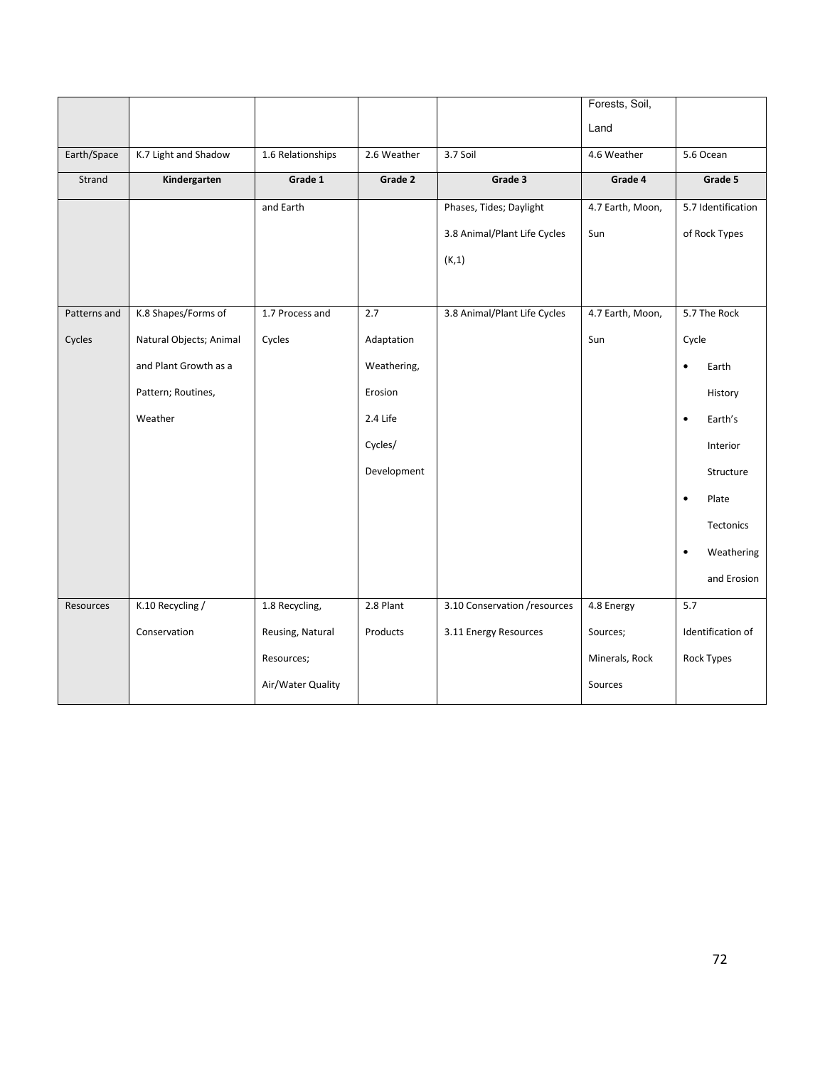| | | | | | | |
|---|---|---|---|---|---|---|
| | | | | | Forests, Soil, Land | |
| Earth/Space | K.7 Light and Shadow | 1.6 Relationships | 2.6 Weather | 3.7 Soil | 4.6 Weather | 5.6 Ocean |
| **Strand** | **Kindergarten** | **Grade 1** | **Grade 2** | **Grade 3** | **Grade 4** | **Grade 5** |
| | | and Earth | | Phases, Tides; Daylight<br>3.8 Animal/Plant Life Cycles (K,1) | 4.7 Earth, Moon, Sun | 5.7 Identification of Rock Types |
| Patterns and Cycles | K.8 Shapes/Forms of Natural Objects; Animal and Plant Growth as a Pattern; Routines, Weather | 1.7 Process and Cycles | 2.7 Adaptation Weathering, Erosion<br>2.4 Life Cycles/ Development | 3.8 Animal/Plant Life Cycles | 4.7 Earth, Moon, Sun | 5.7 The Rock Cycle<br>• Earth History<br>• Earth's Interior Structure<br>• Plate Tectonics<br>• Weathering and Erosion |
| Resources | K.10 Recycling / Conservation | 1.8 Recycling, Reusing, Natural Resources; Air/Water Quality | 2.8 Plant Products | 3.10 Conservation /resources<br>3.11 Energy Resources | 4.8 Energy Sources; Minerals, Rock Sources | 5.7 Identification of Rock Types |